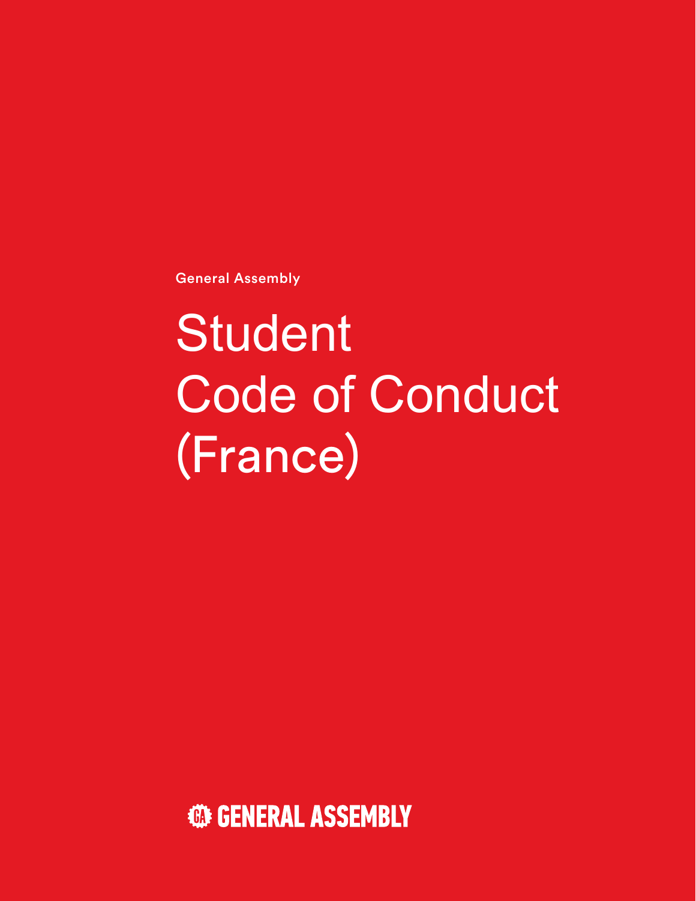General Assembly

# Student Code of Conduct (France)

GENERAL ASSEMBLY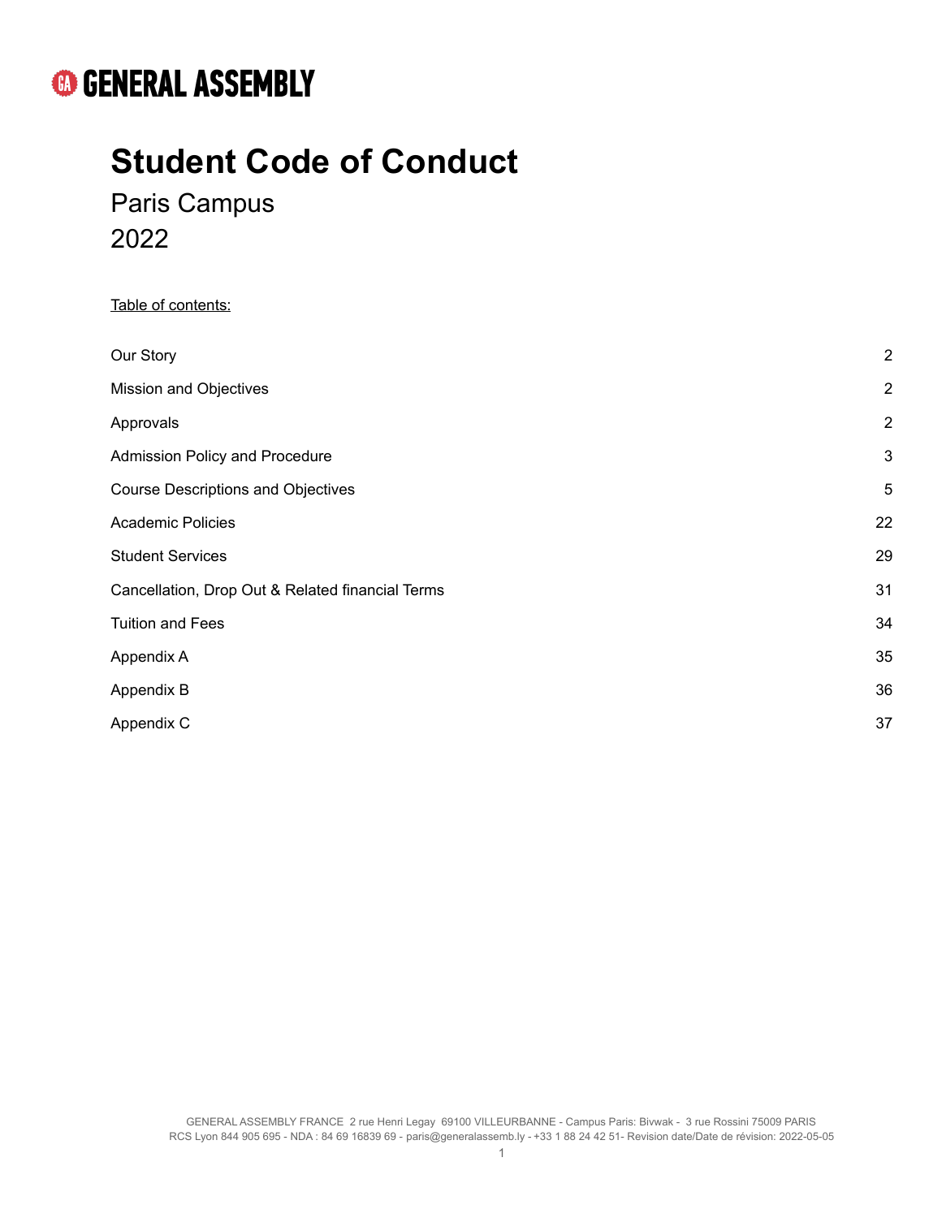**GENERAL ASSEMBLY**

# Student Code of Conduct

Paris Campus

2022

Table of contents:

| | |
|---|---|
| Our Story | 2 |
| Mission and Objectives | 2 |
| Approvals | 2 |
| Admission Policy and Procedure | 3 |
| Course Descriptions and Objectives | 5 |
| Academic Policies | 22 |
| Student Services | 29 |
| Cancellation, Drop Out & Related financial Terms | 31 |
| Tuition and Fees | 34 |
| Appendix A | 35 |
| Appendix B | 36 |
| Appendix C | 37 |

GENERAL ASSEMBLY FRANCE 2 rue Henri Legay 69100 VILLEURBANNE - Campus Paris: Bivwak - 3 rue Rossini 75009 PARIS
RCS Lyon 844 905 695 - NDA : 84 69 16839 69 - paris@generalassemb.ly - +33 1 88 24 42 51- Revision date/Date de révision: 2022-05-05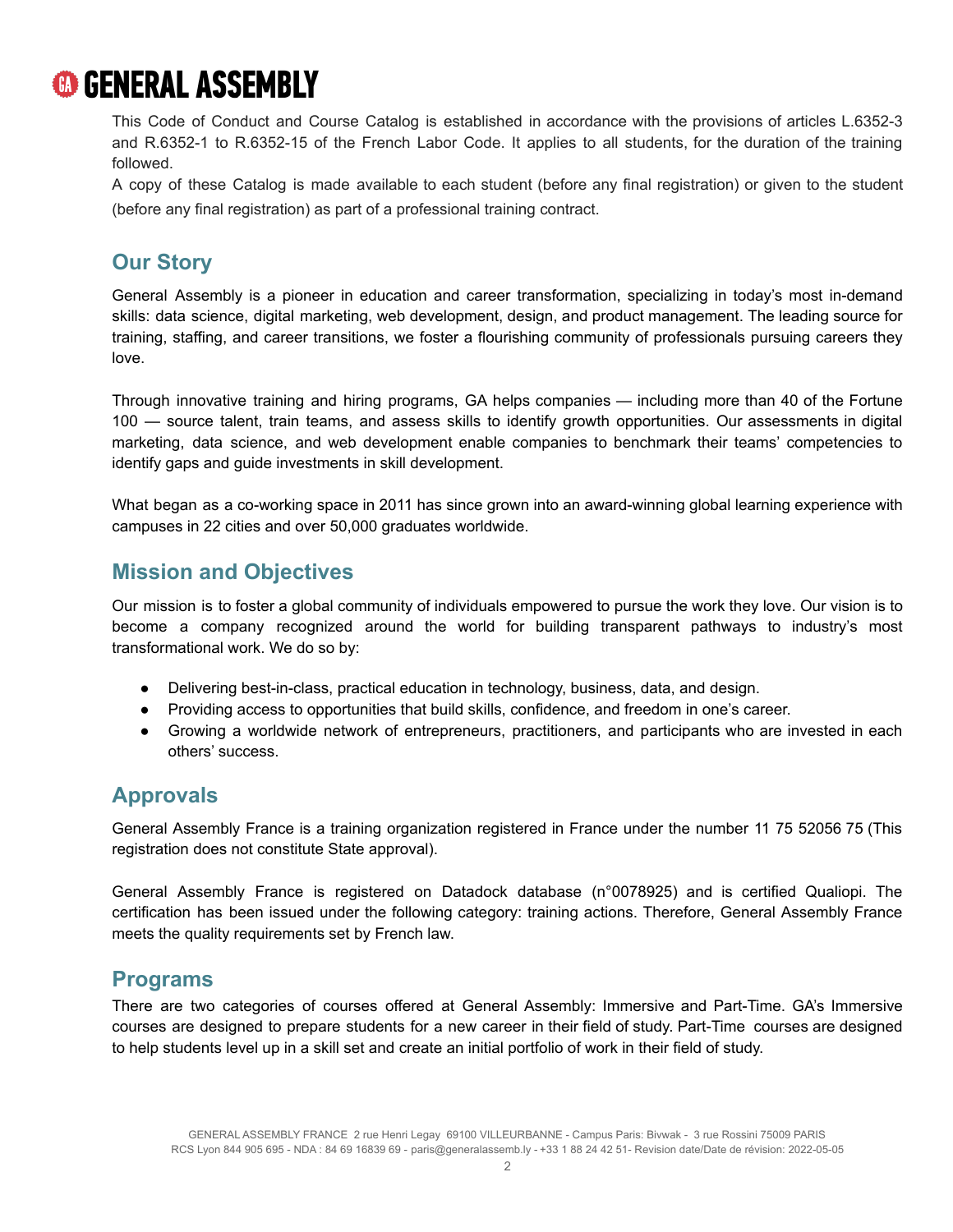This Code of Conduct and Course Catalog is established in accordance with the provisions of articles L.6352-3 and R.6352-1 to R.6352-15 of the French Labor Code. It applies to all students, for the duration of the training followed.

A copy of these Catalog is made available to each student (before any final registration) or given to the student (before any final registration) as part of a professional training contract.

## Our Story

General Assembly is a pioneer in education and career transformation, specializing in today's most in-demand skills: data science, digital marketing, web development, design, and product management. The leading source for training, staffing, and career transitions, we foster a flourishing community of professionals pursuing careers they love.

Through innovative training and hiring programs, GA helps companies — including more than 40 of the Fortune 100 — source talent, train teams, and assess skills to identify growth opportunities. Our assessments in digital marketing, data science, and web development enable companies to benchmark their teams' competencies to identify gaps and guide investments in skill development.

What began as a co-working space in 2011 has since grown into an award-winning global learning experience with campuses in 22 cities and over 50,000 graduates worldwide.

## Mission and Objectives

Our mission is to foster a global community of individuals empowered to pursue the work they love. Our vision is to become a company recognized around the world for building transparent pathways to industry's most transformational work. We do so by:

- Delivering best-in-class, practical education in technology, business, data, and design.
- Providing access to opportunities that build skills, confidence, and freedom in one's career.
- Growing a worldwide network of entrepreneurs, practitioners, and participants who are invested in each others' success.

## Approvals

General Assembly France is a training organization registered in France under the number 11 75 52056 75 (This registration does not constitute State approval).

General Assembly France is registered on Datadock database (n°0078925) and is certified Qualiopi. The certification has been issued under the following category: training actions. Therefore, General Assembly France meets the quality requirements set by French law.

## Programs

There are two categories of courses offered at General Assembly: Immersive and Part-Time. GA's Immersive courses are designed to prepare students for a new career in their field of study. Part-Time courses are designed to help students level up in a skill set and create an initial portfolio of work in their field of study.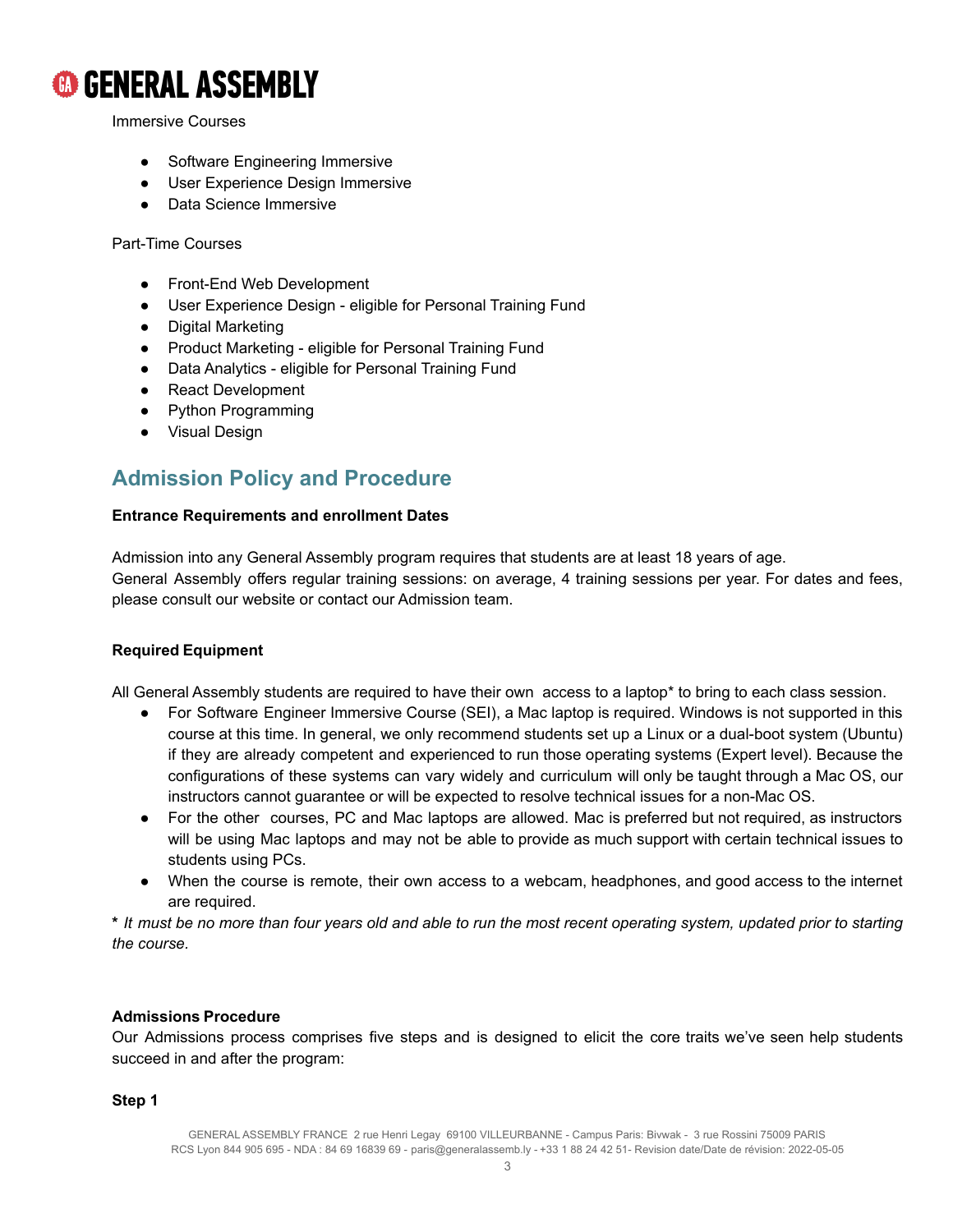Immersive Courses

- Software Engineering Immersive
- User Experience Design Immersive
- Data Science Immersive

Part-Time Courses

- Front-End Web Development
- User Experience Design - eligible for Personal Training Fund
- Digital Marketing
- Product Marketing - eligible for Personal Training Fund
- Data Analytics - eligible for Personal Training Fund
- React Development
- Python Programming
- Visual Design

## Admission Policy and Procedure

**Entrance Requirements and enrollment Dates**

Admission into any General Assembly program requires that students are at least 18 years of age.
General Assembly offers regular training sessions: on average, 4 training sessions per year. For dates and fees, please consult our website or contact our Admission team.

**Required Equipment**

All General Assembly students are required to have their own access to a laptop* to bring to each class session.

- For Software Engineer Immersive Course (SEI), a Mac laptop is required. Windows is not supported in this course at this time. In general, we only recommend students set up a Linux or a dual-boot system (Ubuntu) if they are already competent and experienced to run those operating systems (Expert level). Because the configurations of these systems can vary widely and curriculum will only be taught through a Mac OS, our instructors cannot guarantee or will be expected to resolve technical issues for a non-Mac OS.
- For the other courses, PC and Mac laptops are allowed. Mac is preferred but not required, as instructors will be using Mac laptops and may not be able to provide as much support with certain technical issues to students using PCs.
- When the course is remote, their own access to a webcam, headphones, and good access to the internet are required.

**\*** *It must be no more than four years old and able to run the most recent operating system, updated prior to starting the course.*

**Admissions Procedure**

Our Admissions process comprises five steps and is designed to elicit the core traits we've seen help students succeed in and after the program:

**Step 1**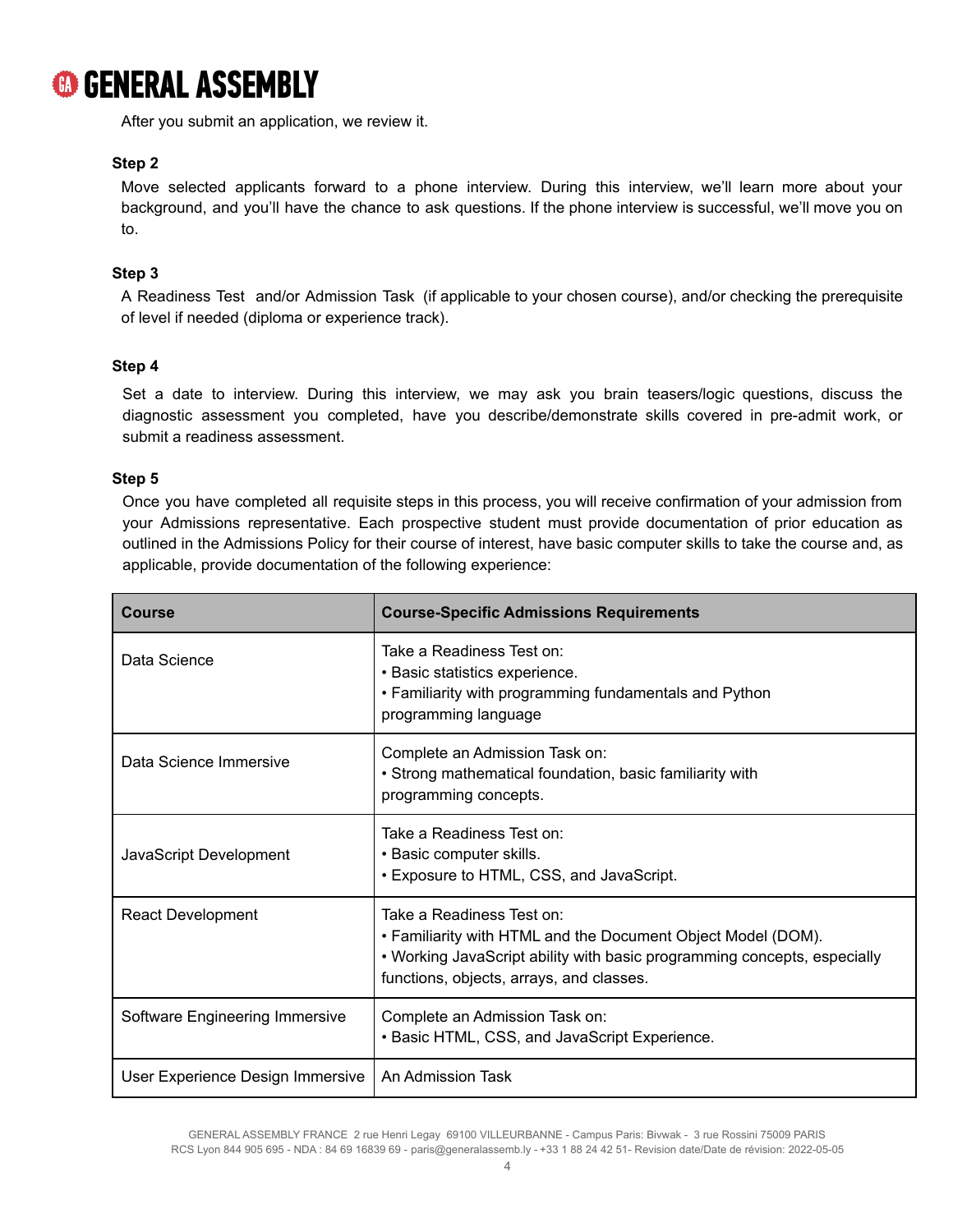After you submit an application, we review it.

**Step 2**

Move selected applicants forward to a phone interview. During this interview, we'll learn more about your background, and you'll have the chance to ask questions. If the phone interview is successful, we'll move you on to.

**Step 3**

A Readiness Test and/or Admission Task (if applicable to your chosen course), and/or checking the prerequisite of level if needed (diploma or experience track).

**Step 4**

Set a date to interview. During this interview, we may ask you brain teasers/logic questions, discuss the diagnostic assessment you completed, have you describe/demonstrate skills covered in pre-admit work, or submit a readiness assessment.

**Step 5**

Once you have completed all requisite steps in this process, you will receive confirmation of your admission from your Admissions representative. Each prospective student must provide documentation of prior education as outlined in the Admissions Policy for their course of interest, have basic computer skills to take the course and, as applicable, provide documentation of the following experience:

| Course | Course-Specific Admissions Requirements |
|---|---|
| Data Science | Take a Readiness Test on:<br>• Basic statistics experience.<br>• Familiarity with programming fundamentals and Python programming language |
| Data Science Immersive | Complete an Admission Task on:<br>• Strong mathematical foundation, basic familiarity with programming concepts. |
| JavaScript Development | Take a Readiness Test on:<br>• Basic computer skills.<br>• Exposure to HTML, CSS, and JavaScript. |
| React Development | Take a Readiness Test on:<br>• Familiarity with HTML and the Document Object Model (DOM).<br>• Working JavaScript ability with basic programming concepts, especially functions, objects, arrays, and classes. |
| Software Engineering Immersive | Complete an Admission Task on:<br>• Basic HTML, CSS, and JavaScript Experience. |
| User Experience Design Immersive | An Admission Task |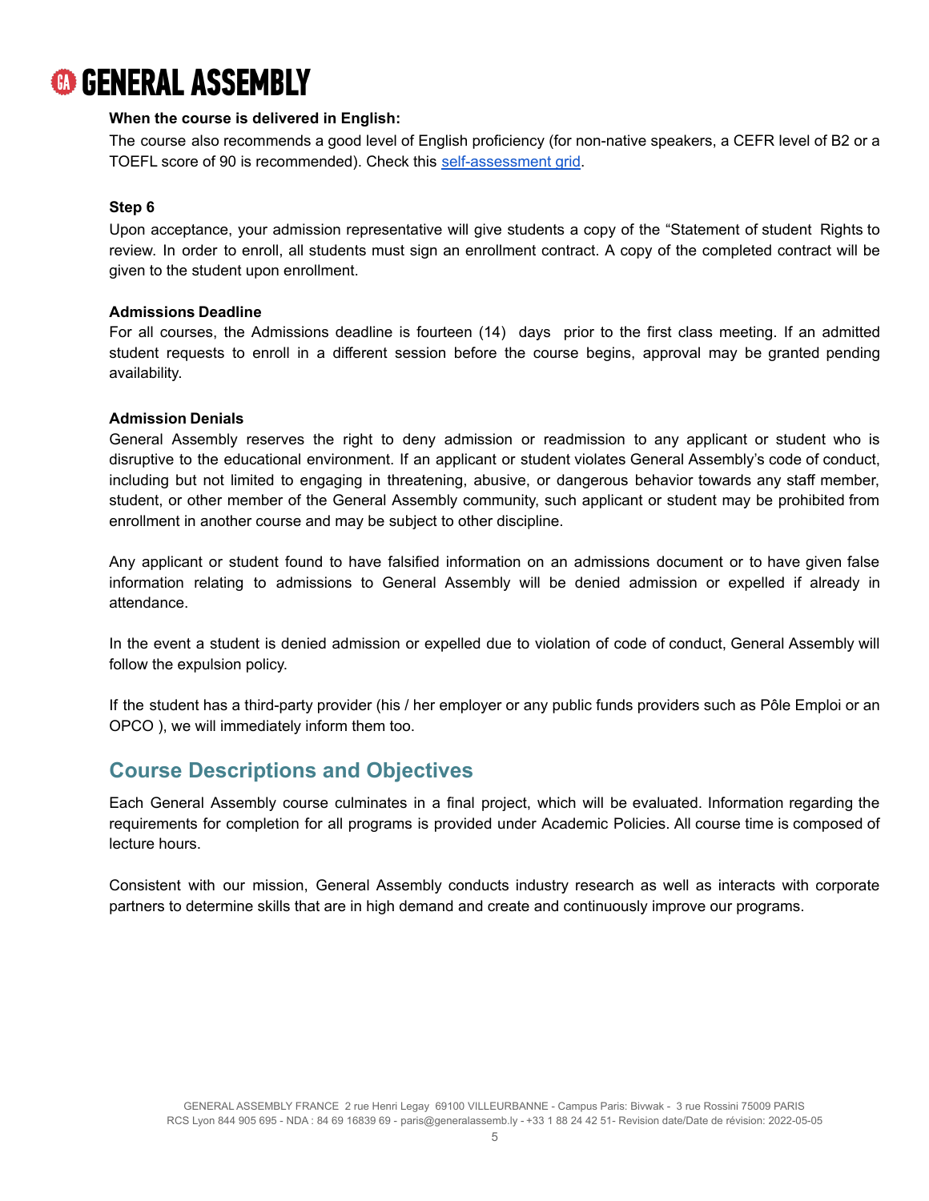**When the course is delivered in English:**

The course also recommends a good level of English proficiency (for non-native speakers, a CEFR level of B2 or a TOEFL score of 90 is recommended). Check this self-assessment grid.

**Step 6**

Upon acceptance, your admission representative will give students a copy of the "Statement of student Rights to review. In order to enroll, all students must sign an enrollment contract. A copy of the completed contract will be given to the student upon enrollment.

**Admissions Deadline**

For all courses, the Admissions deadline is fourteen (14) days prior to the first class meeting. If an admitted student requests to enroll in a different session before the course begins, approval may be granted pending availability.

**Admission Denials**

General Assembly reserves the right to deny admission or readmission to any applicant or student who is disruptive to the educational environment. If an applicant or student violates General Assembly's code of conduct, including but not limited to engaging in threatening, abusive, or dangerous behavior towards any staff member, student, or other member of the General Assembly community, such applicant or student may be prohibited from enrollment in another course and may be subject to other discipline.

Any applicant or student found to have falsified information on an admissions document or to have given false information relating to admissions to General Assembly will be denied admission or expelled if already in attendance.

In the event a student is denied admission or expelled due to violation of code of conduct, General Assembly will follow the expulsion policy.

If the student has a third-party provider (his / her employer or any public funds providers such as Pôle Emploi or an OPCO ), we will immediately inform them too.

## Course Descriptions and Objectives

Each General Assembly course culminates in a final project, which will be evaluated. Information regarding the requirements for completion for all programs is provided under Academic Policies. All course time is composed of lecture hours.

Consistent with our mission, General Assembly conducts industry research as well as interacts with corporate partners to determine skills that are in high demand and create and continuously improve our programs.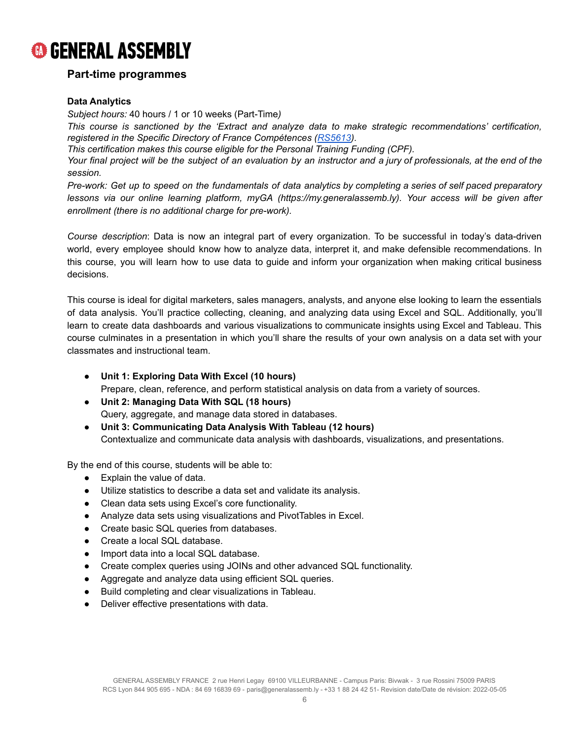## Part-time programmes

### Data Analytics

*Subject hours:* 40 hours / 1 or 10 weeks (Part-Time*)*

*This course is sanctioned by the 'Extract and analyze data to make strategic recommendations' certification, registered in the Specific Directory of France Compétences (RS5613).*

*This certification makes this course eligible for the Personal Training Funding (CPF).*

*Your final project will be the subject of an evaluation by an instructor and a jury of professionals, at the end of the session.*

*Pre-work: Get up to speed on the fundamentals of data analytics by completing a series of self paced preparatory lessons via our online learning platform, myGA (https://my.generalassemb.ly). Your access will be given after enrollment (there is no additional charge for pre-work).*

*Course description*: Data is now an integral part of every organization. To be successful in today's data-driven world, every employee should know how to analyze data, interpret it, and make defensible recommendations. In this course, you will learn how to use data to guide and inform your organization when making critical business decisions.

This course is ideal for digital marketers, sales managers, analysts, and anyone else looking to learn the essentials of data analysis. You'll practice collecting, cleaning, and analyzing data using Excel and SQL. Additionally, you'll learn to create data dashboards and various visualizations to communicate insights using Excel and Tableau. This course culminates in a presentation in which you'll share the results of your own analysis on a data set with your classmates and instructional team.

- **Unit 1: Exploring Data With Excel (10 hours)**
  Prepare, clean, reference, and perform statistical analysis on data from a variety of sources.
- **Unit 2: Managing Data With SQL (18 hours)**
  Query, aggregate, and manage data stored in databases.
- **Unit 3: Communicating Data Analysis With Tableau (12 hours)**
  Contextualize and communicate data analysis with dashboards, visualizations, and presentations.

By the end of this course, students will be able to:

- Explain the value of data.
- Utilize statistics to describe a data set and validate its analysis.
- Clean data sets using Excel's core functionality.
- Analyze data sets using visualizations and PivotTables in Excel.
- Create basic SQL queries from databases.
- Create a local SQL database.
- Import data into a local SQL database.
- Create complex queries using JOINs and other advanced SQL functionality.
- Aggregate and analyze data using efficient SQL queries.
- Build completing and clear visualizations in Tableau.
- Deliver effective presentations with data.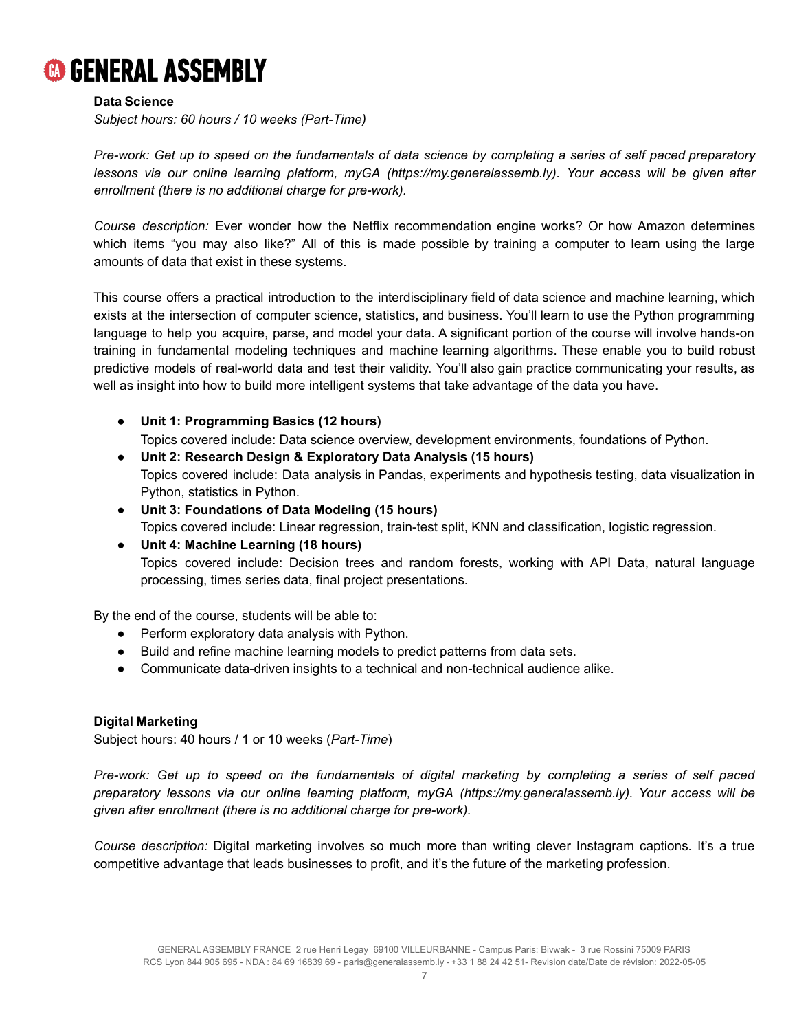**Data Science**

*Subject hours: 60 hours / 10 weeks (Part-Time)*

*Pre-work: Get up to speed on the fundamentals of data science by completing a series of self paced preparatory lessons via our online learning platform, myGA (https://my.generalassemb.ly). Your access will be given after enrollment (there is no additional charge for pre-work).*

*Course description:* Ever wonder how the Netflix recommendation engine works? Or how Amazon determines which items "you may also like?" All of this is made possible by training a computer to learn using the large amounts of data that exist in these systems.

This course offers a practical introduction to the interdisciplinary field of data science and machine learning, which exists at the intersection of computer science, statistics, and business. You'll learn to use the Python programming language to help you acquire, parse, and model your data. A significant portion of the course will involve hands-on training in fundamental modeling techniques and machine learning algorithms. These enable you to build robust predictive models of real-world data and test their validity. You'll also gain practice communicating your results, as well as insight into how to build more intelligent systems that take advantage of the data you have.

- **Unit 1: Programming Basics (12 hours)**
  Topics covered include: Data science overview, development environments, foundations of Python.
- **Unit 2: Research Design & Exploratory Data Analysis (15 hours)**
  Topics covered include: Data analysis in Pandas, experiments and hypothesis testing, data visualization in Python, statistics in Python.
- **Unit 3: Foundations of Data Modeling (15 hours)**
  Topics covered include: Linear regression, train-test split, KNN and classification, logistic regression.
- **Unit 4: Machine Learning (18 hours)**
  Topics covered include: Decision trees and random forests, working with API Data, natural language processing, times series data, final project presentations.

By the end of the course, students will be able to:

- Perform exploratory data analysis with Python.
- Build and refine machine learning models to predict patterns from data sets.
- Communicate data-driven insights to a technical and non-technical audience alike.

**Digital Marketing**

Subject hours: 40 hours / 1 or 10 weeks (*Part-Time*)

*Pre-work: Get up to speed on the fundamentals of digital marketing by completing a series of self paced preparatory lessons via our online learning platform, myGA (https://my.generalassemb.ly). Your access will be given after enrollment (there is no additional charge for pre-work).*

*Course description:* Digital marketing involves so much more than writing clever Instagram captions. It's a true competitive advantage that leads businesses to profit, and it's the future of the marketing profession.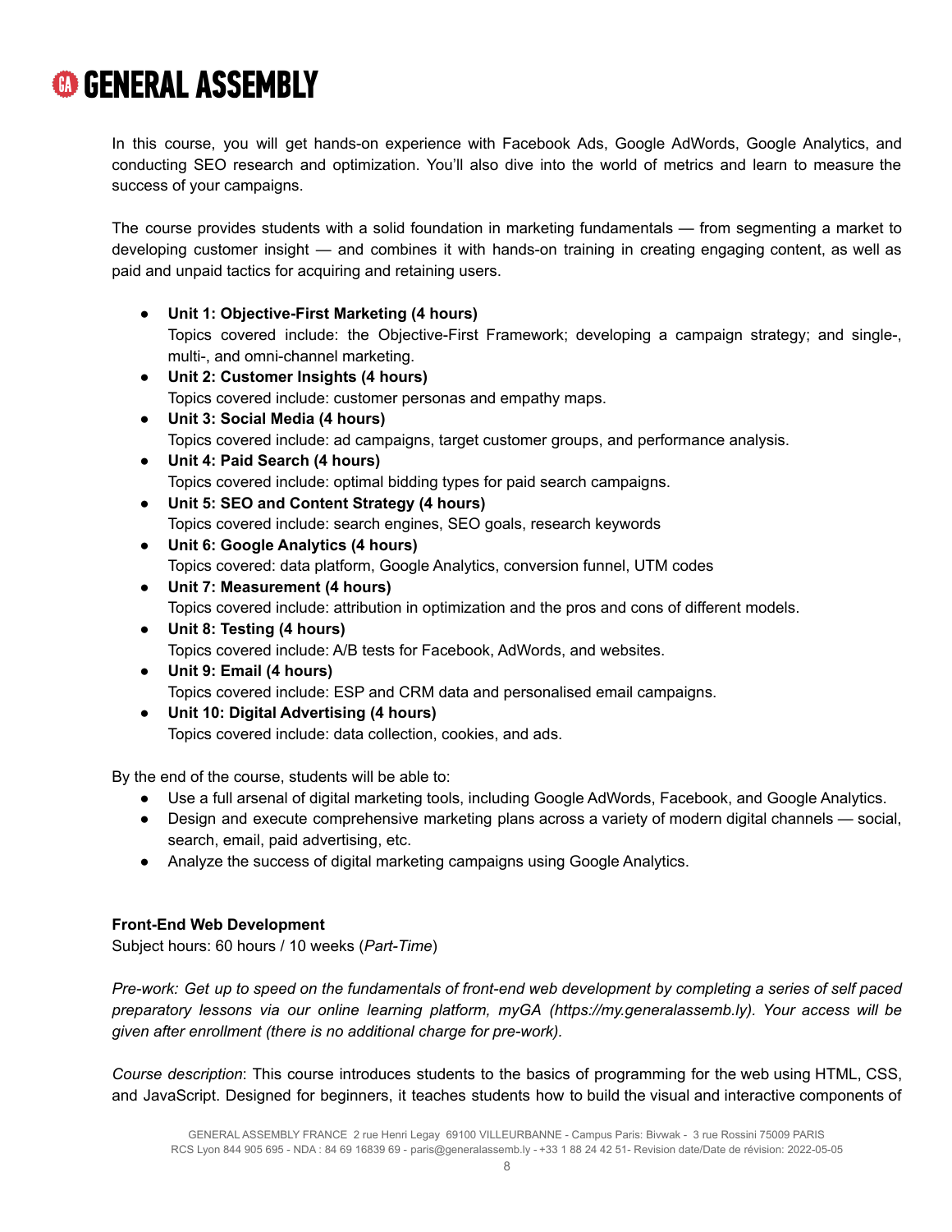In this course, you will get hands-on experience with Facebook Ads, Google AdWords, Google Analytics, and conducting SEO research and optimization. You'll also dive into the world of metrics and learn to measure the success of your campaigns.

The course provides students with a solid foundation in marketing fundamentals — from segmenting a market to developing customer insight — and combines it with hands-on training in creating engaging content, as well as paid and unpaid tactics for acquiring and retaining users.

- **Unit 1: Objective-First Marketing (4 hours)**
  Topics covered include: the Objective-First Framework; developing a campaign strategy; and single-, multi-, and omni-channel marketing.
- **Unit 2: Customer Insights (4 hours)**
  Topics covered include: customer personas and empathy maps.
- **Unit 3: Social Media (4 hours)**
  Topics covered include: ad campaigns, target customer groups, and performance analysis.
- **Unit 4: Paid Search (4 hours)**
  Topics covered include: optimal bidding types for paid search campaigns.
- **Unit 5: SEO and Content Strategy (4 hours)**
  Topics covered include: search engines, SEO goals, research keywords
- **Unit 6: Google Analytics (4 hours)**
  Topics covered: data platform, Google Analytics, conversion funnel, UTM codes
- **Unit 7: Measurement (4 hours)**
  Topics covered include: attribution in optimization and the pros and cons of different models.
- **Unit 8: Testing (4 hours)**
  Topics covered include: A/B tests for Facebook, AdWords, and websites.
- **Unit 9: Email (4 hours)**
  Topics covered include: ESP and CRM data and personalised email campaigns.
- **Unit 10: Digital Advertising (4 hours)**
  Topics covered include: data collection, cookies, and ads.

By the end of the course, students will be able to:

- Use a full arsenal of digital marketing tools, including Google AdWords, Facebook, and Google Analytics.
- Design and execute comprehensive marketing plans across a variety of modern digital channels — social, search, email, paid advertising, etc.
- Analyze the success of digital marketing campaigns using Google Analytics.

**Front-End Web Development**
Subject hours: 60 hours / 10 weeks (*Part-Time*)

*Pre-work: Get up to speed on the fundamentals of front-end web development by completing a series of self paced preparatory lessons via our online learning platform, myGA (https://my.generalassemb.ly). Your access will be given after enrollment (there is no additional charge for pre-work).*

*Course description*: This course introduces students to the basics of programming for the web using HTML, CSS, and JavaScript. Designed for beginners, it teaches students how to build the visual and interactive components of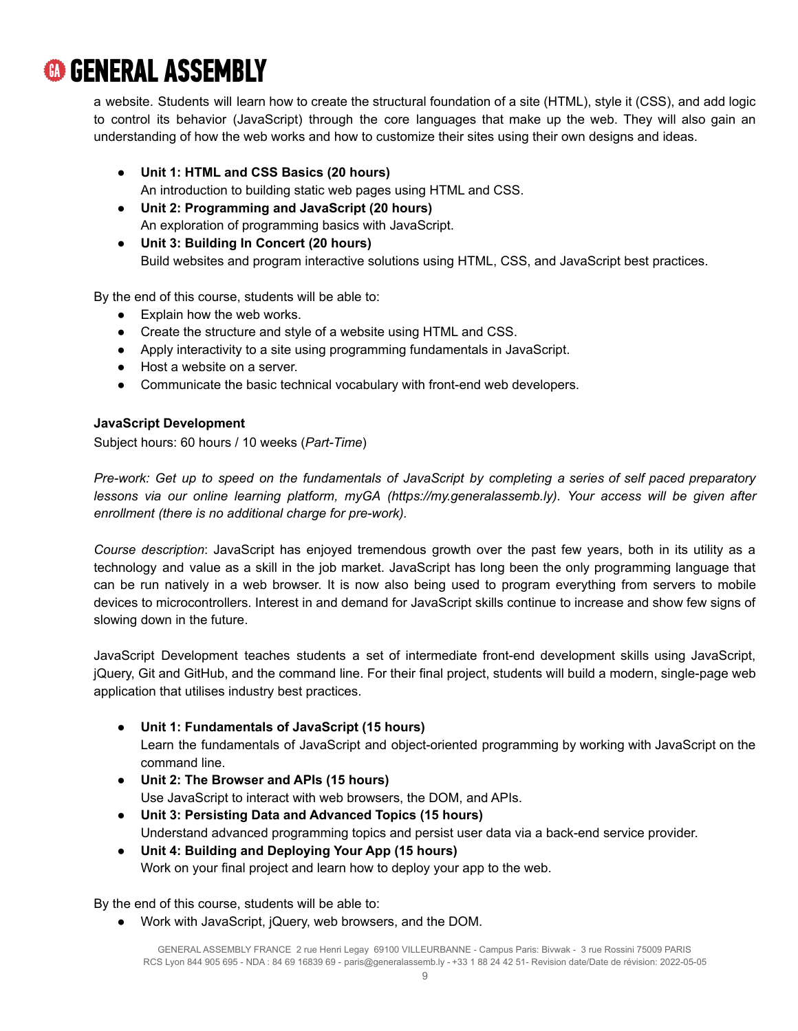a website. Students will learn how to create the structural foundation of a site (HTML), style it (CSS), and add logic to control its behavior (JavaScript) through the core languages that make up the web. They will also gain an understanding of how the web works and how to customize their sites using their own designs and ideas.

- **Unit 1: HTML and CSS Basics (20 hours)**
  An introduction to building static web pages using HTML and CSS.
- **Unit 2: Programming and JavaScript (20 hours)**
  An exploration of programming basics with JavaScript.
- **Unit 3: Building In Concert (20 hours)**
  Build websites and program interactive solutions using HTML, CSS, and JavaScript best practices.

By the end of this course, students will be able to:

- Explain how the web works.
- Create the structure and style of a website using HTML and CSS.
- Apply interactivity to a site using programming fundamentals in JavaScript.
- Host a website on a server.
- Communicate the basic technical vocabulary with front-end web developers.

**JavaScript Development**
Subject hours: 60 hours / 10 weeks (*Part-Time*)

*Pre-work: Get up to speed on the fundamentals of JavaScript by completing a series of self paced preparatory lessons via our online learning platform, myGA (https://my.generalassemb.ly). Your access will be given after enrollment (there is no additional charge for pre-work).*

*Course description*: JavaScript has enjoyed tremendous growth over the past few years, both in its utility as a technology and value as a skill in the job market. JavaScript has long been the only programming language that can be run natively in a web browser. It is now also being used to program everything from servers to mobile devices to microcontrollers. Interest in and demand for JavaScript skills continue to increase and show few signs of slowing down in the future.

JavaScript Development teaches students a set of intermediate front-end development skills using JavaScript, jQuery, Git and GitHub, and the command line. For their final project, students will build a modern, single-page web application that utilises industry best practices.

- **Unit 1: Fundamentals of JavaScript (15 hours)**
  Learn the fundamentals of JavaScript and object-oriented programming by working with JavaScript on the command line.
- **Unit 2: The Browser and APIs (15 hours)**
  Use JavaScript to interact with web browsers, the DOM, and APIs.
- **Unit 3: Persisting Data and Advanced Topics (15 hours)**
  Understand advanced programming topics and persist user data via a back-end service provider.
- **Unit 4: Building and Deploying Your App (15 hours)**
  Work on your final project and learn how to deploy your app to the web.

By the end of this course, students will be able to:

- Work with JavaScript, jQuery, web browsers, and the DOM.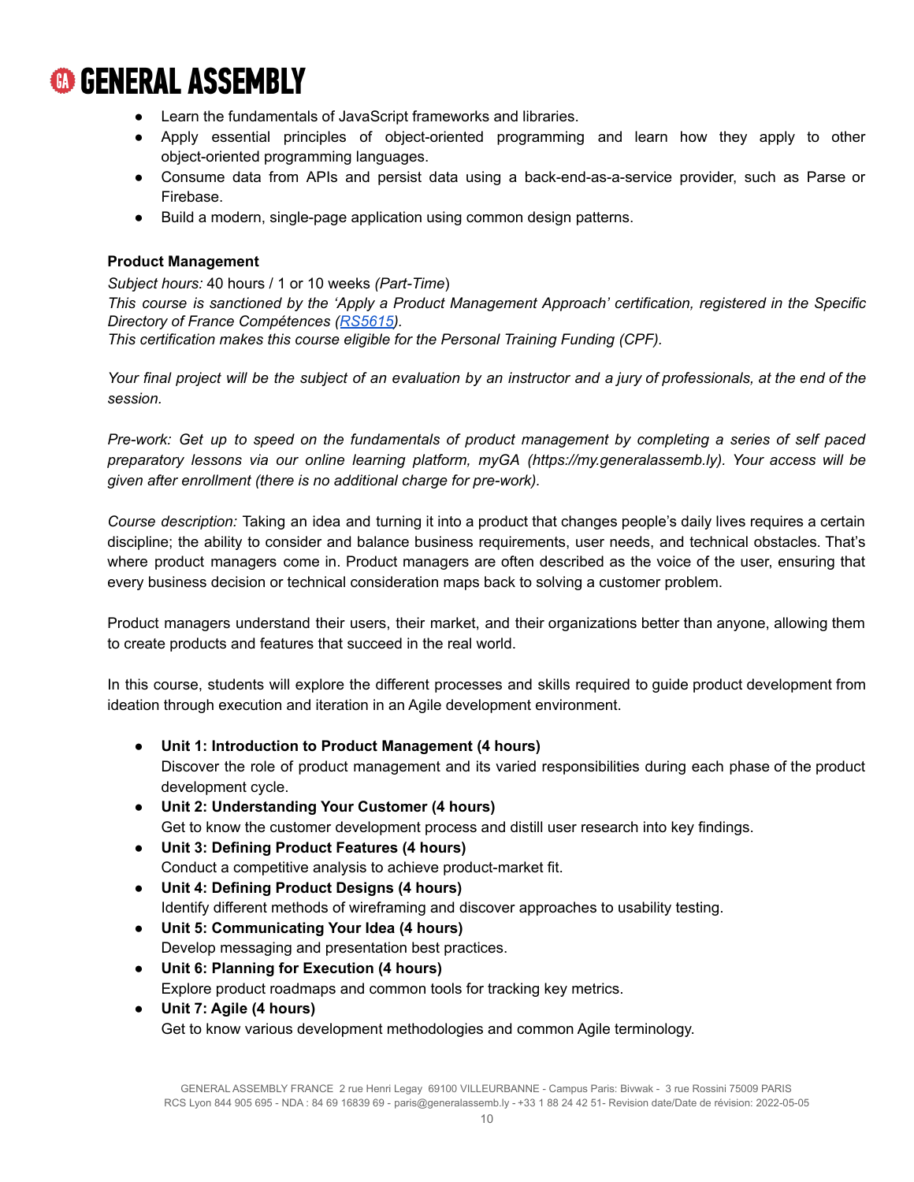- Learn the fundamentals of JavaScript frameworks and libraries.
- Apply essential principles of object-oriented programming and learn how they apply to other object-oriented programming languages.
- Consume data from APIs and persist data using a back-end-as-a-service provider, such as Parse or Firebase.
- Build a modern, single-page application using common design patterns.

**Product Management**

*Subject hours:* 40 hours / 1 or 10 weeks *(Part-Time*)
*This course is sanctioned by the 'Apply a Product Management Approach' certification, registered in the Specific Directory of France Compétences (RS5615).*
*This certification makes this course eligible for the Personal Training Funding (CPF).*

*Your final project will be the subject of an evaluation by an instructor and a jury of professionals, at the end of the session.*

*Pre-work: Get up to speed on the fundamentals of product management by completing a series of self paced preparatory lessons via our online learning platform, myGA (https://my.generalassemb.ly). Your access will be given after enrollment (there is no additional charge for pre-work).*

*Course description:* Taking an idea and turning it into a product that changes people's daily lives requires a certain discipline; the ability to consider and balance business requirements, user needs, and technical obstacles. That's where product managers come in. Product managers are often described as the voice of the user, ensuring that every business decision or technical consideration maps back to solving a customer problem.

Product managers understand their users, their market, and their organizations better than anyone, allowing them to create products and features that succeed in the real world.

In this course, students will explore the different processes and skills required to guide product development from ideation through execution and iteration in an Agile development environment.

- **Unit 1: Introduction to Product Management (4 hours)**
  Discover the role of product management and its varied responsibilities during each phase of the product development cycle.
- **Unit 2: Understanding Your Customer (4 hours)**
  Get to know the customer development process and distill user research into key findings.
- **Unit 3: Defining Product Features (4 hours)**
  Conduct a competitive analysis to achieve product-market fit.
- **Unit 4: Defining Product Designs (4 hours)**
  Identify different methods of wireframing and discover approaches to usability testing.
- **Unit 5: Communicating Your Idea (4 hours)**
  Develop messaging and presentation best practices.
- **Unit 6: Planning for Execution (4 hours)**
  Explore product roadmaps and common tools for tracking key metrics.
- **Unit 7: Agile (4 hours)**
  Get to know various development methodologies and common Agile terminology.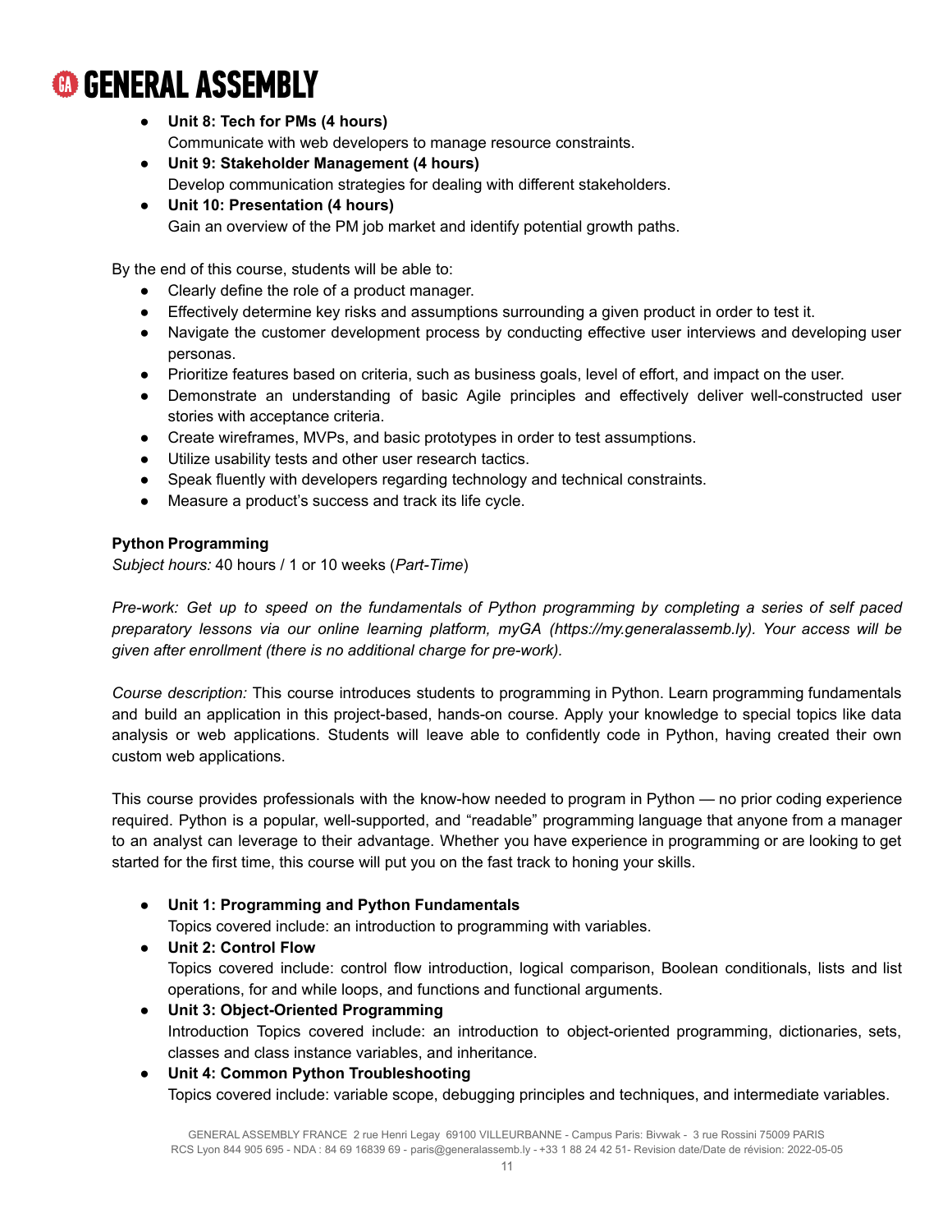- **Unit 8: Tech for PMs (4 hours)**
  Communicate with web developers to manage resource constraints.
- **Unit 9: Stakeholder Management (4 hours)**
  Develop communication strategies for dealing with different stakeholders.
- **Unit 10: Presentation (4 hours)**
  Gain an overview of the PM job market and identify potential growth paths.

By the end of this course, students will be able to:

- Clearly define the role of a product manager.
- Effectively determine key risks and assumptions surrounding a given product in order to test it.
- Navigate the customer development process by conducting effective user interviews and developing user personas.
- Prioritize features based on criteria, such as business goals, level of effort, and impact on the user.
- Demonstrate an understanding of basic Agile principles and effectively deliver well-constructed user stories with acceptance criteria.
- Create wireframes, MVPs, and basic prototypes in order to test assumptions.
- Utilize usability tests and other user research tactics.
- Speak fluently with developers regarding technology and technical constraints.
- Measure a product's success and track its life cycle.

**Python Programming**

*Subject hours:* 40 hours / 1 or 10 weeks (*Part-Time*)

*Pre-work: Get up to speed on the fundamentals of Python programming by completing a series of self paced preparatory lessons via our online learning platform, myGA (https://my.generalassemb.ly). Your access will be given after enrollment (there is no additional charge for pre-work).*

*Course description:* This course introduces students to programming in Python. Learn programming fundamentals and build an application in this project-based, hands-on course. Apply your knowledge to special topics like data analysis or web applications. Students will leave able to confidently code in Python, having created their own custom web applications.

This course provides professionals with the know-how needed to program in Python — no prior coding experience required. Python is a popular, well-supported, and "readable" programming language that anyone from a manager to an analyst can leverage to their advantage. Whether you have experience in programming or are looking to get started for the first time, this course will put you on the fast track to honing your skills.

- **Unit 1: Programming and Python Fundamentals**
  Topics covered include: an introduction to programming with variables.
- **Unit 2: Control Flow**
  Topics covered include: control flow introduction, logical comparison, Boolean conditionals, lists and list operations, for and while loops, and functions and functional arguments.
- **Unit 3: Object-Oriented Programming**
  Introduction Topics covered include: an introduction to object-oriented programming, dictionaries, sets, classes and class instance variables, and inheritance.
- **Unit 4: Common Python Troubleshooting**
  Topics covered include: variable scope, debugging principles and techniques, and intermediate variables.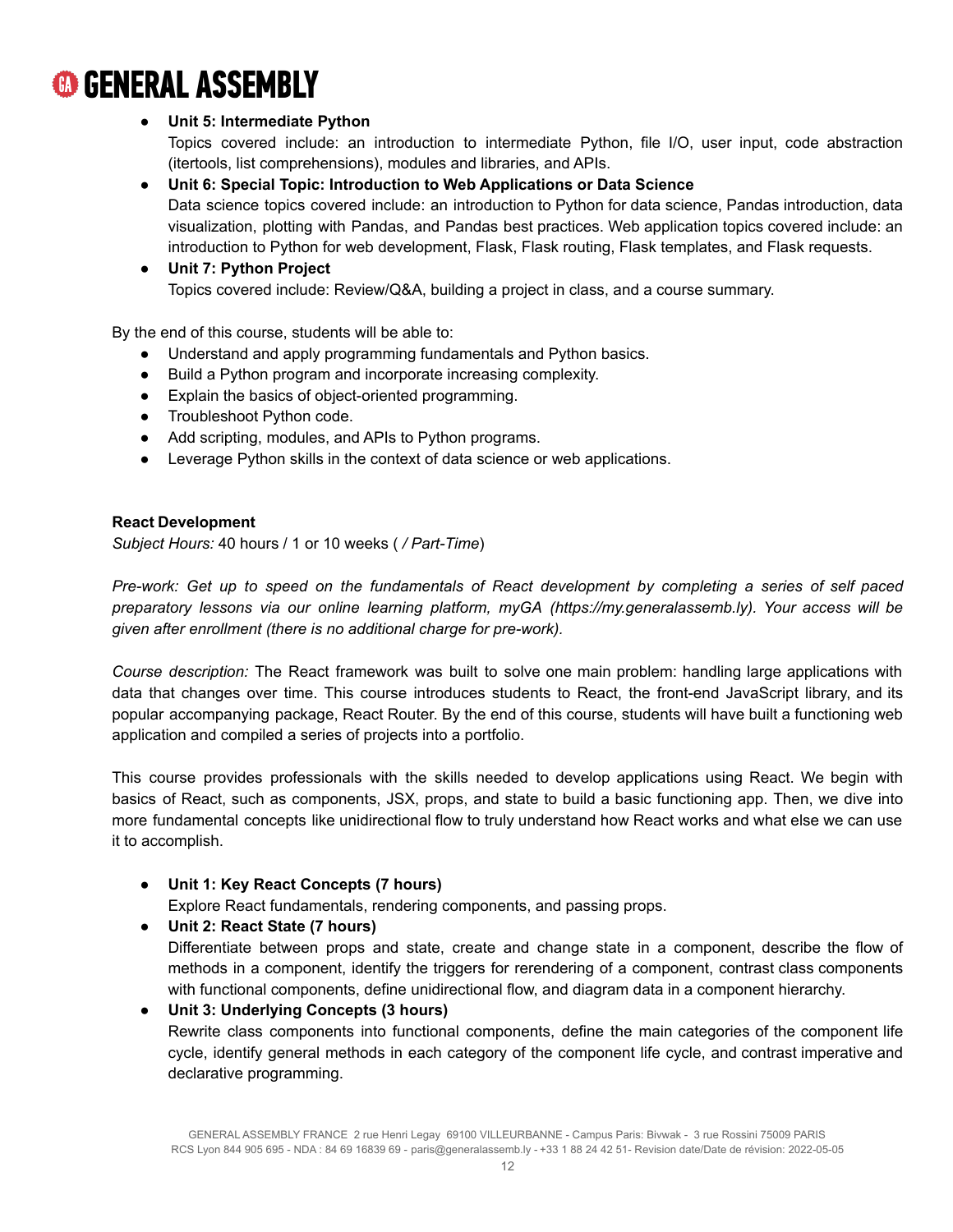- **Unit 5: Intermediate Python**
  Topics covered include: an introduction to intermediate Python, file I/O, user input, code abstraction (itertools, list comprehensions), modules and libraries, and APIs.
- **Unit 6: Special Topic: Introduction to Web Applications or Data Science**
  Data science topics covered include: an introduction to Python for data science, Pandas introduction, data visualization, plotting with Pandas, and Pandas best practices. Web application topics covered include: an introduction to Python for web development, Flask, Flask routing, Flask templates, and Flask requests.
- **Unit 7: Python Project**
  Topics covered include: Review/Q&A, building a project in class, and a course summary.

By the end of this course, students will be able to:

- Understand and apply programming fundamentals and Python basics.
- Build a Python program and incorporate increasing complexity.
- Explain the basics of object-oriented programming.
- Troubleshoot Python code.
- Add scripting, modules, and APIs to Python programs.
- Leverage Python skills in the context of data science or web applications.

**React Development**

*Subject Hours:* 40 hours / 1 or 10 weeks ( */ Part-Time*)

*Pre-work: Get up to speed on the fundamentals of React development by completing a series of self paced preparatory lessons via our online learning platform, myGA (https://my.generalassemb.ly). Your access will be given after enrollment (there is no additional charge for pre-work).*

*Course description:* The React framework was built to solve one main problem: handling large applications with data that changes over time. This course introduces students to React, the front-end JavaScript library, and its popular accompanying package, React Router. By the end of this course, students will have built a functioning web application and compiled a series of projects into a portfolio.

This course provides professionals with the skills needed to develop applications using React. We begin with basics of React, such as components, JSX, props, and state to build a basic functioning app. Then, we dive into more fundamental concepts like unidirectional flow to truly understand how React works and what else we can use it to accomplish.

- **Unit 1: Key React Concepts (7 hours)**
  Explore React fundamentals, rendering components, and passing props.
- **Unit 2: React State (7 hours)**
  Differentiate between props and state, create and change state in a component, describe the flow of methods in a component, identify the triggers for rerendering of a component, contrast class components with functional components, define unidirectional flow, and diagram data in a component hierarchy.
- **Unit 3: Underlying Concepts (3 hours)**
  Rewrite class components into functional components, define the main categories of the component life cycle, identify general methods in each category of the component life cycle, and contrast imperative and declarative programming.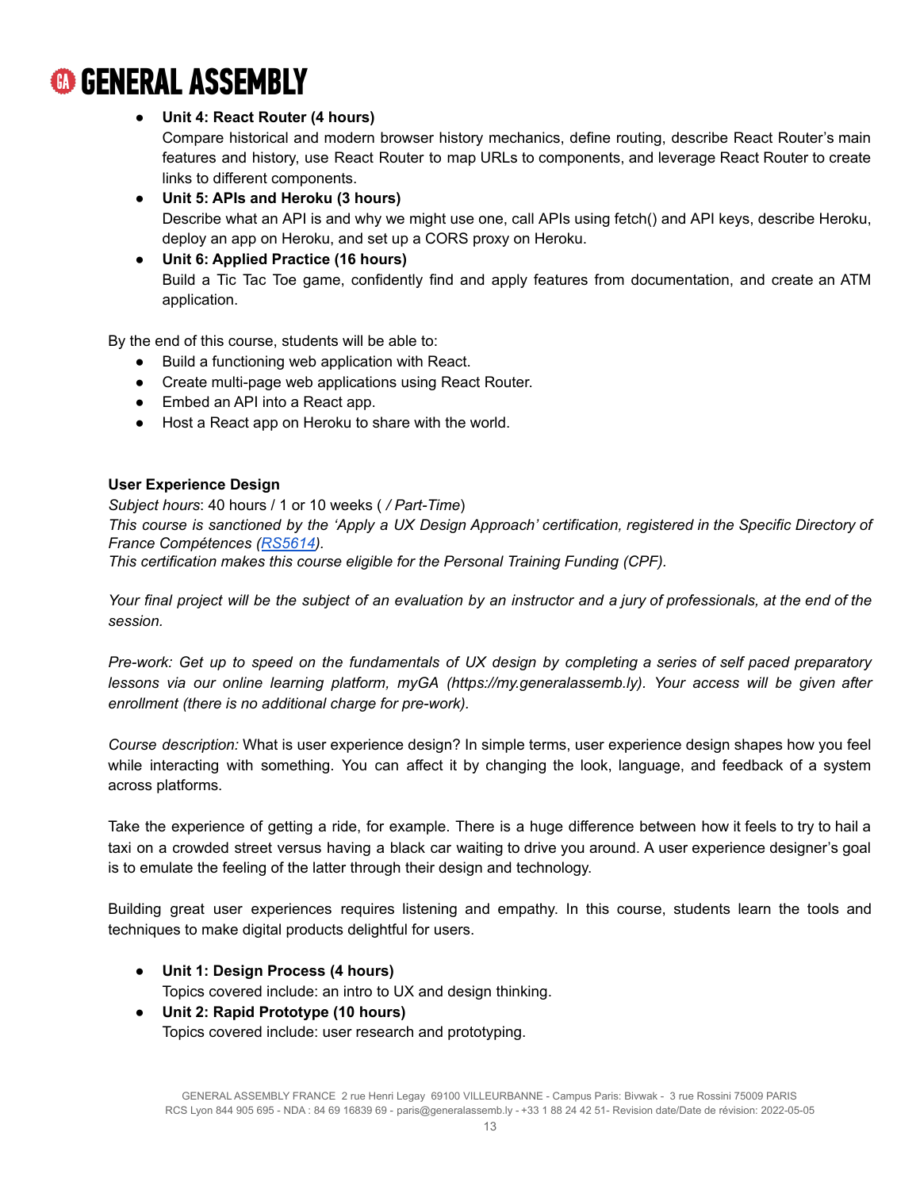- **Unit 4: React Router (4 hours)**
  Compare historical and modern browser history mechanics, define routing, describe React Router's main features and history, use React Router to map URLs to components, and leverage React Router to create links to different components.
- **Unit 5: APIs and Heroku (3 hours)**
  Describe what an API is and why we might use one, call APIs using fetch() and API keys, describe Heroku, deploy an app on Heroku, and set up a CORS proxy on Heroku.
- **Unit 6: Applied Practice (16 hours)**
  Build a Tic Tac Toe game, confidently find and apply features from documentation, and create an ATM application.

By the end of this course, students will be able to:

- Build a functioning web application with React.
- Create multi-page web applications using React Router.
- Embed an API into a React app.
- Host a React app on Heroku to share with the world.

**User Experience Design**

*Subject hours*: 40 hours / 1 or 10 weeks ( */ Part-Time*)
*This course is sanctioned by the 'Apply a UX Design Approach' certification, registered in the Specific Directory of France Compétences ([RS5614](RS5614)).*
*This certification makes this course eligible for the Personal Training Funding (CPF).*

*Your final project will be the subject of an evaluation by an instructor and a jury of professionals, at the end of the session.*

*Pre-work: Get up to speed on the fundamentals of UX design by completing a series of self paced preparatory lessons via our online learning platform, myGA (https://my.generalassemb.ly). Your access will be given after enrollment (there is no additional charge for pre-work).*

*Course description:* What is user experience design? In simple terms, user experience design shapes how you feel while interacting with something. You can affect it by changing the look, language, and feedback of a system across platforms.

Take the experience of getting a ride, for example. There is a huge difference between how it feels to try to hail a taxi on a crowded street versus having a black car waiting to drive you around. A user experience designer's goal is to emulate the feeling of the latter through their design and technology.

Building great user experiences requires listening and empathy. In this course, students learn the tools and techniques to make digital products delightful for users.

- **Unit 1: Design Process (4 hours)**
  Topics covered include: an intro to UX and design thinking.
- **Unit 2: Rapid Prototype (10 hours)**
  Topics covered include: user research and prototyping.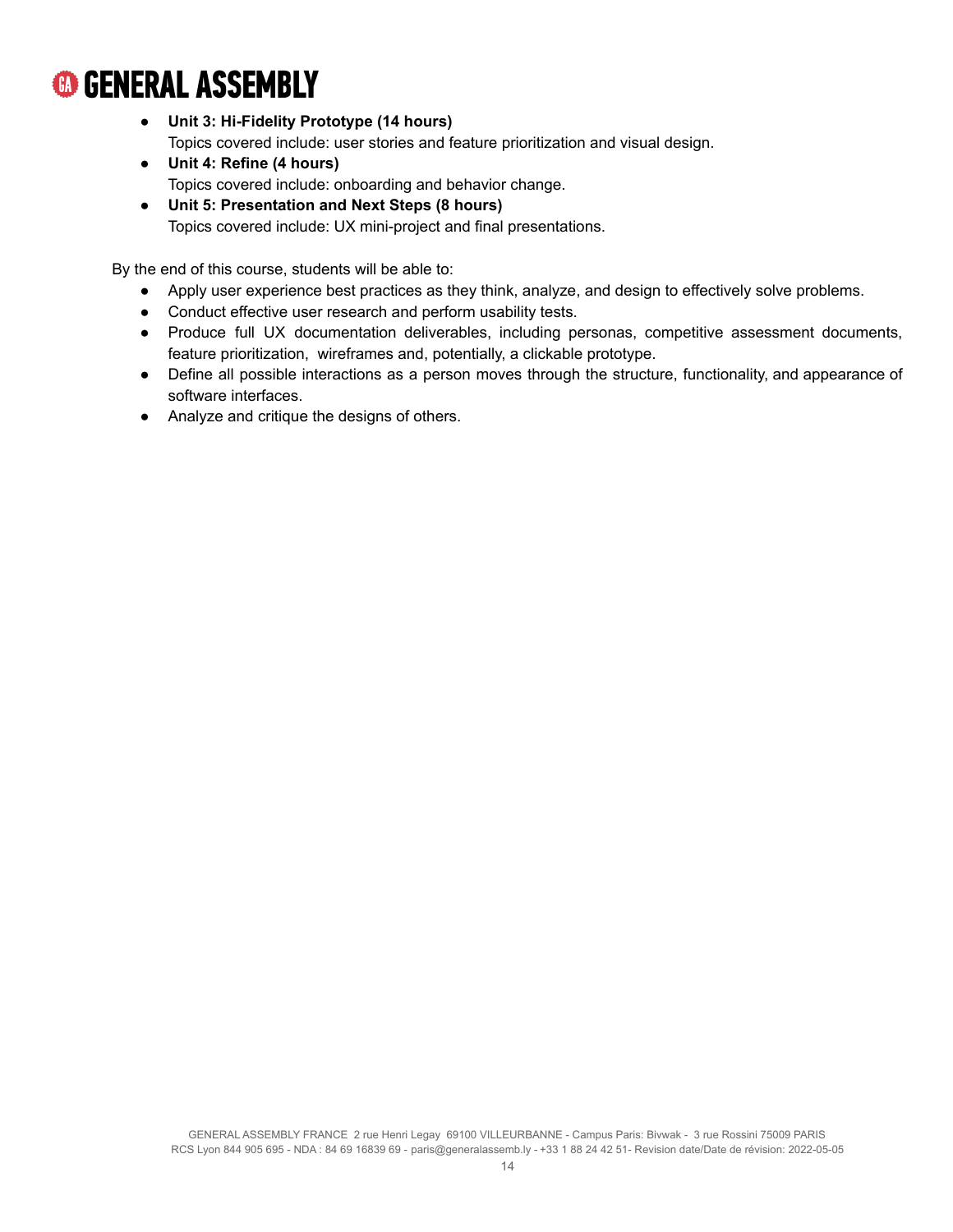- **Unit 3: Hi-Fidelity Prototype (14 hours)**
  Topics covered include: user stories and feature prioritization and visual design.
- **Unit 4: Refine (4 hours)**
  Topics covered include: onboarding and behavior change.
- **Unit 5: Presentation and Next Steps (8 hours)**
  Topics covered include: UX mini-project and final presentations.

By the end of this course, students will be able to:

- Apply user experience best practices as they think, analyze, and design to effectively solve problems.
- Conduct effective user research and perform usability tests.
- Produce full UX documentation deliverables, including personas, competitive assessment documents, feature prioritization, wireframes and, potentially, a clickable prototype.
- Define all possible interactions as a person moves through the structure, functionality, and appearance of software interfaces.
- Analyze and critique the designs of others.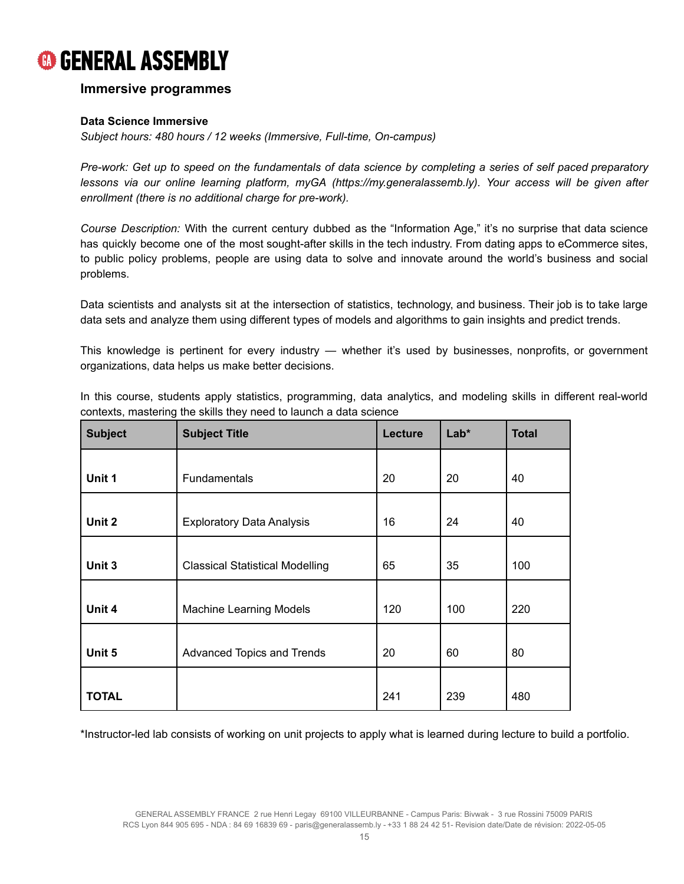## Immersive programmes

**Data Science Immersive**

*Subject hours: 480 hours / 12 weeks (Immersive, Full-time, On-campus)*

*Pre-work: Get up to speed on the fundamentals of data science by completing a series of self paced preparatory lessons via our online learning platform, myGA (https://my.generalassemb.ly). Your access will be given after enrollment (there is no additional charge for pre-work).*

*Course Description:* With the current century dubbed as the "Information Age," it's no surprise that data science has quickly become one of the most sought-after skills in the tech industry. From dating apps to eCommerce sites, to public policy problems, people are using data to solve and innovate around the world's business and social problems.

Data scientists and analysts sit at the intersection of statistics, technology, and business. Their job is to take large data sets and analyze them using different types of models and algorithms to gain insights and predict trends.

This knowledge is pertinent for every industry — whether it's used by businesses, nonprofits, or government organizations, data helps us make better decisions.

In this course, students apply statistics, programming, data analytics, and modeling skills in different real-world contexts, mastering the skills they need to launch a data science

| Subject | Subject Title | Lecture | Lab* | Total |
|---|---|---|---|---|
| **Unit 1** | Fundamentals | 20 | 20 | 40 |
| **Unit 2** | Exploratory Data Analysis | 16 | 24 | 40 |
| **Unit 3** | Classical Statistical Modelling | 65 | 35 | 100 |
| **Unit 4** | Machine Learning Models | 120 | 100 | 220 |
| **Unit 5** | Advanced Topics and Trends | 20 | 60 | 80 |
| **TOTAL** | | 241 | 239 | 480 |

*Instructor-led lab consists of working on unit projects to apply what is learned during lecture to build a portfolio.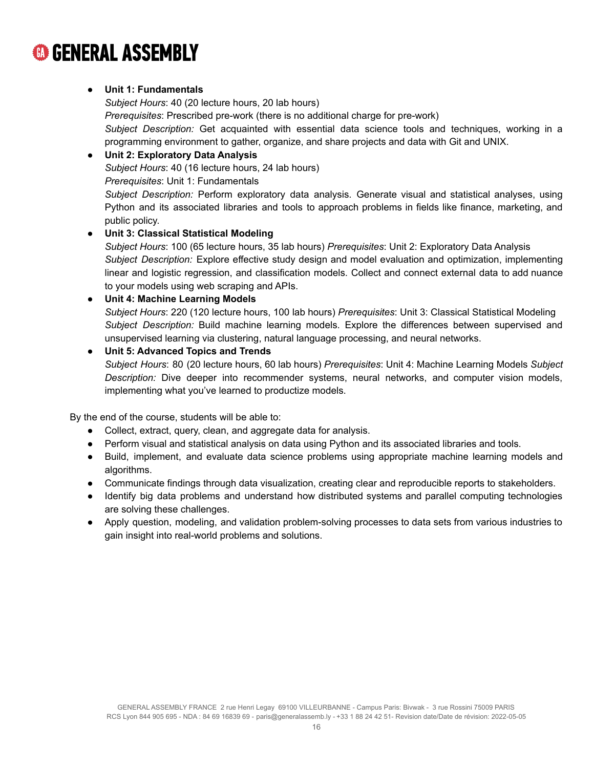- **Unit 1: Fundamentals**
  *Subject Hours*: 40 (20 lecture hours, 20 lab hours)
  *Prerequisites*: Prescribed pre-work (there is no additional charge for pre-work)
  *Subject Description:* Get acquainted with essential data science tools and techniques, working in a programming environment to gather, organize, and share projects and data with Git and UNIX.
- **Unit 2: Exploratory Data Analysis**
  *Subject Hours*: 40 (16 lecture hours, 24 lab hours)
  *Prerequisites*: Unit 1: Fundamentals
  *Subject Description:* Perform exploratory data analysis. Generate visual and statistical analyses, using Python and its associated libraries and tools to approach problems in fields like finance, marketing, and public policy.
- **Unit 3: Classical Statistical Modeling**
  *Subject Hours*: 100 (65 lecture hours, 35 lab hours) *Prerequisites*: Unit 2: Exploratory Data Analysis
  *Subject Description:* Explore effective study design and model evaluation and optimization, implementing linear and logistic regression, and classification models. Collect and connect external data to add nuance to your models using web scraping and APIs.
- **Unit 4: Machine Learning Models**
  *Subject Hours*: 220 (120 lecture hours, 100 lab hours) *Prerequisites*: Unit 3: Classical Statistical Modeling
  *Subject Description:* Build machine learning models. Explore the differences between supervised and unsupervised learning via clustering, natural language processing, and neural networks.
- **Unit 5: Advanced Topics and Trends**
  *Subject Hours*: 80 (20 lecture hours, 60 lab hours) *Prerequisites*: Unit 4: Machine Learning Models *Subject Description:* Dive deeper into recommender systems, neural networks, and computer vision models, implementing what you've learned to productize models.

By the end of the course, students will be able to:

- Collect, extract, query, clean, and aggregate data for analysis.
- Perform visual and statistical analysis on data using Python and its associated libraries and tools.
- Build, implement, and evaluate data science problems using appropriate machine learning models and algorithms.
- Communicate findings through data visualization, creating clear and reproducible reports to stakeholders.
- Identify big data problems and understand how distributed systems and parallel computing technologies are solving these challenges.
- Apply question, modeling, and validation problem-solving processes to data sets from various industries to gain insight into real-world problems and solutions.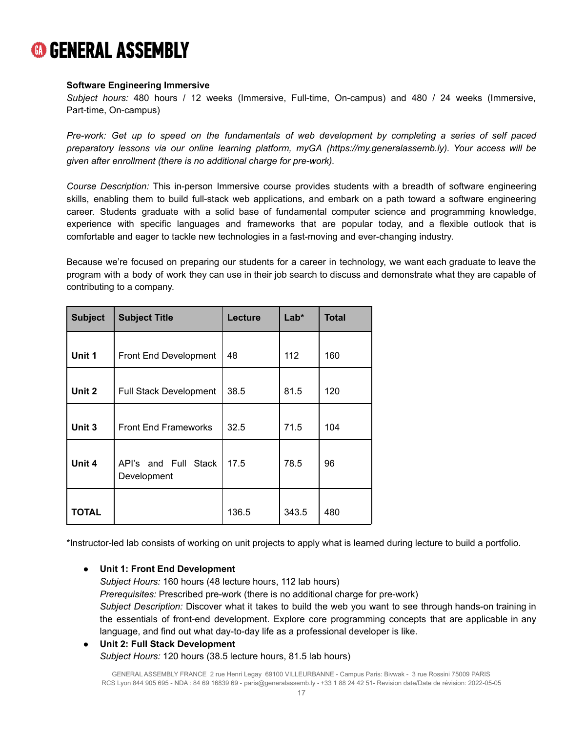**Software Engineering Immersive**

*Subject hours:* 480 hours / 12 weeks (Immersive, Full-time, On-campus) and 480 / 24 weeks (Immersive, Part-time, On-campus)

*Pre-work: Get up to speed on the fundamentals of web development by completing a series of self paced preparatory lessons via our online learning platform, myGA (https://my.generalassemb.ly). Your access will be given after enrollment (there is no additional charge for pre-work).*

*Course Description:* This in-person Immersive course provides students with a breadth of software engineering skills, enabling them to build full-stack web applications, and embark on a path toward a software engineering career. Students graduate with a solid base of fundamental computer science and programming knowledge, experience with specific languages and frameworks that are popular today, and a flexible outlook that is comfortable and eager to tackle new technologies in a fast-moving and ever-changing industry.

Because we're focused on preparing our students for a career in technology, we want each graduate to leave the program with a body of work they can use in their job search to discuss and demonstrate what they are capable of contributing to a company.

| Subject | Subject Title | Lecture | Lab* | Total |
|---|---|---|---|---|
| **Unit 1** | Front End Development | 48 | 112 | 160 |
| **Unit 2** | Full Stack Development | 38.5 | 81.5 | 120 |
| **Unit 3** | Front End Frameworks | 32.5 | 71.5 | 104 |
| **Unit 4** | API's and Full Stack Development | 17.5 | 78.5 | 96 |
| **TOTAL** | | 136.5 | 343.5 | 480 |

*Instructor-led lab consists of working on unit projects to apply what is learned during lecture to build a portfolio.

- **Unit 1: Front End Development**
  *Subject Hours:* 160 hours (48 lecture hours, 112 lab hours)
  *Prerequisites:* Prescribed pre-work (there is no additional charge for pre-work)
  *Subject Description:* Discover what it takes to build the web you want to see through hands-on training in the essentials of front-end development. Explore core programming concepts that are applicable in any language, and find out what day-to-day life as a professional developer is like.
- **Unit 2: Full Stack Development**
  *Subject Hours:* 120 hours (38.5 lecture hours, 81.5 lab hours)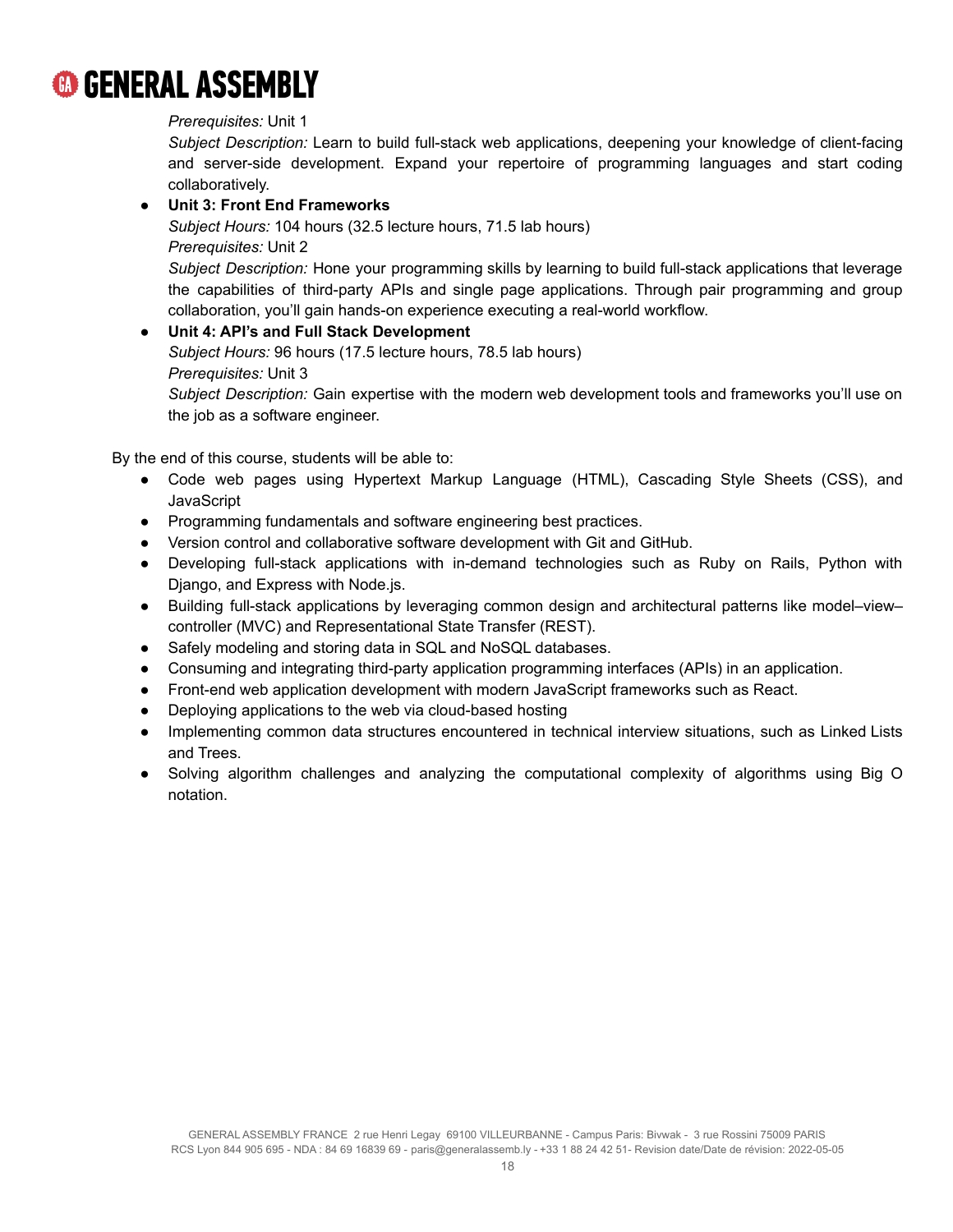*Prerequisites:* Unit 1
*Subject Description:* Learn to build full-stack web applications, deepening your knowledge of client-facing and server-side development. Expand your repertoire of programming languages and start coding collaboratively.

- **Unit 3: Front End Frameworks**
  *Subject Hours:* 104 hours (32.5 lecture hours, 71.5 lab hours)
  *Prerequisites:* Unit 2
  *Subject Description:* Hone your programming skills by learning to build full-stack applications that leverage the capabilities of third-party APIs and single page applications. Through pair programming and group collaboration, you'll gain hands-on experience executing a real-world workflow.
- **Unit 4: API's and Full Stack Development**
  *Subject Hours:* 96 hours (17.5 lecture hours, 78.5 lab hours)
  *Prerequisites:* Unit 3
  *Subject Description:* Gain expertise with the modern web development tools and frameworks you'll use on the job as a software engineer.

By the end of this course, students will be able to:

- Code web pages using Hypertext Markup Language (HTML), Cascading Style Sheets (CSS), and JavaScript
- Programming fundamentals and software engineering best practices.
- Version control and collaborative software development with Git and GitHub.
- Developing full-stack applications with in-demand technologies such as Ruby on Rails, Python with Django, and Express with Node.js.
- Building full-stack applications by leveraging common design and architectural patterns like model–view–controller (MVC) and Representational State Transfer (REST).
- Safely modeling and storing data in SQL and NoSQL databases.
- Consuming and integrating third-party application programming interfaces (APIs) in an application.
- Front-end web application development with modern JavaScript frameworks such as React.
- Deploying applications to the web via cloud-based hosting
- Implementing common data structures encountered in technical interview situations, such as Linked Lists and Trees.
- Solving algorithm challenges and analyzing the computational complexity of algorithms using Big O notation.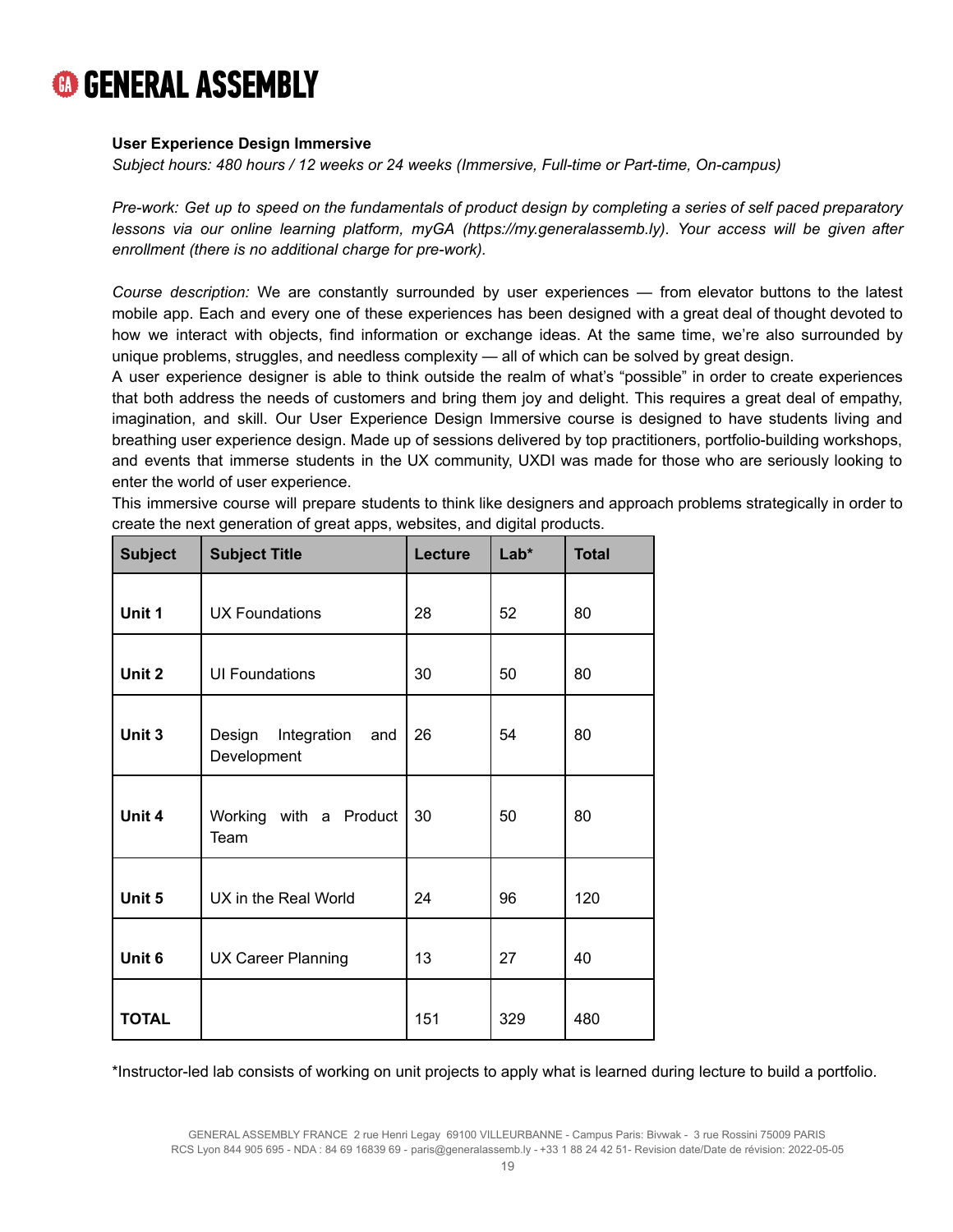**User Experience Design Immersive**

*Subject hours: 480 hours / 12 weeks or 24 weeks (Immersive, Full-time or Part-time, On-campus)*

*Pre-work: Get up to speed on the fundamentals of product design by completing a series of self paced preparatory lessons via our online learning platform, myGA (https://my.generalassemb.ly). Your access will be given after enrollment (there is no additional charge for pre-work).*

*Course description:* We are constantly surrounded by user experiences — from elevator buttons to the latest mobile app. Each and every one of these experiences has been designed with a great deal of thought devoted to how we interact with objects, find information or exchange ideas. At the same time, we're also surrounded by unique problems, struggles, and needless complexity — all of which can be solved by great design.

A user experience designer is able to think outside the realm of what's "possible" in order to create experiences that both address the needs of customers and bring them joy and delight. This requires a great deal of empathy, imagination, and skill. Our User Experience Design Immersive course is designed to have students living and breathing user experience design. Made up of sessions delivered by top practitioners, portfolio-building workshops, and events that immerse students in the UX community, UXDI was made for those who are seriously looking to enter the world of user experience.

This immersive course will prepare students to think like designers and approach problems strategically in order to create the next generation of great apps, websites, and digital products.

| Subject | Subject Title | Lecture | Lab* | Total |
|---|---|---|---|---|
| **Unit 1** | UX Foundations | 28 | 52 | 80 |
| **Unit 2** | UI Foundations | 30 | 50 | 80 |
| **Unit 3** | Design Integration and Development | 26 | 54 | 80 |
| **Unit 4** | Working with a Product Team | 30 | 50 | 80 |
| **Unit 5** | UX in the Real World | 24 | 96 | 120 |
| **Unit 6** | UX Career Planning | 13 | 27 | 40 |
| **TOTAL** | | 151 | 329 | 480 |

*Instructor-led lab consists of working on unit projects to apply what is learned during lecture to build a portfolio.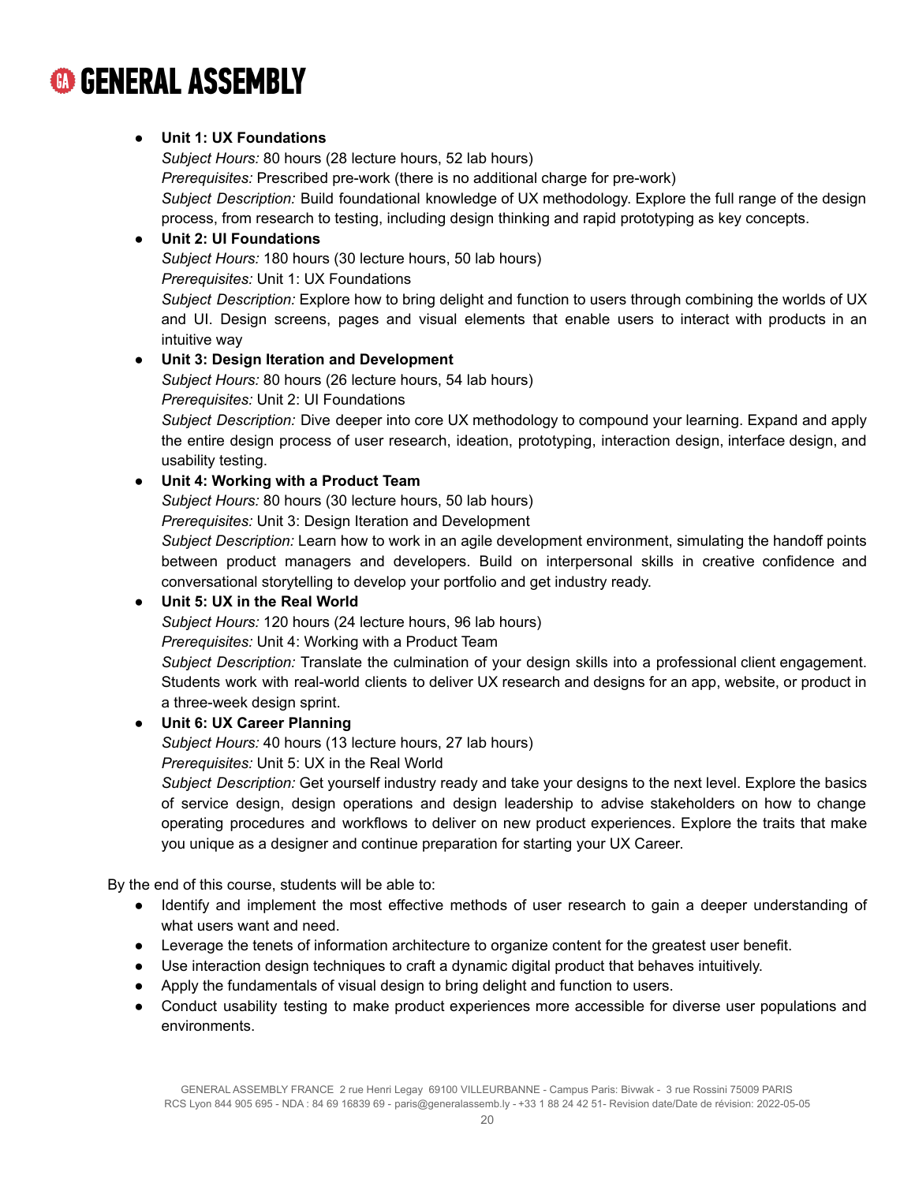- **Unit 1: UX Foundations**
  *Subject Hours:* 80 hours (28 lecture hours, 52 lab hours)
  *Prerequisites:* Prescribed pre-work (there is no additional charge for pre-work)
  *Subject Description:* Build foundational knowledge of UX methodology. Explore the full range of the design process, from research to testing, including design thinking and rapid prototyping as key concepts.
- **Unit 2: UI Foundations**
  *Subject Hours:* 180 hours (30 lecture hours, 50 lab hours)
  *Prerequisites:* Unit 1: UX Foundations
  *Subject Description:* Explore how to bring delight and function to users through combining the worlds of UX and UI. Design screens, pages and visual elements that enable users to interact with products in an intuitive way
- **Unit 3: Design Iteration and Development**
  *Subject Hours:* 80 hours (26 lecture hours, 54 lab hours)
  *Prerequisites:* Unit 2: UI Foundations
  *Subject Description:* Dive deeper into core UX methodology to compound your learning. Expand and apply the entire design process of user research, ideation, prototyping, interaction design, interface design, and usability testing.
- **Unit 4: Working with a Product Team**
  *Subject Hours:* 80 hours (30 lecture hours, 50 lab hours)
  *Prerequisites:* Unit 3: Design Iteration and Development
  *Subject Description:* Learn how to work in an agile development environment, simulating the handoff points between product managers and developers. Build on interpersonal skills in creative confidence and conversational storytelling to develop your portfolio and get industry ready.
- **Unit 5: UX in the Real World**
  *Subject Hours:* 120 hours (24 lecture hours, 96 lab hours)
  *Prerequisites:* Unit 4: Working with a Product Team
  *Subject Description:* Translate the culmination of your design skills into a professional client engagement. Students work with real-world clients to deliver UX research and designs for an app, website, or product in a three-week design sprint.
- **Unit 6: UX Career Planning**
  *Subject Hours:* 40 hours (13 lecture hours, 27 lab hours)
  *Prerequisites:* Unit 5: UX in the Real World
  *Subject Description:* Get yourself industry ready and take your designs to the next level. Explore the basics of service design, design operations and design leadership to advise stakeholders on how to change operating procedures and workflows to deliver on new product experiences. Explore the traits that make you unique as a designer and continue preparation for starting your UX Career.

By the end of this course, students will be able to:

- Identify and implement the most effective methods of user research to gain a deeper understanding of what users want and need.
- Leverage the tenets of information architecture to organize content for the greatest user benefit.
- Use interaction design techniques to craft a dynamic digital product that behaves intuitively.
- Apply the fundamentals of visual design to bring delight and function to users.
- Conduct usability testing to make product experiences more accessible for diverse user populations and environments.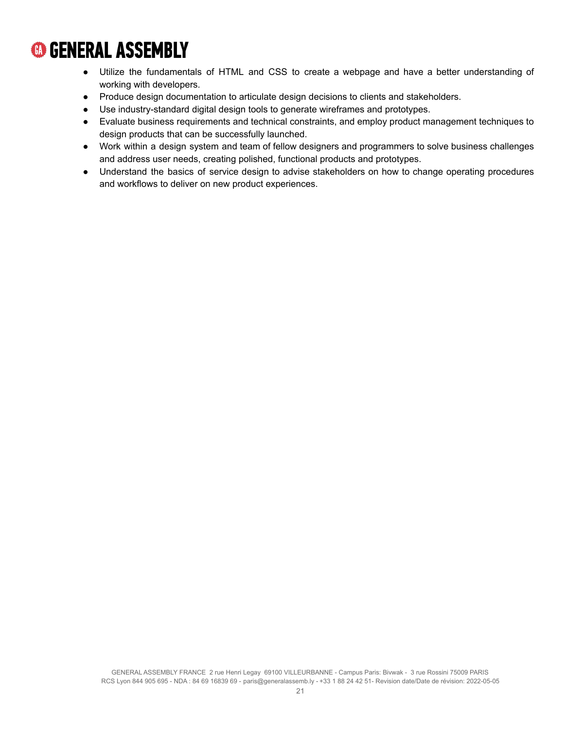- Utilize the fundamentals of HTML and CSS to create a webpage and have a better understanding of working with developers.
- Produce design documentation to articulate design decisions to clients and stakeholders.
- Use industry-standard digital design tools to generate wireframes and prototypes.
- Evaluate business requirements and technical constraints, and employ product management techniques to design products that can be successfully launched.
- Work within a design system and team of fellow designers and programmers to solve business challenges and address user needs, creating polished, functional products and prototypes.
- Understand the basics of service design to advise stakeholders on how to change operating procedures and workflows to deliver on new product experiences.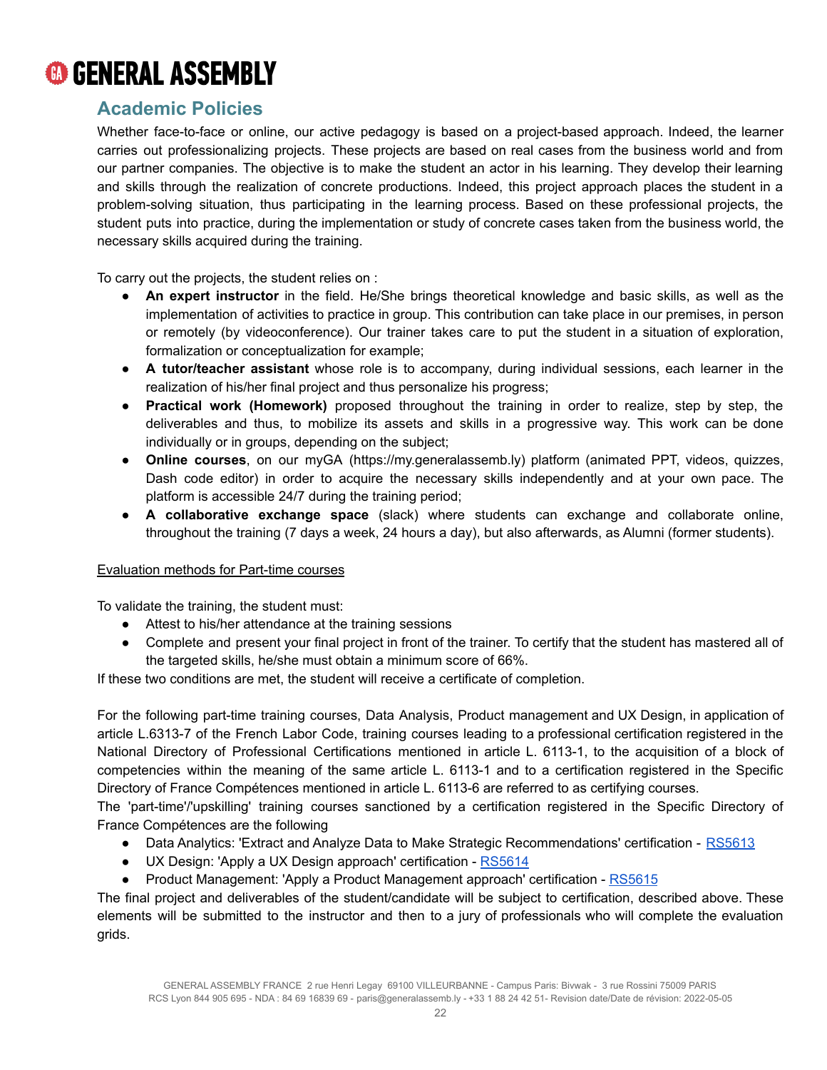## Academic Policies

Whether face-to-face or online, our active pedagogy is based on a project-based approach. Indeed, the learner carries out professionalizing projects. These projects are based on real cases from the business world and from our partner companies. The objective is to make the student an actor in his learning. They develop their learning and skills through the realization of concrete productions. Indeed, this project approach places the student in a problem-solving situation, thus participating in the learning process. Based on these professional projects, the student puts into practice, during the implementation or study of concrete cases taken from the business world, the necessary skills acquired during the training.

To carry out the projects, the student relies on :

- **An expert instructor** in the field. He/She brings theoretical knowledge and basic skills, as well as the implementation of activities to practice in group. This contribution can take place in our premises, in person or remotely (by videoconference). Our trainer takes care to put the student in a situation of exploration, formalization or conceptualization for example;
- **A tutor/teacher assistant** whose role is to accompany, during individual sessions, each learner in the realization of his/her final project and thus personalize his progress;
- **Practical work (Homework)** proposed throughout the training in order to realize, step by step, the deliverables and thus, to mobilize its assets and skills in a progressive way. This work can be done individually or in groups, depending on the subject;
- **Online courses**, on our myGA (https://my.generalassemb.ly) platform (animated PPT, videos, quizzes, Dash code editor) in order to acquire the necessary skills independently and at your own pace. The platform is accessible 24/7 during the training period;
- **A collaborative exchange space** (slack) where students can exchange and collaborate online, throughout the training (7 days a week, 24 hours a day), but also afterwards, as Alumni (former students).

Evaluation methods for Part-time courses

To validate the training, the student must:

- Attest to his/her attendance at the training sessions
- Complete and present your final project in front of the trainer. To certify that the student has mastered all of the targeted skills, he/she must obtain a minimum score of 66%.

If these two conditions are met, the student will receive a certificate of completion.

For the following part-time training courses, Data Analysis, Product management and UX Design, in application of article L.6313-7 of the French Labor Code, training courses leading to a professional certification registered in the National Directory of Professional Certifications mentioned in article L. 6113-1, to the acquisition of a block of competencies within the meaning of the same article L. 6113-1 and to a certification registered in the Specific Directory of France Compétences mentioned in article L. 6113-6 are referred to as certifying courses.

The 'part-time'/'upskilling' training courses sanctioned by a certification registered in the Specific Directory of France Compétences are the following

- Data Analytics: 'Extract and Analyze Data to Make Strategic Recommendations' certification - RS5613
- UX Design: 'Apply a UX Design approach' certification - RS5614
- Product Management: 'Apply a Product Management approach' certification - RS5615

The final project and deliverables of the student/candidate will be subject to certification, described above. These elements will be submitted to the instructor and then to a jury of professionals who will complete the evaluation grids.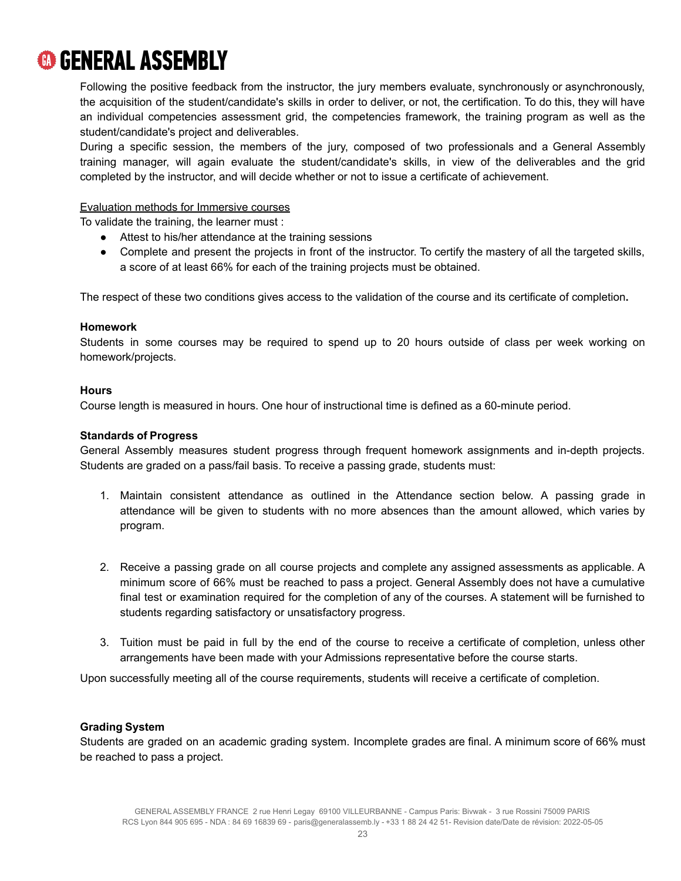Following the positive feedback from the instructor, the jury members evaluate, synchronously or asynchronously, the acquisition of the student/candidate's skills in order to deliver, or not, the certification. To do this, they will have an individual competencies assessment grid, the competencies framework, the training program as well as the student/candidate's project and deliverables.

During a specific session, the members of the jury, composed of two professionals and a General Assembly training manager, will again evaluate the student/candidate's skills, in view of the deliverables and the grid completed by the instructor, and will decide whether or not to issue a certificate of achievement.

<u>Evaluation methods for Immersive courses</u>

To validate the training, the learner must :

- Attest to his/her attendance at the training sessions
- Complete and present the projects in front of the instructor. To certify the mastery of all the targeted skills, a score of at least 66% for each of the training projects must be obtained.

The respect of these two conditions gives access to the validation of the course and its certificate of completion**.**

**Homework**

Students in some courses may be required to spend up to 20 hours outside of class per week working on homework/projects.

**Hours**

Course length is measured in hours. One hour of instructional time is defined as a 60-minute period.

**Standards of Progress**

General Assembly measures student progress through frequent homework assignments and in-depth projects. Students are graded on a pass/fail basis. To receive a passing grade, students must:

1. Maintain consistent attendance as outlined in the Attendance section below. A passing grade in attendance will be given to students with no more absences than the amount allowed, which varies by program.

2. Receive a passing grade on all course projects and complete any assigned assessments as applicable. A minimum score of 66% must be reached to pass a project. General Assembly does not have a cumulative final test or examination required for the completion of any of the courses. A statement will be furnished to students regarding satisfactory or unsatisfactory progress.

3. Tuition must be paid in full by the end of the course to receive a certificate of completion, unless other arrangements have been made with your Admissions representative before the course starts.

Upon successfully meeting all of the course requirements, students will receive a certificate of completion.

**Grading System**

Students are graded on an academic grading system. Incomplete grades are final. A minimum score of 66% must be reached to pass a project.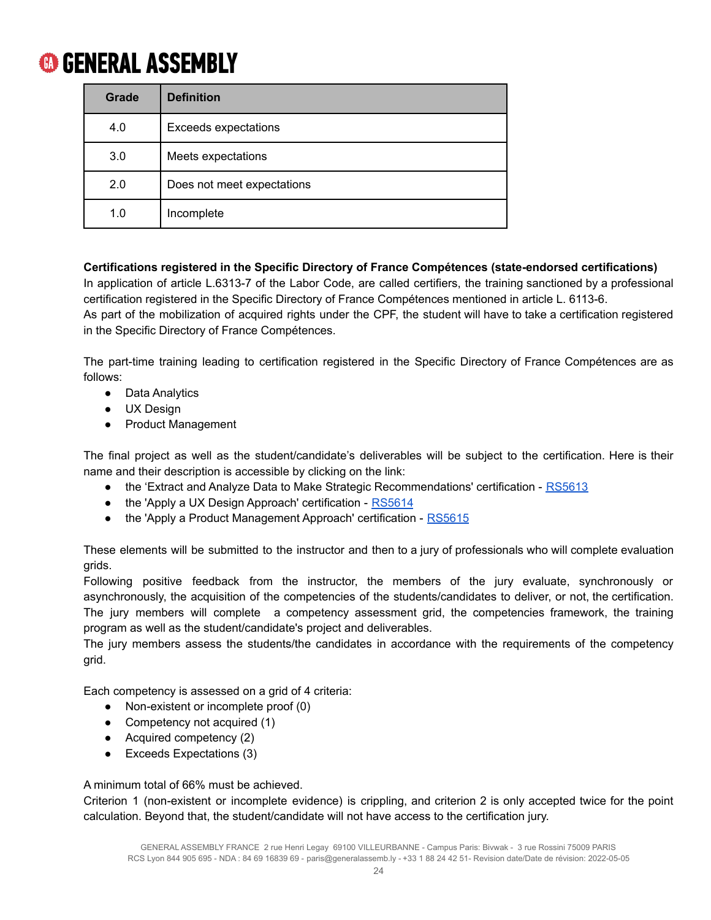| Grade | Definition |
|---|---|
| 4.0 | Exceeds expectations |
| 3.0 | Meets expectations |
| 2.0 | Does not meet expectations |
| 1.0 | Incomplete |

**Certifications registered in the Specific Directory of France Compétences (state-endorsed certifications)**

In application of article L.6313-7 of the Labor Code, are called certifiers, the training sanctioned by a professional certification registered in the Specific Directory of France Compétences mentioned in article L. 6113-6.
As part of the mobilization of acquired rights under the CPF, the student will have to take a certification registered in the Specific Directory of France Compétences.

The part-time training leading to certification registered in the Specific Directory of France Compétences are as follows:

- Data Analytics
- UX Design
- Product Management

The final project as well as the student/candidate's deliverables will be subject to the certification. Here is their name and their description is accessible by clicking on the link:

- the 'Extract and Analyze Data to Make Strategic Recommendations' certification - RS5613
- the 'Apply a UX Design Approach' certification - RS5614
- the 'Apply a Product Management Approach' certification - RS5615

These elements will be submitted to the instructor and then to a jury of professionals who will complete evaluation grids.
Following positive feedback from the instructor, the members of the jury evaluate, synchronously or asynchronously, the acquisition of the competencies of the students/candidates to deliver, or not, the certification. The jury members will complete a competency assessment grid, the competencies framework, the training program as well as the student/candidate's project and deliverables.
The jury members assess the students/the candidates in accordance with the requirements of the competency grid.

Each competency is assessed on a grid of 4 criteria:

- Non-existent or incomplete proof (0)
- Competency not acquired (1)
- Acquired competency (2)
- Exceeds Expectations (3)

A minimum total of 66% must be achieved.
Criterion 1 (non-existent or incomplete evidence) is crippling, and criterion 2 is only accepted twice for the point calculation. Beyond that, the student/candidate will not have access to the certification jury.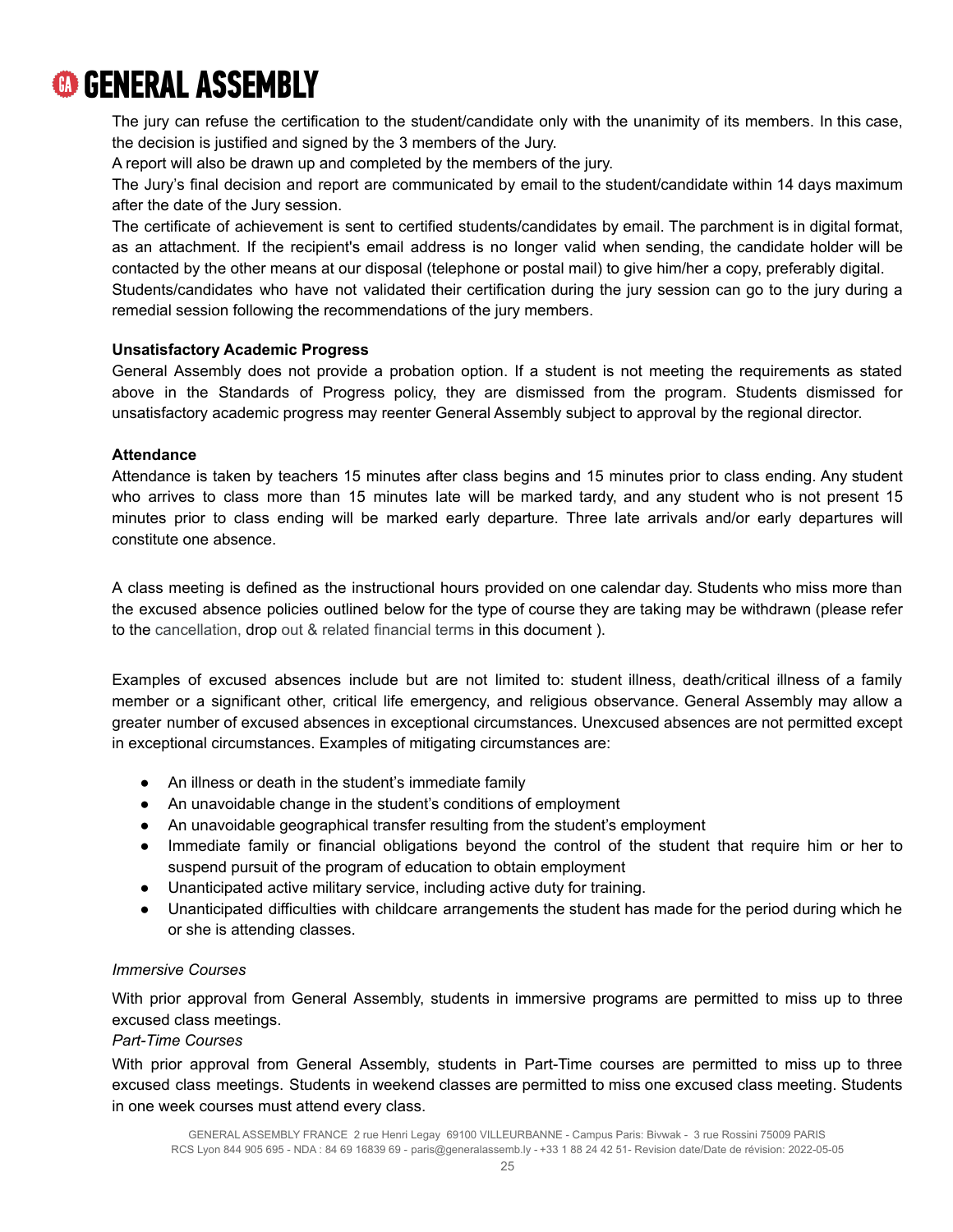The jury can refuse the certification to the student/candidate only with the unanimity of its members. In this case, the decision is justified and signed by the 3 members of the Jury.

A report will also be drawn up and completed by the members of the jury.

The Jury's final decision and report are communicated by email to the student/candidate within 14 days maximum after the date of the Jury session.

The certificate of achievement is sent to certified students/candidates by email. The parchment is in digital format, as an attachment. If the recipient's email address is no longer valid when sending, the candidate holder will be contacted by the other means at our disposal (telephone or postal mail) to give him/her a copy, preferably digital.

Students/candidates who have not validated their certification during the jury session can go to the jury during a remedial session following the recommendations of the jury members.

**Unsatisfactory Academic Progress**

General Assembly does not provide a probation option. If a student is not meeting the requirements as stated above in the Standards of Progress policy, they are dismissed from the program. Students dismissed for unsatisfactory academic progress may reenter General Assembly subject to approval by the regional director.

**Attendance**

Attendance is taken by teachers 15 minutes after class begins and 15 minutes prior to class ending. Any student who arrives to class more than 15 minutes late will be marked tardy, and any student who is not present 15 minutes prior to class ending will be marked early departure. Three late arrivals and/or early departures will constitute one absence.

A class meeting is defined as the instructional hours provided on one calendar day. Students who miss more than the excused absence policies outlined below for the type of course they are taking may be withdrawn (please refer to the cancellation, drop out & related financial terms in this document ).

Examples of excused absences include but are not limited to: student illness, death/critical illness of a family member or a significant other, critical life emergency, and religious observance. General Assembly may allow a greater number of excused absences in exceptional circumstances. Unexcused absences are not permitted except in exceptional circumstances. Examples of mitigating circumstances are:

- An illness or death in the student's immediate family
- An unavoidable change in the student's conditions of employment
- An unavoidable geographical transfer resulting from the student's employment
- Immediate family or financial obligations beyond the control of the student that require him or her to suspend pursuit of the program of education to obtain employment
- Unanticipated active military service, including active duty for training.
- Unanticipated difficulties with childcare arrangements the student has made for the period during which he or she is attending classes.

*Immersive Courses*

With prior approval from General Assembly, students in immersive programs are permitted to miss up to three excused class meetings.

*Part-Time Courses*

With prior approval from General Assembly, students in Part-Time courses are permitted to miss up to three excused class meetings. Students in weekend classes are permitted to miss one excused class meeting. Students in one week courses must attend every class.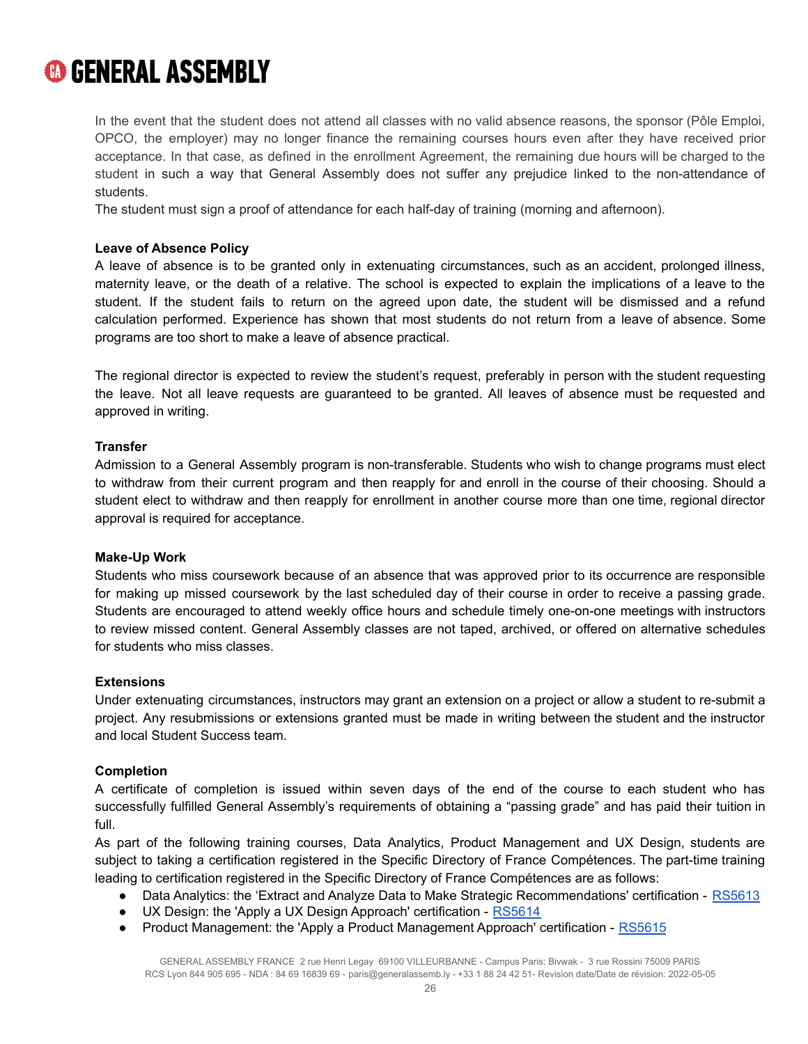In the event that the student does not attend all classes with no valid absence reasons, the sponsor (Pôle Emploi, OPCO, the employer) may no longer finance the remaining courses hours even after they have received prior acceptance. In that case, as defined in the enrollment Agreement, the remaining due hours will be charged to the student in such a way that General Assembly does not suffer any prejudice linked to the non-attendance of students.
The student must sign a proof of attendance for each half-day of training (morning and afternoon).

**Leave of Absence Policy**
A leave of absence is to be granted only in extenuating circumstances, such as an accident, prolonged illness, maternity leave, or the death of a relative. The school is expected to explain the implications of a leave to the student. If the student fails to return on the agreed upon date, the student will be dismissed and a refund calculation performed. Experience has shown that most students do not return from a leave of absence. Some programs are too short to make a leave of absence practical.

The regional director is expected to review the student's request, preferably in person with the student requesting the leave. Not all leave requests are guaranteed to be granted. All leaves of absence must be requested and approved in writing.

**Transfer**
Admission to a General Assembly program is non-transferable. Students who wish to change programs must elect to withdraw from their current program and then reapply for and enroll in the course of their choosing. Should a student elect to withdraw and then reapply for enrollment in another course more than one time, regional director approval is required for acceptance.

**Make-Up Work**
Students who miss coursework because of an absence that was approved prior to its occurrence are responsible for making up missed coursework by the last scheduled day of their course in order to receive a passing grade. Students are encouraged to attend weekly office hours and schedule timely one-on-one meetings with instructors to review missed content. General Assembly classes are not taped, archived, or offered on alternative schedules for students who miss classes.

**Extensions**
Under extenuating circumstances, instructors may grant an extension on a project or allow a student to re-submit a project. Any resubmissions or extensions granted must be made in writing between the student and the instructor and local Student Success team.

**Completion**
A certificate of completion is issued within seven days of the end of the course to each student who has successfully fulfilled General Assembly's requirements of obtaining a "passing grade" and has paid their tuition in full.
As part of the following training courses, Data Analytics, Product Management and UX Design, students are subject to taking a certification registered in the Specific Directory of France Compétences. The part-time training leading to certification registered in the Specific Directory of France Compétences are as follows:

- Data Analytics: the 'Extract and Analyze Data to Make Strategic Recommendations' certification - RS5613
- UX Design: the 'Apply a UX Design Approach' certification - RS5614
- Product Management: the 'Apply a Product Management Approach' certification - RS5615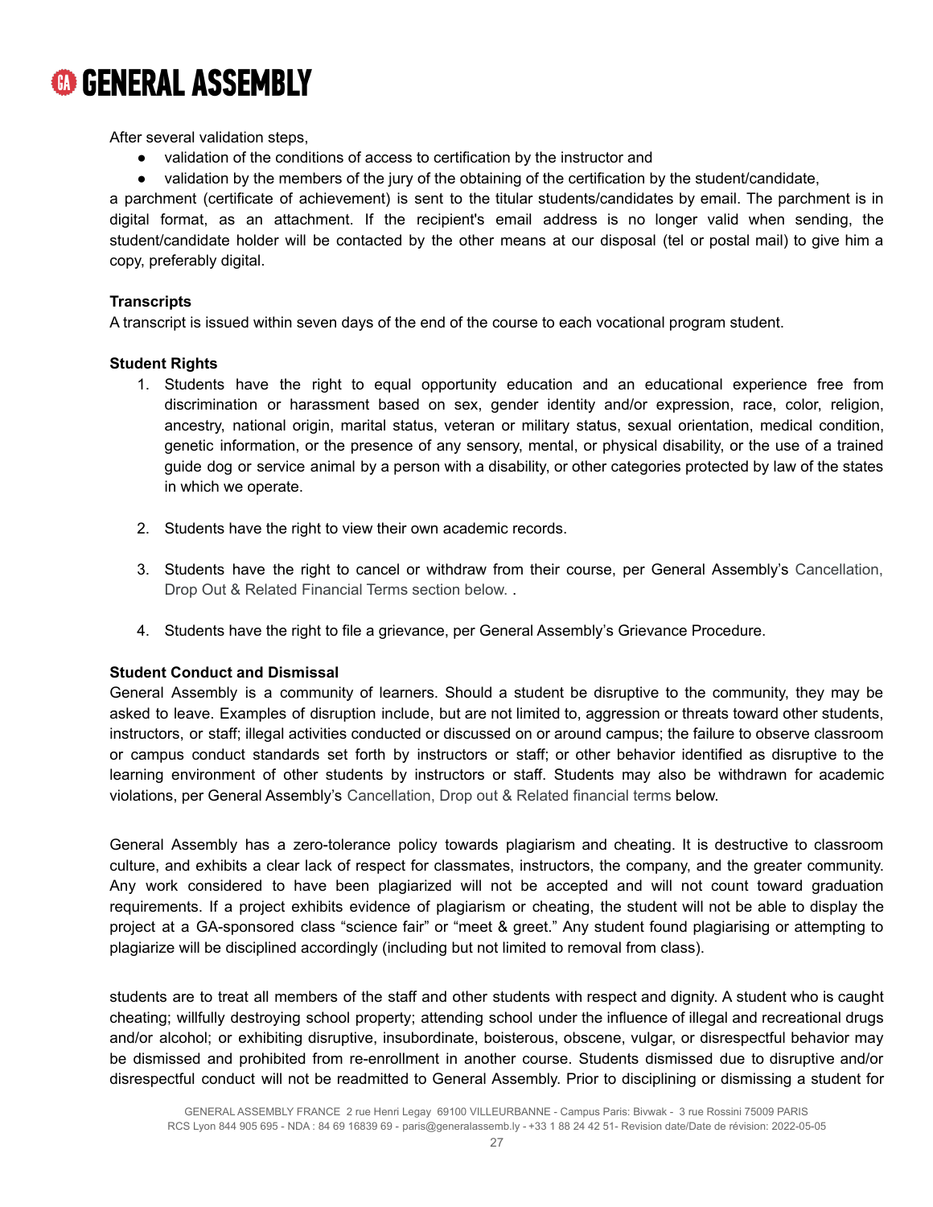After several validation steps,

- validation of the conditions of access to certification by the instructor and
- validation by the members of the jury of the obtaining of the certification by the student/candidate,

a parchment (certificate of achievement) is sent to the titular students/candidates by email. The parchment is in digital format, as an attachment. If the recipient's email address is no longer valid when sending, the student/candidate holder will be contacted by the other means at our disposal (tel or postal mail) to give him a copy, preferably digital.

**Transcripts**

A transcript is issued within seven days of the end of the course to each vocational program student.

**Student Rights**

1. Students have the right to equal opportunity education and an educational experience free from discrimination or harassment based on sex, gender identity and/or expression, race, color, religion, ancestry, national origin, marital status, veteran or military status, sexual orientation, medical condition, genetic information, or the presence of any sensory, mental, or physical disability, or the use of a trained guide dog or service animal by a person with a disability, or other categories protected by law of the states in which we operate.

2. Students have the right to view their own academic records.

3. Students have the right to cancel or withdraw from their course, per General Assembly's Cancellation, Drop Out & Related Financial Terms section below. .

4. Students have the right to file a grievance, per General Assembly's Grievance Procedure.

**Student Conduct and Dismissal**

General Assembly is a community of learners. Should a student be disruptive to the community, they may be asked to leave. Examples of disruption include, but are not limited to, aggression or threats toward other students, instructors, or staff; illegal activities conducted or discussed on or around campus; the failure to observe classroom or campus conduct standards set forth by instructors or staff; or other behavior identified as disruptive to the learning environment of other students by instructors or staff. Students may also be withdrawn for academic violations, per General Assembly's Cancellation, Drop out & Related financial terms below.

General Assembly has a zero-tolerance policy towards plagiarism and cheating. It is destructive to classroom culture, and exhibits a clear lack of respect for classmates, instructors, the company, and the greater community. Any work considered to have been plagiarized will not be accepted and will not count toward graduation requirements. If a project exhibits evidence of plagiarism or cheating, the student will not be able to display the project at a GA-sponsored class "science fair" or "meet & greet." Any student found plagiarising or attempting to plagiarize will be disciplined accordingly (including but not limited to removal from class).

students are to treat all members of the staff and other students with respect and dignity. A student who is caught cheating; willfully destroying school property; attending school under the influence of illegal and recreational drugs and/or alcohol; or exhibiting disruptive, insubordinate, boisterous, obscene, vulgar, or disrespectful behavior may be dismissed and prohibited from re-enrollment in another course. Students dismissed due to disruptive and/or disrespectful conduct will not be readmitted to General Assembly. Prior to disciplining or dismissing a student for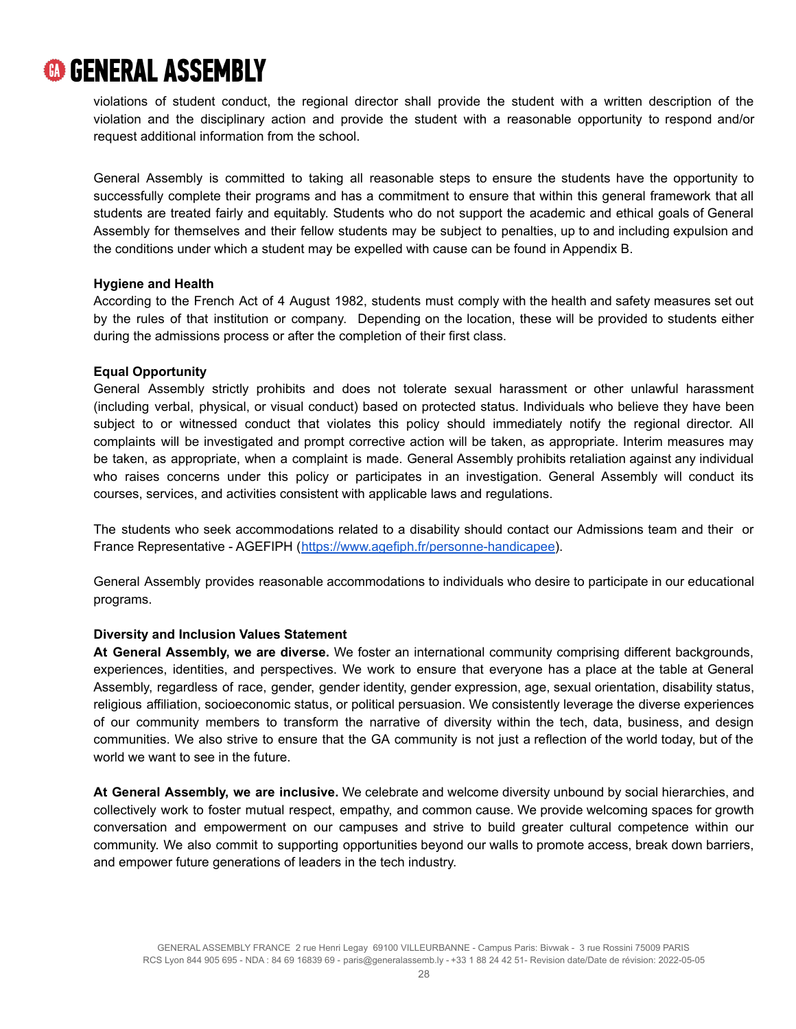violations of student conduct, the regional director shall provide the student with a written description of the violation and the disciplinary action and provide the student with a reasonable opportunity to respond and/or request additional information from the school.

General Assembly is committed to taking all reasonable steps to ensure the students have the opportunity to successfully complete their programs and has a commitment to ensure that within this general framework that all students are treated fairly and equitably. Students who do not support the academic and ethical goals of General Assembly for themselves and their fellow students may be subject to penalties, up to and including expulsion and the conditions under which a student may be expelled with cause can be found in Appendix B.

**Hygiene and Health**

According to the French Act of 4 August 1982, students must comply with the health and safety measures set out by the rules of that institution or company. Depending on the location, these will be provided to students either during the admissions process or after the completion of their first class.

**Equal Opportunity**

General Assembly strictly prohibits and does not tolerate sexual harassment or other unlawful harassment (including verbal, physical, or visual conduct) based on protected status. Individuals who believe they have been subject to or witnessed conduct that violates this policy should immediately notify the regional director. All complaints will be investigated and prompt corrective action will be taken, as appropriate. Interim measures may be taken, as appropriate, when a complaint is made. General Assembly prohibits retaliation against any individual who raises concerns under this policy or participates in an investigation. General Assembly will conduct its courses, services, and activities consistent with applicable laws and regulations.

The students who seek accommodations related to a disability should contact our Admissions team and their or France Representative - AGEFIPH ([https://www.agefiph.fr/personne-handicapee](https://www.agefiph.fr/personne-handicapee)).

General Assembly provides reasonable accommodations to individuals who desire to participate in our educational programs.

**Diversity and Inclusion Values Statement**

**At General Assembly, we are diverse.** We foster an international community comprising different backgrounds, experiences, identities, and perspectives. We work to ensure that everyone has a place at the table at General Assembly, regardless of race, gender, gender identity, gender expression, age, sexual orientation, disability status, religious affiliation, socioeconomic status, or political persuasion. We consistently leverage the diverse experiences of our community members to transform the narrative of diversity within the tech, data, business, and design communities. We also strive to ensure that the GA community is not just a reflection of the world today, but of the world we want to see in the future.

**At General Assembly, we are inclusive.** We celebrate and welcome diversity unbound by social hierarchies, and collectively work to foster mutual respect, empathy, and common cause. We provide welcoming spaces for growth conversation and empowerment on our campuses and strive to build greater cultural competence within our community. We also commit to supporting opportunities beyond our walls to promote access, break down barriers, and empower future generations of leaders in the tech industry.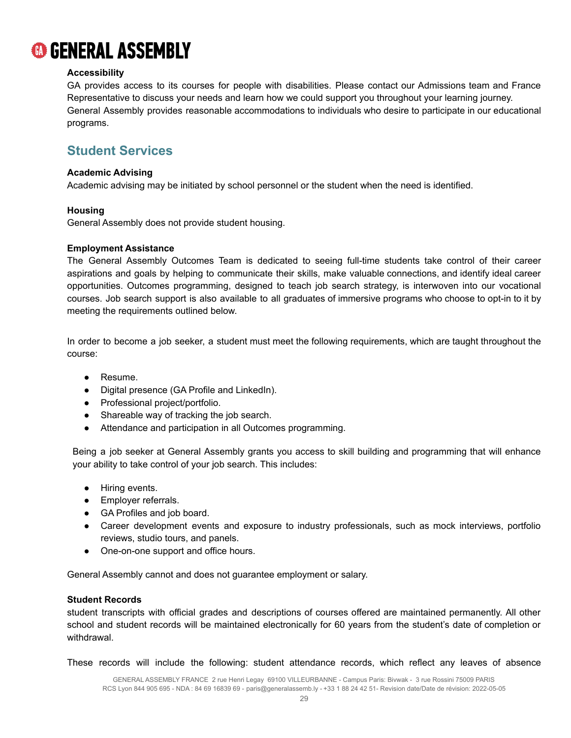**Accessibility**

GA provides access to its courses for people with disabilities. Please contact our Admissions team and France Representative to discuss your needs and learn how we could support you throughout your learning journey. General Assembly provides reasonable accommodations to individuals who desire to participate in our educational programs.

## Student Services

**Academic Advising**

Academic advising may be initiated by school personnel or the student when the need is identified.

**Housing**

General Assembly does not provide student housing.

**Employment Assistance**

The General Assembly Outcomes Team is dedicated to seeing full-time students take control of their career aspirations and goals by helping to communicate their skills, make valuable connections, and identify ideal career opportunities. Outcomes programming, designed to teach job search strategy, is interwoven into our vocational courses. Job search support is also available to all graduates of immersive programs who choose to opt-in to it by meeting the requirements outlined below.

In order to become a job seeker, a student must meet the following requirements, which are taught throughout the course:

- Resume.
- Digital presence (GA Profile and LinkedIn).
- Professional project/portfolio.
- Shareable way of tracking the job search.
- Attendance and participation in all Outcomes programming.

Being a job seeker at General Assembly grants you access to skill building and programming that will enhance your ability to take control of your job search. This includes:

- Hiring events.
- Employer referrals.
- GA Profiles and job board.
- Career development events and exposure to industry professionals, such as mock interviews, portfolio reviews, studio tours, and panels.
- One-on-one support and office hours.

General Assembly cannot and does not guarantee employment or salary.

**Student Records**

student transcripts with official grades and descriptions of courses offered are maintained permanently. All other school and student records will be maintained electronically for 60 years from the student's date of completion or withdrawal.

These records will include the following: student attendance records, which reflect any leaves of absence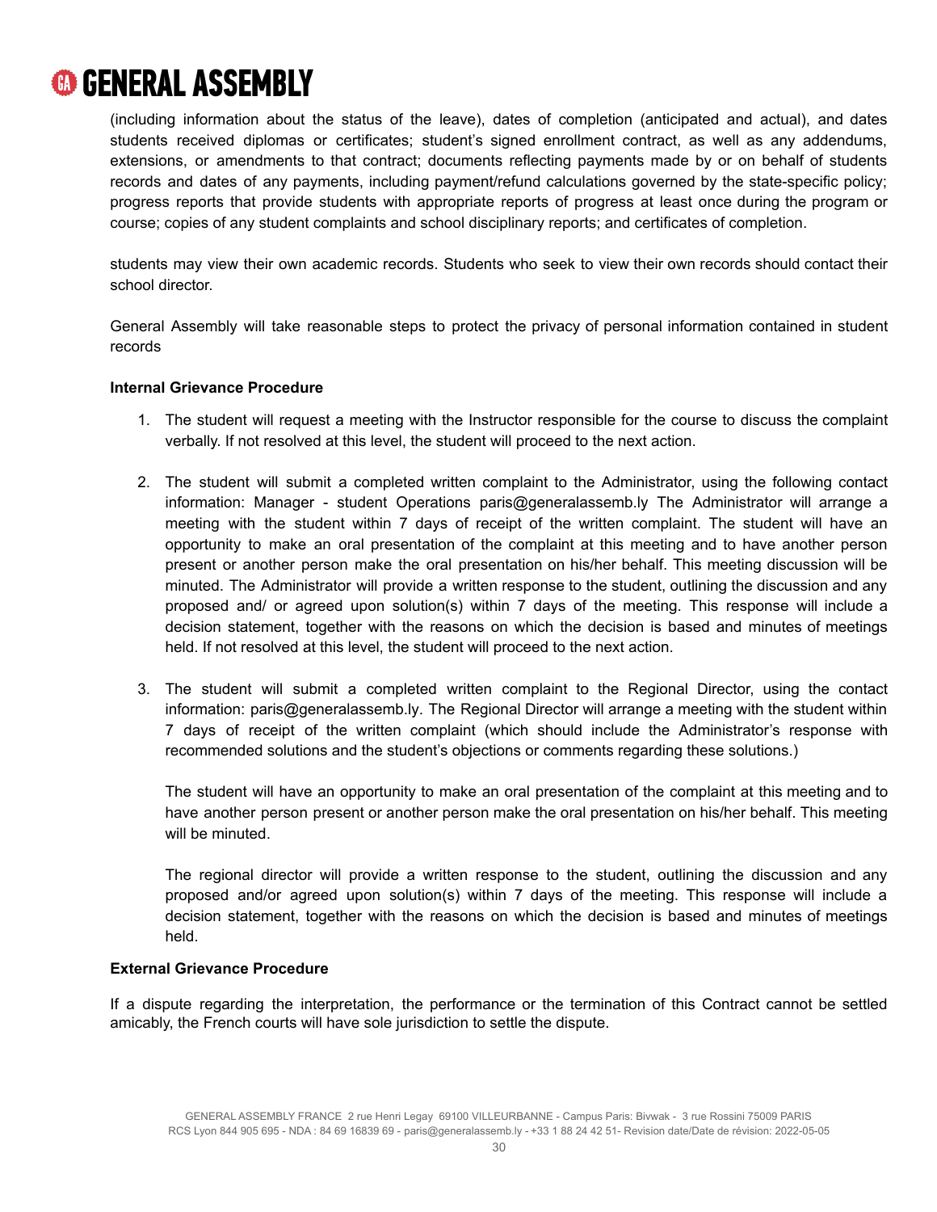(including information about the status of the leave), dates of completion (anticipated and actual), and dates students received diplomas or certificates; student's signed enrollment contract, as well as any addendums, extensions, or amendments to that contract; documents reflecting payments made by or on behalf of students records and dates of any payments, including payment/refund calculations governed by the state-specific policy; progress reports that provide students with appropriate reports of progress at least once during the program or course; copies of any student complaints and school disciplinary reports; and certificates of completion.

students may view their own academic records. Students who seek to view their own records should contact their school director.

General Assembly will take reasonable steps to protect the privacy of personal information contained in student records

**Internal Grievance Procedure**

1. The student will request a meeting with the Instructor responsible for the course to discuss the complaint verbally. If not resolved at this level, the student will proceed to the next action.

2. The student will submit a completed written complaint to the Administrator, using the following contact information: Manager - student Operations paris@generalassemb.ly The Administrator will arrange a meeting with the student within 7 days of receipt of the written complaint. The student will have an opportunity to make an oral presentation of the complaint at this meeting and to have another person present or another person make the oral presentation on his/her behalf. This meeting discussion will be minuted. The Administrator will provide a written response to the student, outlining the discussion and any proposed and/ or agreed upon solution(s) within 7 days of the meeting. This response will include a decision statement, together with the reasons on which the decision is based and minutes of meetings held. If not resolved at this level, the student will proceed to the next action.

3. The student will submit a completed written complaint to the Regional Director, using the contact information: paris@generalassemb.ly. The Regional Director will arrange a meeting with the student within 7 days of receipt of the written complaint (which should include the Administrator's response with recommended solutions and the student's objections or comments regarding these solutions.)

   The student will have an opportunity to make an oral presentation of the complaint at this meeting and to have another person present or another person make the oral presentation on his/her behalf. This meeting will be minuted.

   The regional director will provide a written response to the student, outlining the discussion and any proposed and/or agreed upon solution(s) within 7 days of the meeting. This response will include a decision statement, together with the reasons on which the decision is based and minutes of meetings held.

**External Grievance Procedure**

If a dispute regarding the interpretation, the performance or the termination of this Contract cannot be settled amicably, the French courts will have sole jurisdiction to settle the dispute.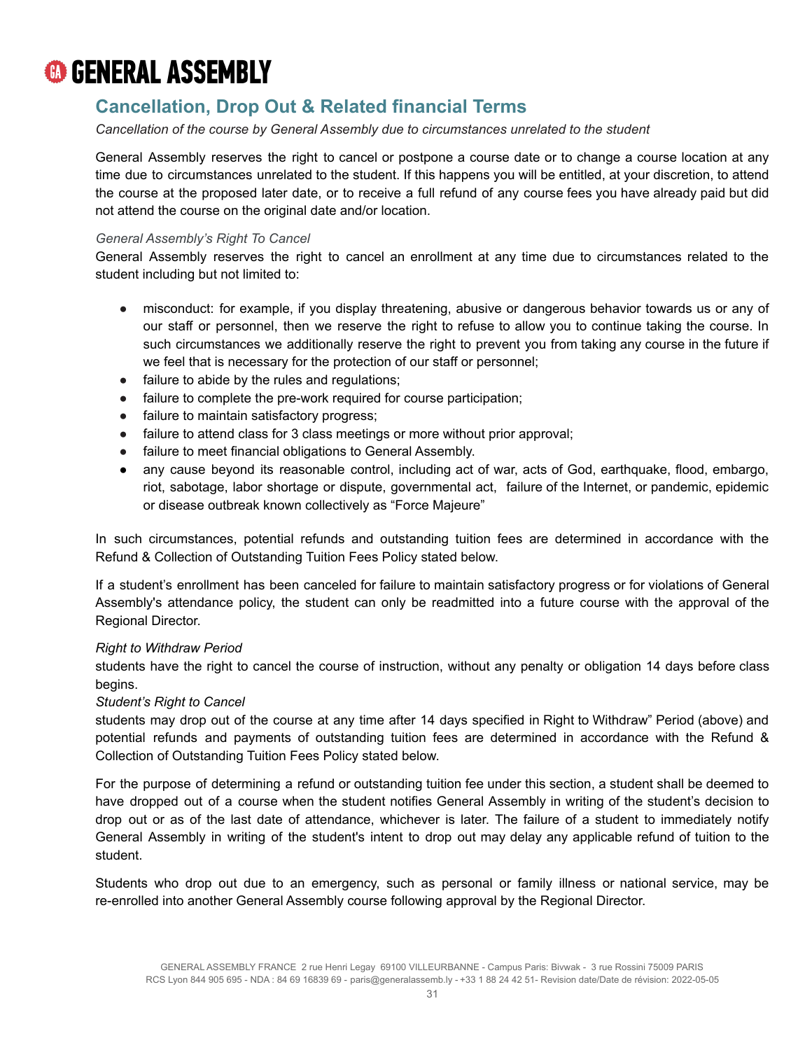## Cancellation, Drop Out & Related financial Terms

*Cancellation of the course by General Assembly due to circumstances unrelated to the student*

General Assembly reserves the right to cancel or postpone a course date or to change a course location at any time due to circumstances unrelated to the student. If this happens you will be entitled, at your discretion, to attend the course at the proposed later date, or to receive a full refund of any course fees you have already paid but did not attend the course on the original date and/or location.

*General Assembly's Right To Cancel*

General Assembly reserves the right to cancel an enrollment at any time due to circumstances related to the student including but not limited to:

- misconduct: for example, if you display threatening, abusive or dangerous behavior towards us or any of our staff or personnel, then we reserve the right to refuse to allow you to continue taking the course. In such circumstances we additionally reserve the right to prevent you from taking any course in the future if we feel that is necessary for the protection of our staff or personnel;
- failure to abide by the rules and regulations;
- failure to complete the pre-work required for course participation;
- failure to maintain satisfactory progress;
- failure to attend class for 3 class meetings or more without prior approval;
- failure to meet financial obligations to General Assembly.
- any cause beyond its reasonable control, including act of war, acts of God, earthquake, flood, embargo, riot, sabotage, labor shortage or dispute, governmental act, failure of the Internet, or pandemic, epidemic or disease outbreak known collectively as "Force Majeure"

In such circumstances, potential refunds and outstanding tuition fees are determined in accordance with the Refund & Collection of Outstanding Tuition Fees Policy stated below.

If a student's enrollment has been canceled for failure to maintain satisfactory progress or for violations of General Assembly's attendance policy, the student can only be readmitted into a future course with the approval of the Regional Director.

*Right to Withdraw Period*

students have the right to cancel the course of instruction, without any penalty or obligation 14 days before class begins.

*Student's Right to Cancel*

students may drop out of the course at any time after 14 days specified in Right to Withdraw" Period (above) and potential refunds and payments of outstanding tuition fees are determined in accordance with the Refund & Collection of Outstanding Tuition Fees Policy stated below.

For the purpose of determining a refund or outstanding tuition fee under this section, a student shall be deemed to have dropped out of a course when the student notifies General Assembly in writing of the student's decision to drop out or as of the last date of attendance, whichever is later. The failure of a student to immediately notify General Assembly in writing of the student's intent to drop out may delay any applicable refund of tuition to the student.

Students who drop out due to an emergency, such as personal or family illness or national service, may be re-enrolled into another General Assembly course following approval by the Regional Director.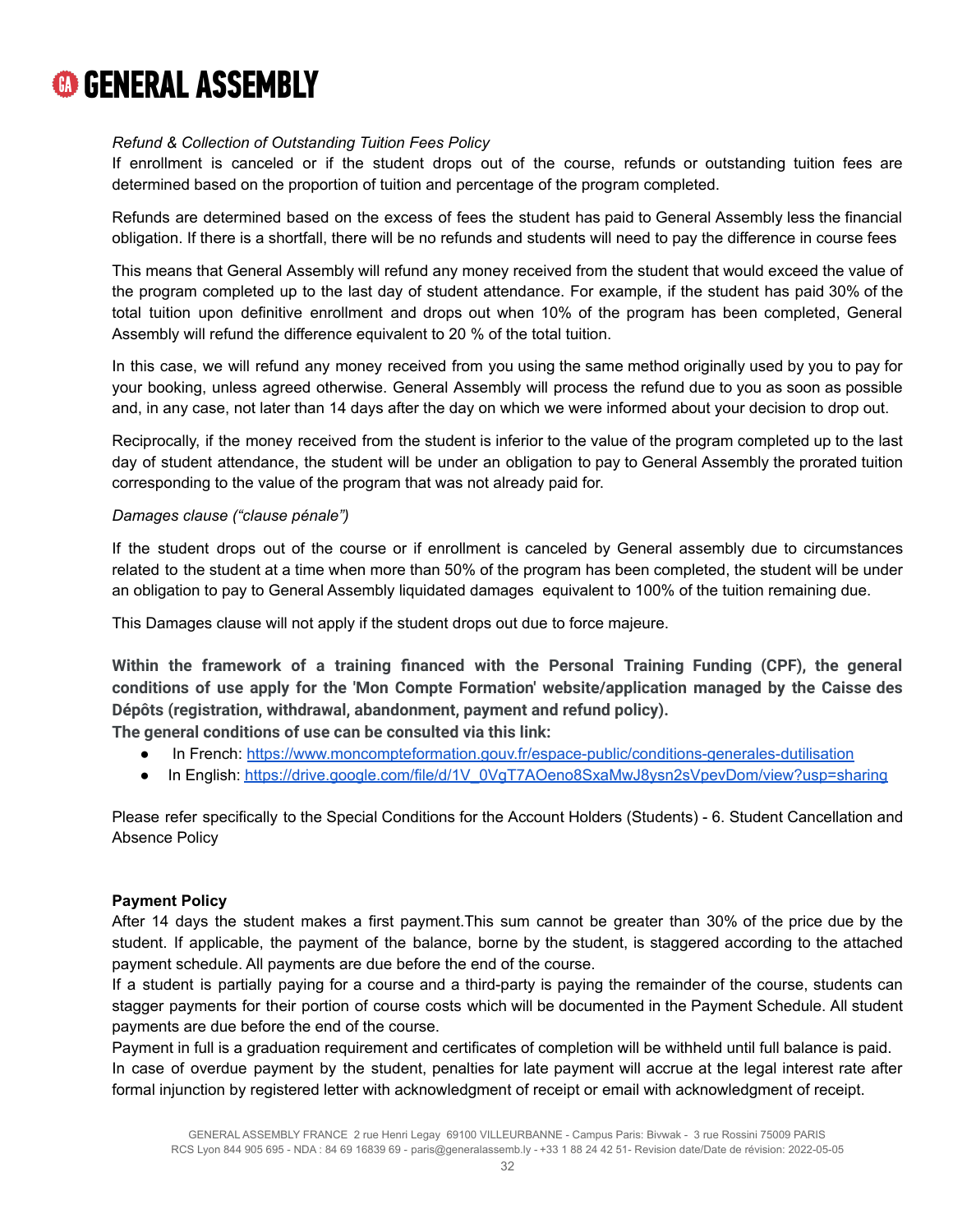*Refund & Collection of Outstanding Tuition Fees Policy*

If enrollment is canceled or if the student drops out of the course, refunds or outstanding tuition fees are determined based on the proportion of tuition and percentage of the program completed.

Refunds are determined based on the excess of fees the student has paid to General Assembly less the financial obligation. If there is a shortfall, there will be no refunds and students will need to pay the difference in course fees

This means that General Assembly will refund any money received from the student that would exceed the value of the program completed up to the last day of student attendance. For example, if the student has paid 30% of the total tuition upon definitive enrollment and drops out when 10% of the program has been completed, General Assembly will refund the difference equivalent to 20 % of the total tuition.

In this case, we will refund any money received from you using the same method originally used by you to pay for your booking, unless agreed otherwise. General Assembly will process the refund due to you as soon as possible and, in any case, not later than 14 days after the day on which we were informed about your decision to drop out.

Reciprocally, if the money received from the student is inferior to the value of the program completed up to the last day of student attendance, the student will be under an obligation to pay to General Assembly the prorated tuition corresponding to the value of the program that was not already paid for.

*Damages clause ("clause pénale")*

If the student drops out of the course or if enrollment is canceled by General assembly due to circumstances related to the student at a time when more than 50% of the program has been completed, the student will be under an obligation to pay to General Assembly liquidated damages equivalent to 100% of the tuition remaining due.

This Damages clause will not apply if the student drops out due to force majeure.

**Within the framework of a training financed with the Personal Training Funding (CPF), the general conditions of use apply for the 'Mon Compte Formation' website/application managed by the Caisse des Dépôts (registration, withdrawal, abandonment, payment and refund policy).**
**The general conditions of use can be consulted via this link:**

- In French: https://www.moncompteformation.gouv.fr/espace-public/conditions-generales-dutilisation
- In English: https://drive.google.com/file/d/1V_0VgT7AOeno8SxaMwJ8ysn2sVpevDom/view?usp=sharing

Please refer specifically to the Special Conditions for the Account Holders (Students) - 6. Student Cancellation and Absence Policy

**Payment Policy**

After 14 days the student makes a first payment.This sum cannot be greater than 30% of the price due by the student. If applicable, the payment of the balance, borne by the student, is staggered according to the attached payment schedule. All payments are due before the end of the course.

If a student is partially paying for a course and a third-party is paying the remainder of the course, students can stagger payments for their portion of course costs which will be documented in the Payment Schedule. All student payments are due before the end of the course.

Payment in full is a graduation requirement and certificates of completion will be withheld until full balance is paid.

In case of overdue payment by the student, penalties for late payment will accrue at the legal interest rate after formal injunction by registered letter with acknowledgment of receipt or email with acknowledgment of receipt.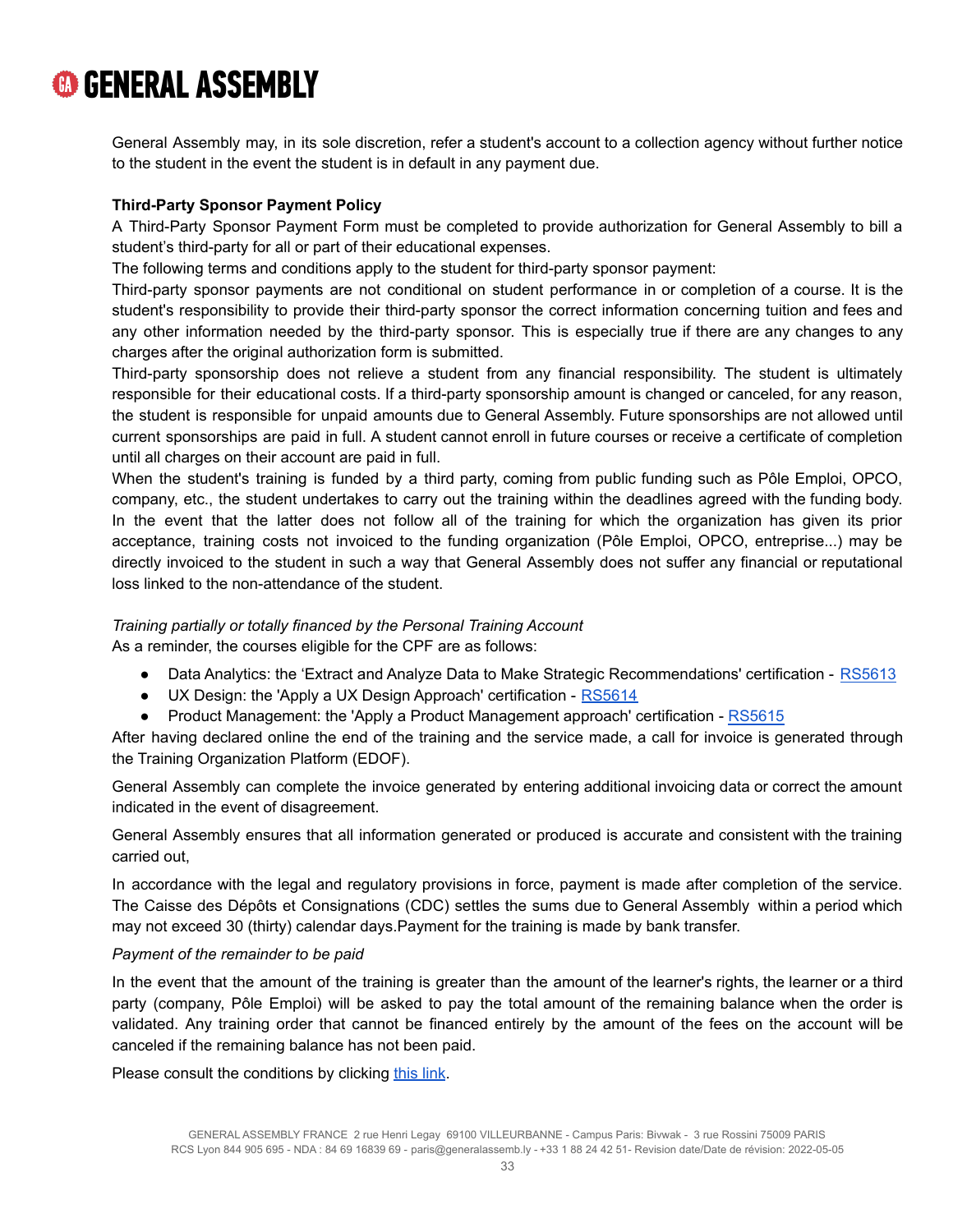General Assembly may, in its sole discretion, refer a student's account to a collection agency without further notice to the student in the event the student is in default in any payment due.

**Third-Party Sponsor Payment Policy**

A Third-Party Sponsor Payment Form must be completed to provide authorization for General Assembly to bill a student's third-party for all or part of their educational expenses.

The following terms and conditions apply to the student for third-party sponsor payment:

Third-party sponsor payments are not conditional on student performance in or completion of a course. It is the student's responsibility to provide their third-party sponsor the correct information concerning tuition and fees and any other information needed by the third-party sponsor. This is especially true if there are any changes to any charges after the original authorization form is submitted.

Third-party sponsorship does not relieve a student from any financial responsibility. The student is ultimately responsible for their educational costs. If a third-party sponsorship amount is changed or canceled, for any reason, the student is responsible for unpaid amounts due to General Assembly. Future sponsorships are not allowed until current sponsorships are paid in full. A student cannot enroll in future courses or receive a certificate of completion until all charges on their account are paid in full.

When the student's training is funded by a third party, coming from public funding such as Pôle Emploi, OPCO, company, etc., the student undertakes to carry out the training within the deadlines agreed with the funding body. In the event that the latter does not follow all of the training for which the organization has given its prior acceptance, training costs not invoiced to the funding organization (Pôle Emploi, OPCO, entreprise...) may be directly invoiced to the student in such a way that General Assembly does not suffer any financial or reputational loss linked to the non-attendance of the student.

*Training partially or totally financed by the Personal Training Account*

As a reminder, the courses eligible for the CPF are as follows:

- Data Analytics: the 'Extract and Analyze Data to Make Strategic Recommendations' certification - RS5613
- UX Design: the 'Apply a UX Design Approach' certification - RS5614
- Product Management: the 'Apply a Product Management approach' certification - RS5615

After having declared online the end of the training and the service made, a call for invoice is generated through the Training Organization Platform (EDOF).

General Assembly can complete the invoice generated by entering additional invoicing data or correct the amount indicated in the event of disagreement.

General Assembly ensures that all information generated or produced is accurate and consistent with the training carried out,

In accordance with the legal and regulatory provisions in force, payment is made after completion of the service. The Caisse des Dépôts et Consignations (CDC) settles the sums due to General Assembly within a period which may not exceed 30 (thirty) calendar days.Payment for the training is made by bank transfer.

*Payment of the remainder to be paid*

In the event that the amount of the training is greater than the amount of the learner's rights, the learner or a third party (company, Pôle Emploi) will be asked to pay the total amount of the remaining balance when the order is validated. Any training order that cannot be financed entirely by the amount of the fees on the account will be canceled if the remaining balance has not been paid.

Please consult the conditions by clicking this link.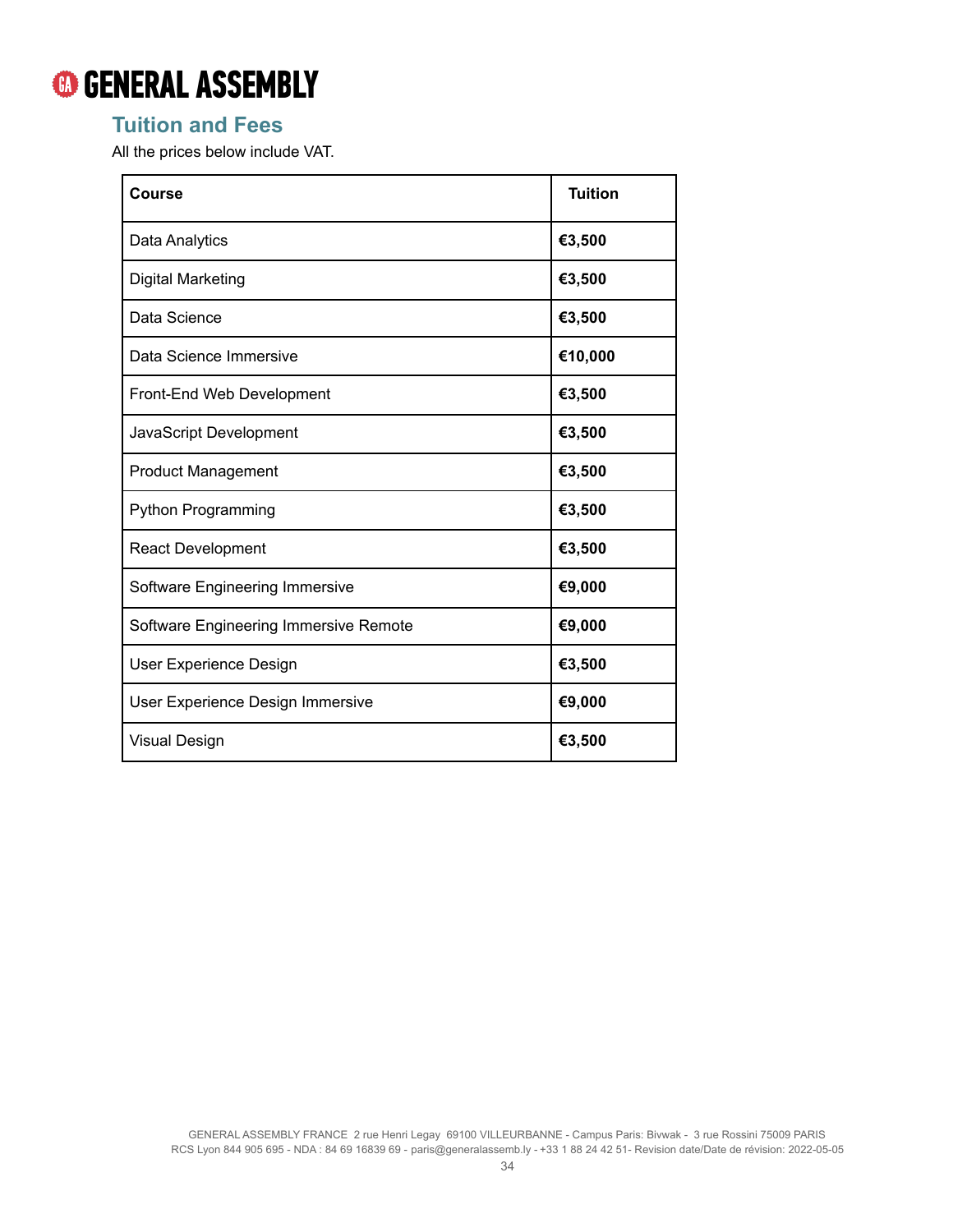## Tuition and Fees

All the prices below include VAT.

| Course | Tuition |
| --- | --- |
| Data Analytics | **€3,500** |
| Digital Marketing | **€3,500** |
| Data Science | **€3,500** |
| Data Science Immersive | **€10,000** |
| Front-End Web Development | **€3,500** |
| JavaScript Development | **€3,500** |
| Product Management | **€3,500** |
| Python Programming | **€3,500** |
| React Development | **€3,500** |
| Software Engineering Immersive | **€9,000** |
| Software Engineering Immersive Remote | **€9,000** |
| User Experience Design | **€3,500** |
| User Experience Design Immersive | **€9,000** |
| Visual Design | **€3,500** |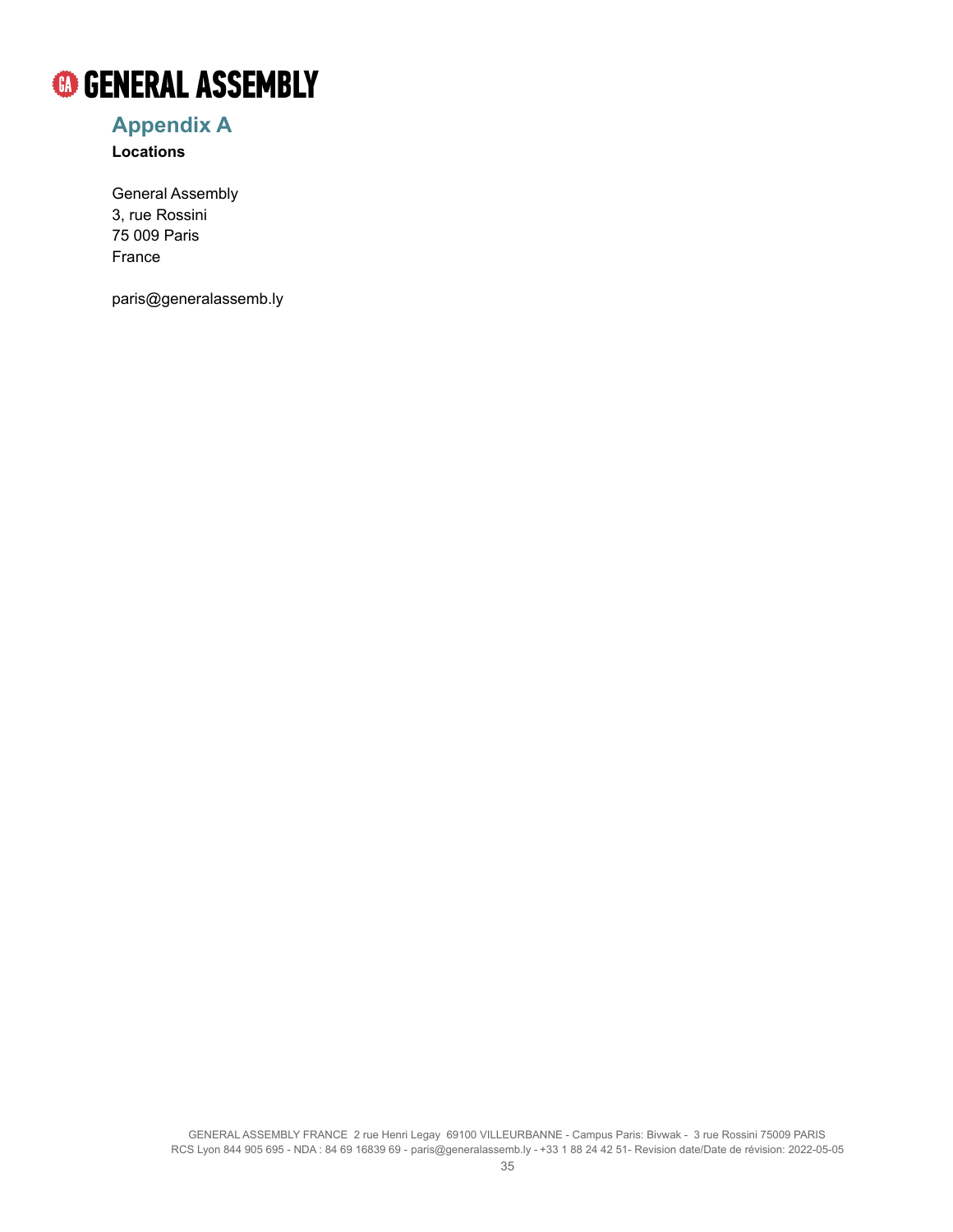## Appendix A

**Locations**

General Assembly
3, rue Rossini
75 009 Paris
France

paris@generalassemb.ly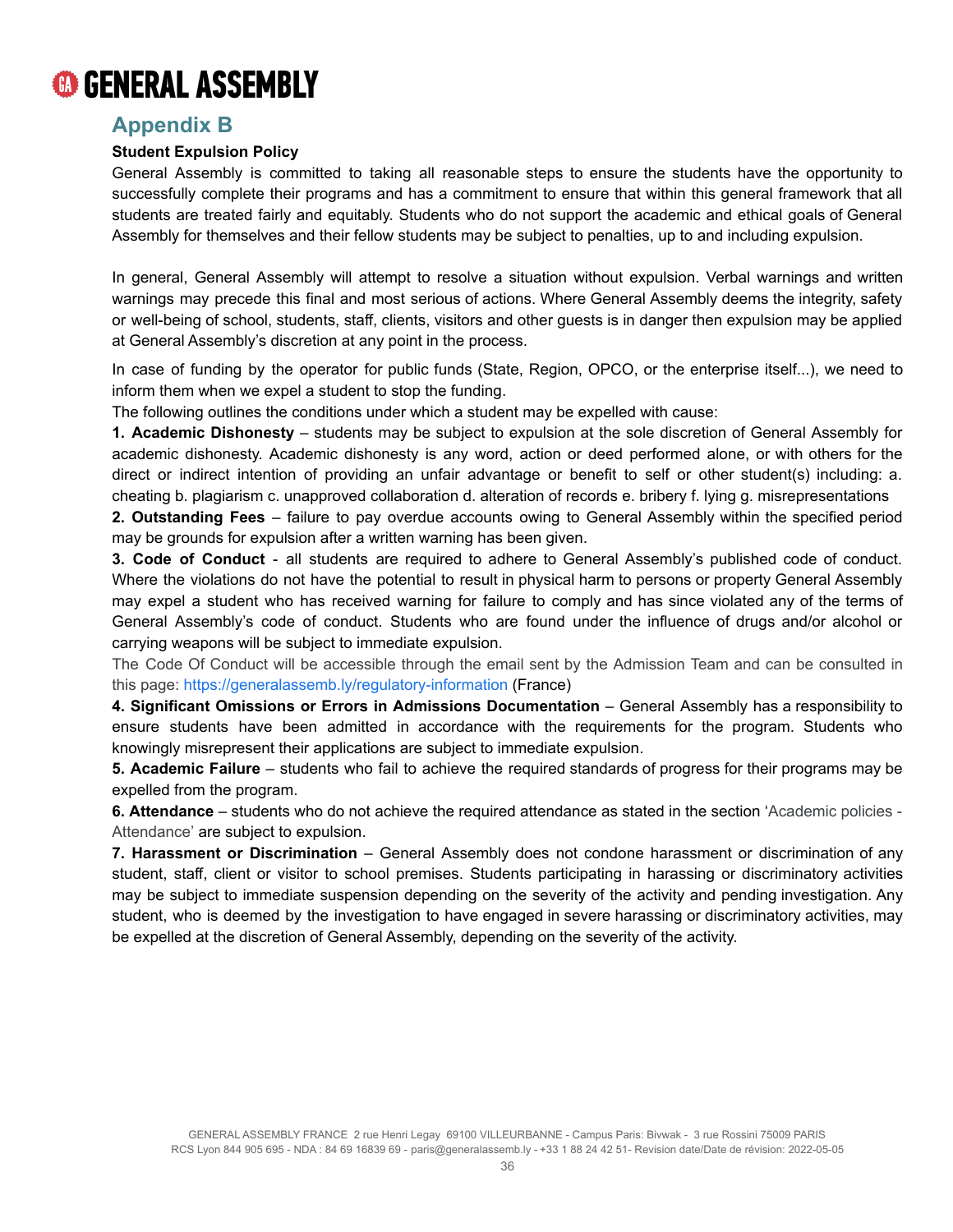## Appendix B

**Student Expulsion Policy**

General Assembly is committed to taking all reasonable steps to ensure the students have the opportunity to successfully complete their programs and has a commitment to ensure that within this general framework that all students are treated fairly and equitably. Students who do not support the academic and ethical goals of General Assembly for themselves and their fellow students may be subject to penalties, up to and including expulsion.

In general, General Assembly will attempt to resolve a situation without expulsion. Verbal warnings and written warnings may precede this final and most serious of actions. Where General Assembly deems the integrity, safety or well-being of school, students, staff, clients, visitors and other guests is in danger then expulsion may be applied at General Assembly's discretion at any point in the process.

In case of funding by the operator for public funds (State, Region, OPCO, or the enterprise itself...), we need to inform them when we expel a student to stop the funding.

The following outlines the conditions under which a student may be expelled with cause:

**1. Academic Dishonesty** – students may be subject to expulsion at the sole discretion of General Assembly for academic dishonesty. Academic dishonesty is any word, action or deed performed alone, or with others for the direct or indirect intention of providing an unfair advantage or benefit to self or other student(s) including: a. cheating b. plagiarism c. unapproved collaboration d. alteration of records e. bribery f. lying g. misrepresentations

**2. Outstanding Fees** – failure to pay overdue accounts owing to General Assembly within the specified period may be grounds for expulsion after a written warning has been given.

**3. Code of Conduct** - all students are required to adhere to General Assembly's published code of conduct. Where the violations do not have the potential to result in physical harm to persons or property General Assembly may expel a student who has received warning for failure to comply and has since violated any of the terms of General Assembly's code of conduct. Students who are found under the influence of drugs and/or alcohol or carrying weapons will be subject to immediate expulsion.

The Code Of Conduct will be accessible through the email sent by the Admission Team and can be consulted in this page: https://generalassemb.ly/regulatory-information (France)

**4. Significant Omissions or Errors in Admissions Documentation** – General Assembly has a responsibility to ensure students have been admitted in accordance with the requirements for the program. Students who knowingly misrepresent their applications are subject to immediate expulsion.

**5. Academic Failure** – students who fail to achieve the required standards of progress for their programs may be expelled from the program.

**6. Attendance** – students who do not achieve the required attendance as stated in the section 'Academic policies - Attendance' are subject to expulsion.

**7. Harassment or Discrimination** – General Assembly does not condone harassment or discrimination of any student, staff, client or visitor to school premises. Students participating in harassing or discriminatory activities may be subject to immediate suspension depending on the severity of the activity and pending investigation. Any student, who is deemed by the investigation to have engaged in severe harassing or discriminatory activities, may be expelled at the discretion of General Assembly, depending on the severity of the activity.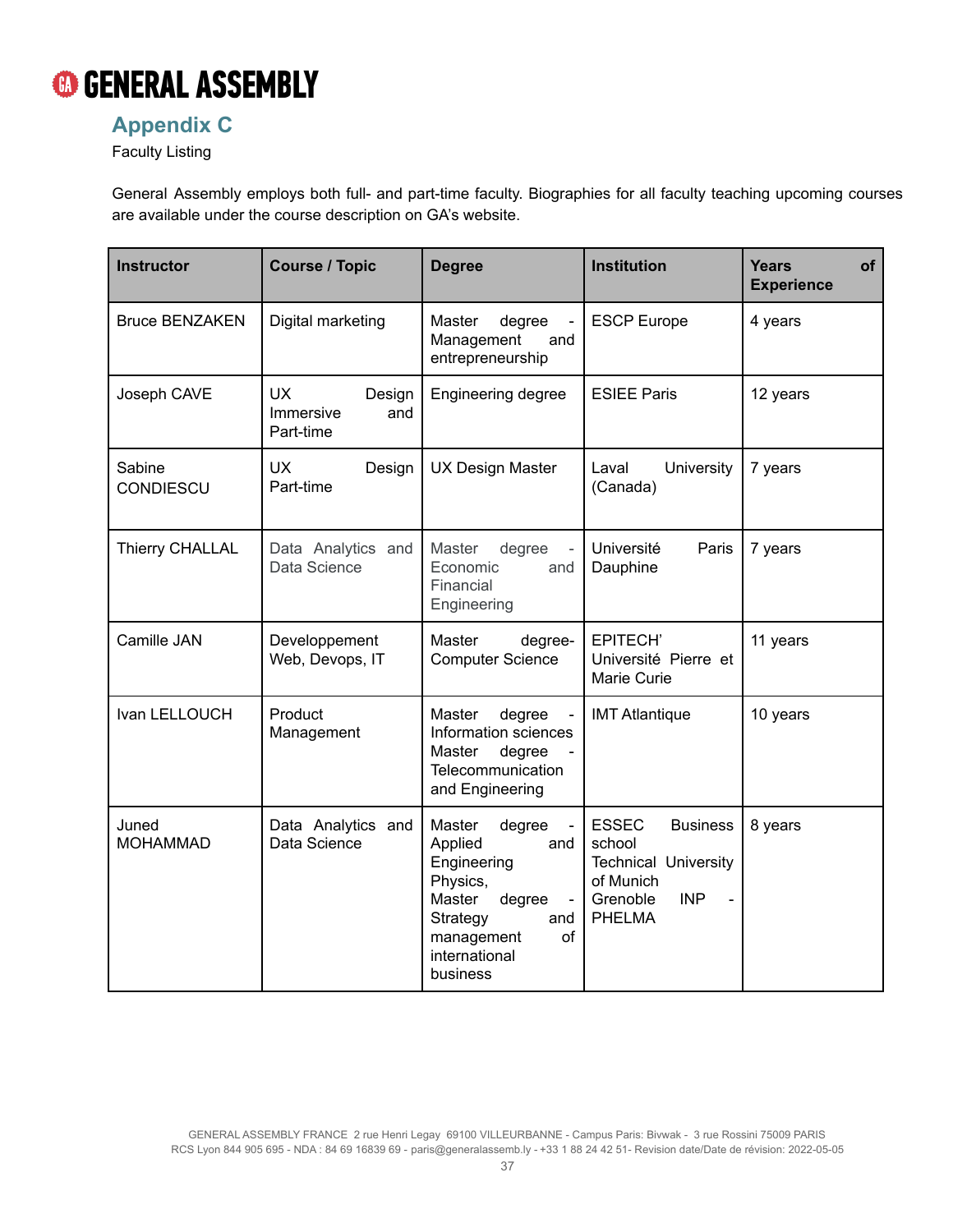## Appendix C

Faculty Listing

General Assembly employs both full- and part-time faculty. Biographies for all faculty teaching upcoming courses are available under the course description on GA's website.

| Instructor | Course / Topic | Degree | Institution | Years of Experience |
|---|---|---|---|---|
| Bruce BENZAKEN | Digital marketing | Master degree - Management and entrepreneurship | ESCP Europe | 4 years |
| Joseph CAVE | UX Design Immersive and Part-time | Engineering degree | ESIEE Paris | 12 years |
| Sabine CONDIESCU | UX Design Part-time | UX Design Master | Laval University (Canada) | 7 years |
| Thierry CHALLAL | Data Analytics and Data Science | Master degree - Economic and Financial Engineering | Université Paris Dauphine | 7 years |
| Camille JAN | Developpement Web, Devops, IT | Master degree- Computer Science | EPITECH' Université Pierre et Marie Curie | 11 years |
| Ivan LELLOUCH | Product Management | Master degree - Information sciences Master degree - Telecommunication and Engineering | IMT Atlantique | 10 years |
| Juned MOHAMMAD | Data Analytics and Data Science | Master degree - Applied and Engineering Physics, Master degree - Strategy and management of international business | ESSEC Business school Technical University of Munich Grenoble INP - PHELMA | 8 years |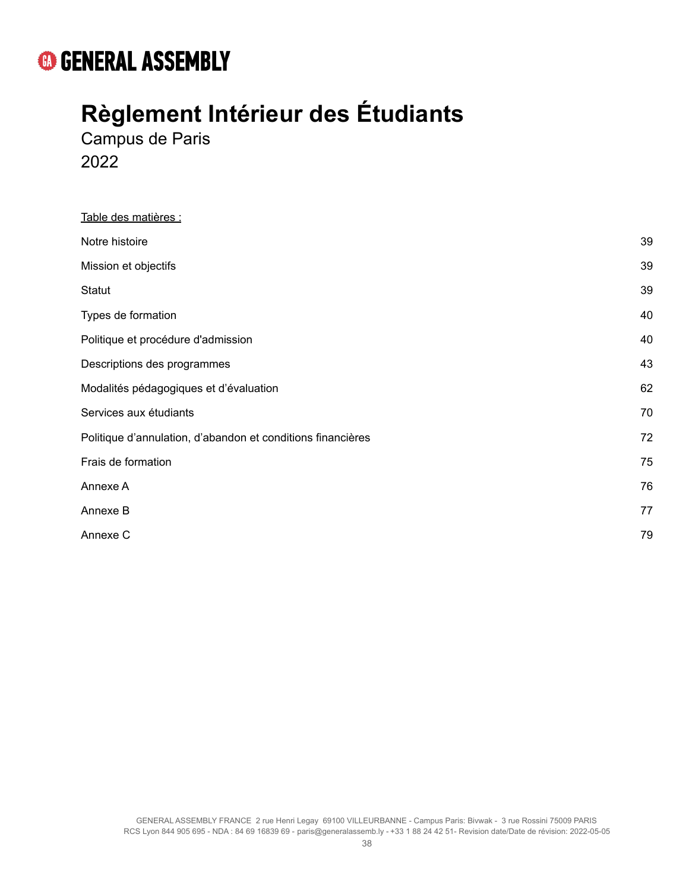GENERAL ASSEMBLY

# Règlement Intérieur des Étudiants

Campus de Paris

2022

Table des matières :

| | |
|---|---|
| Notre histoire | 39 |
| Mission et objectifs | 39 |
| Statut | 39 |
| Types de formation | 40 |
| Politique et procédure d'admission | 40 |
| Descriptions des programmes | 43 |
| Modalités pédagogiques et d'évaluation | 62 |
| Services aux étudiants | 70 |
| Politique d'annulation, d'abandon et conditions financières | 72 |
| Frais de formation | 75 |
| Annexe A | 76 |
| Annexe B | 77 |
| Annexe C | 79 |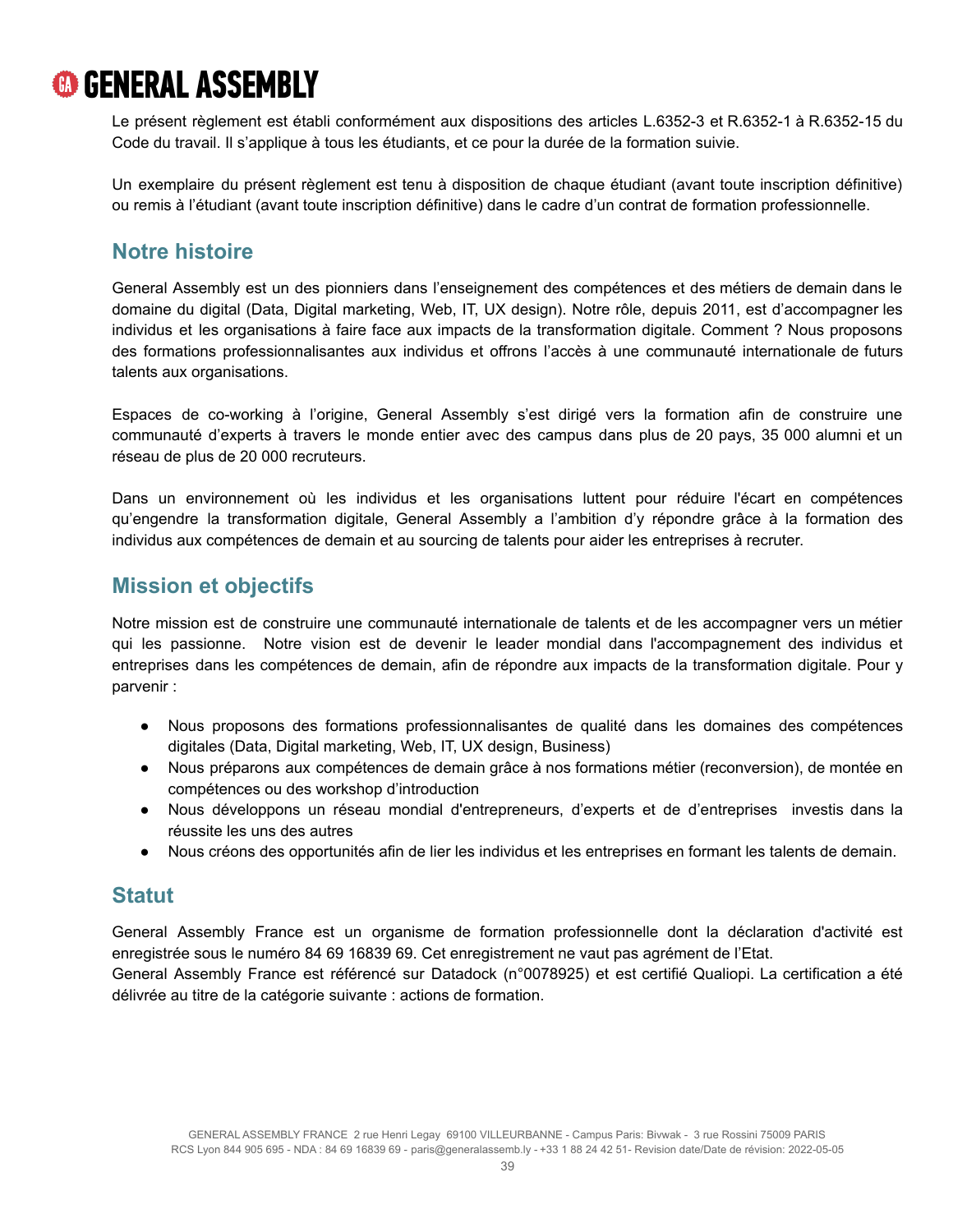Le présent règlement est établi conformément aux dispositions des articles L.6352-3 et R.6352-1 à R.6352-15 du Code du travail. Il s'applique à tous les étudiants, et ce pour la durée de la formation suivie.

Un exemplaire du présent règlement est tenu à disposition de chaque étudiant (avant toute inscription définitive) ou remis à l'étudiant (avant toute inscription définitive) dans le cadre d'un contrat de formation professionnelle.

## Notre histoire

General Assembly est un des pionniers dans l'enseignement des compétences et des métiers de demain dans le domaine du digital (Data, Digital marketing, Web, IT, UX design). Notre rôle, depuis 2011, est d'accompagner les individus et les organisations à faire face aux impacts de la transformation digitale. Comment ? Nous proposons des formations professionnalisantes aux individus et offrons l'accès à une communauté internationale de futurs talents aux organisations.

Espaces de co-working à l'origine, General Assembly s'est dirigé vers la formation afin de construire une communauté d'experts à travers le monde entier avec des campus dans plus de 20 pays, 35 000 alumni et un réseau de plus de 20 000 recruteurs.

Dans un environnement où les individus et les organisations luttent pour réduire l'écart en compétences qu'engendre la transformation digitale, General Assembly a l'ambition d'y répondre grâce à la formation des individus aux compétences de demain et au sourcing de talents pour aider les entreprises à recruter.

## Mission et objectifs

Notre mission est de construire une communauté internationale de talents et de les accompagner vers un métier qui les passionne. Notre vision est de devenir le leader mondial dans l'accompagnement des individus et entreprises dans les compétences de demain, afin de répondre aux impacts de la transformation digitale. Pour y parvenir :

- Nous proposons des formations professionnalisantes de qualité dans les domaines des compétences digitales (Data, Digital marketing, Web, IT, UX design, Business)
- Nous préparons aux compétences de demain grâce à nos formations métier (reconversion), de montée en compétences ou des workshop d'introduction
- Nous développons un réseau mondial d'entrepreneurs, d'experts et de d'entreprises investis dans la réussite les uns des autres
- Nous créons des opportunités afin de lier les individus et les entreprises en formant les talents de demain.

## Statut

General Assembly France est un organisme de formation professionnelle dont la déclaration d'activité est enregistrée sous le numéro 84 69 16839 69. Cet enregistrement ne vaut pas agrément de l'Etat.
General Assembly France est référencé sur Datadock (n°0078925) et est certifié Qualiopi. La certification a été délivrée au titre de la catégorie suivante : actions de formation.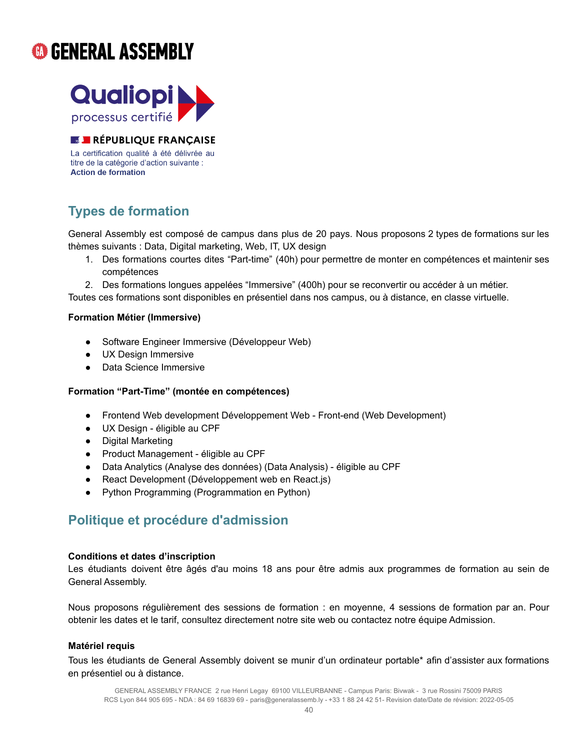# GENERAL ASSEMBLY

Qualiopi
processus certifié

RÉPUBLIQUE FRANÇAISE

La certification qualité à été délivrée au titre de la catégorie d'action suivante :
**Action de formation**

## Types de formation

General Assembly est composé de campus dans plus de 20 pays. Nous proposons 2 types de formations sur les thèmes suivants : Data, Digital marketing, Web, IT, UX design

1. Des formations courtes dites "Part-time" (40h) pour permettre de monter en compétences et maintenir ses compétences
2. Des formations longues appelées "Immersive" (400h) pour se reconvertir ou accéder à un métier.

Toutes ces formations sont disponibles en présentiel dans nos campus, ou à distance, en classe virtuelle.

**Formation Métier (Immersive)**

- Software Engineer Immersive (Développeur Web)
- UX Design Immersive
- Data Science Immersive

**Formation "Part-Time" (montée en compétences)**

- Frontend Web development Développement Web - Front-end (Web Development)
- UX Design - éligible au CPF
- Digital Marketing
- Product Management - éligible au CPF
- Data Analytics (Analyse des données) (Data Analysis) - éligible au CPF
- React Development (Développement web en React.js)
- Python Programming (Programmation en Python)

## Politique et procédure d'admission

**Conditions et dates d'inscription**
Les étudiants doivent être âgés d'au moins 18 ans pour être admis aux programmes de formation au sein de General Assembly.

Nous proposons régulièrement des sessions de formation : en moyenne, 4 sessions de formation par an. Pour obtenir les dates et le tarif, consultez directement notre site web ou contactez notre équipe Admission.

**Matériel requis**
Tous les étudiants de General Assembly doivent se munir d'un ordinateur portable* afin d'assister aux formations en présentiel ou à distance.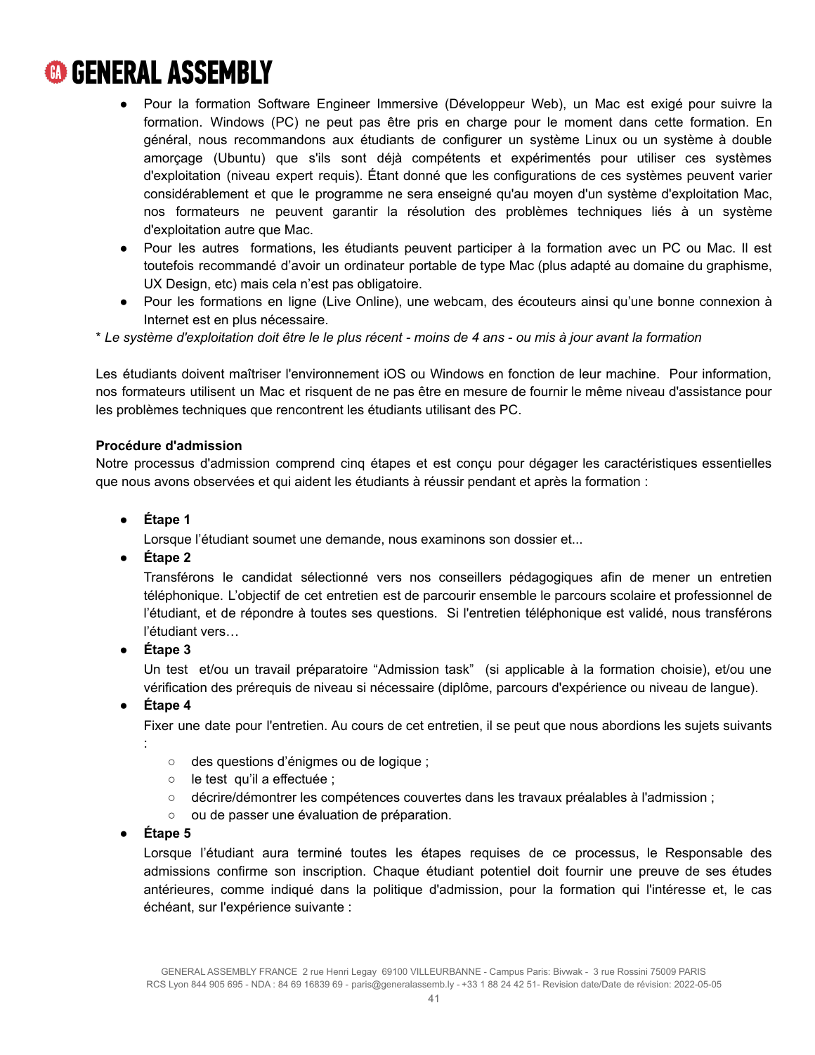- Pour la formation Software Engineer Immersive (Développeur Web), un Mac est exigé pour suivre la formation. Windows (PC) ne peut pas être pris en charge pour le moment dans cette formation. En général, nous recommandons aux étudiants de configurer un système Linux ou un système à double amorçage (Ubuntu) que s'ils sont déjà compétents et expérimentés pour utiliser ces systèmes d'exploitation (niveau expert requis). Étant donné que les configurations de ces systèmes peuvent varier considérablement et que le programme ne sera enseigné qu'au moyen d'un système d'exploitation Mac, nos formateurs ne peuvent garantir la résolution des problèmes techniques liés à un système d'exploitation autre que Mac.
- Pour les autres formations, les étudiants peuvent participer à la formation avec un PC ou Mac. Il est toutefois recommandé d'avoir un ordinateur portable de type Mac (plus adapté au domaine du graphisme, UX Design, etc) mais cela n'est pas obligatoire.
- Pour les formations en ligne (Live Online), une webcam, des écouteurs ainsi qu'une bonne connexion à Internet est en plus nécessaire.

* *Le système d'exploitation doit être le le plus récent - moins de 4 ans - ou mis à jour avant la formation*

Les étudiants doivent maîtriser l'environnement iOS ou Windows en fonction de leur machine. Pour information, nos formateurs utilisent un Mac et risquent de ne pas être en mesure de fournir le même niveau d'assistance pour les problèmes techniques que rencontrent les étudiants utilisant des PC.

**Procédure d'admission**

Notre processus d'admission comprend cinq étapes et est conçu pour dégager les caractéristiques essentielles que nous avons observées et qui aident les étudiants à réussir pendant et après la formation :

- **Étape 1**
  Lorsque l'étudiant soumet une demande, nous examinons son dossier et...
- **Étape 2**
  Transférons le candidat sélectionné vers nos conseillers pédagogiques afin de mener un entretien téléphonique. L'objectif de cet entretien est de parcourir ensemble le parcours scolaire et professionnel de l'étudiant, et de répondre à toutes ses questions. Si l'entretien téléphonique est validé, nous transférons l'étudiant vers…
- **Étape 3**
  Un test et/ou un travail préparatoire “Admission task” (si applicable à la formation choisie), et/ou une vérification des prérequis de niveau si nécessaire (diplôme, parcours d'expérience ou niveau de langue).
- **Étape 4**
  Fixer une date pour l'entretien. Au cours de cet entretien, il se peut que nous abordions les sujets suivants :
  - des questions d'énigmes ou de logique ;
  - le test qu'il a effectuée ;
  - décrire/démontrer les compétences couvertes dans les travaux préalables à l'admission ;
  - ou de passer une évaluation de préparation.
- **Étape 5**
  Lorsque l'étudiant aura terminé toutes les étapes requises de ce processus, le Responsable des admissions confirme son inscription. Chaque étudiant potentiel doit fournir une preuve de ses études antérieures, comme indiqué dans la politique d'admission, pour la formation qui l'intéresse et, le cas échéant, sur l'expérience suivante :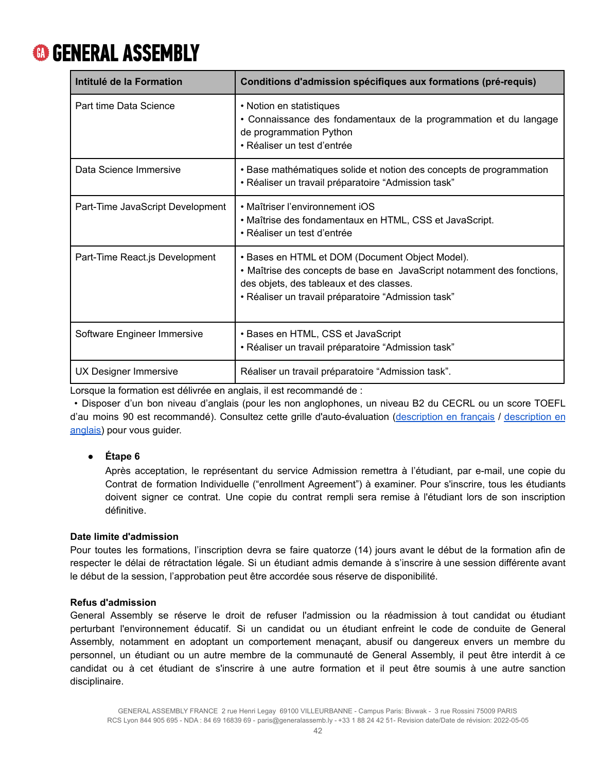| Intitulé de la Formation | Conditions d'admission spécifiques aux formations (pré-requis) |
| --- | --- |
| Part time Data Science | • Notion en statistiques<br>• Connaissance des fondamentaux de la programmation et du langage de programmation Python<br>• Réaliser un test d'entrée |
| Data Science Immersive | • Base mathématiques solide et notion des concepts de programmation<br>• Réaliser un travail préparatoire "Admission task" |
| Part-Time JavaScript Development | • Maîtriser l'environnement iOS<br>• Maîtrise des fondamentaux en HTML, CSS et JavaScript.<br>• Réaliser un test d'entrée |
| Part-Time React.js Development | • Bases en HTML et DOM (Document Object Model).<br>• Maîtrise des concepts de base en JavaScript notamment des fonctions, des objets, des tableaux et des classes.<br>• Réaliser un travail préparatoire "Admission task" |
| Software Engineer Immersive | • Bases en HTML, CSS et JavaScript<br>• Réaliser un travail préparatoire "Admission task" |
| UX Designer Immersive | Réaliser un travail préparatoire "Admission task". |

Lorsque la formation est délivrée en anglais, il est recommandé de :

• Disposer d'un bon niveau d'anglais (pour les non anglophones, un niveau B2 du CECRL ou un score TOEFL d'au moins 90 est recommandé). Consultez cette grille d'auto-évaluation (description en français / description en anglais) pour vous guider.

- **Étape 6**
  Après acceptation, le représentant du service Admission remettra à l'étudiant, par e-mail, une copie du Contrat de formation Individuelle ("enrollment Agreement") à examiner. Pour s'inscrire, tous les étudiants doivent signer ce contrat. Une copie du contrat rempli sera remise à l'étudiant lors de son inscription définitive.

**Date limite d'admission**

Pour toutes les formations, l'inscription devra se faire quatorze (14) jours avant le début de la formation afin de respecter le délai de rétractation légale. Si un étudiant admis demande à s'inscrire à une session différente avant le début de la session, l'approbation peut être accordée sous réserve de disponibilité.

**Refus d'admission**

General Assembly se réserve le droit de refuser l'admission ou la réadmission à tout candidat ou étudiant perturbant l'environnement éducatif. Si un candidat ou un étudiant enfreint le code de conduite de General Assembly, notamment en adoptant un comportement menaçant, abusif ou dangereux envers un membre du personnel, un étudiant ou un autre membre de la communauté de General Assembly, il peut être interdit à ce candidat ou à cet étudiant de s'inscrire à une autre formation et il peut être soumis à une autre sanction disciplinaire.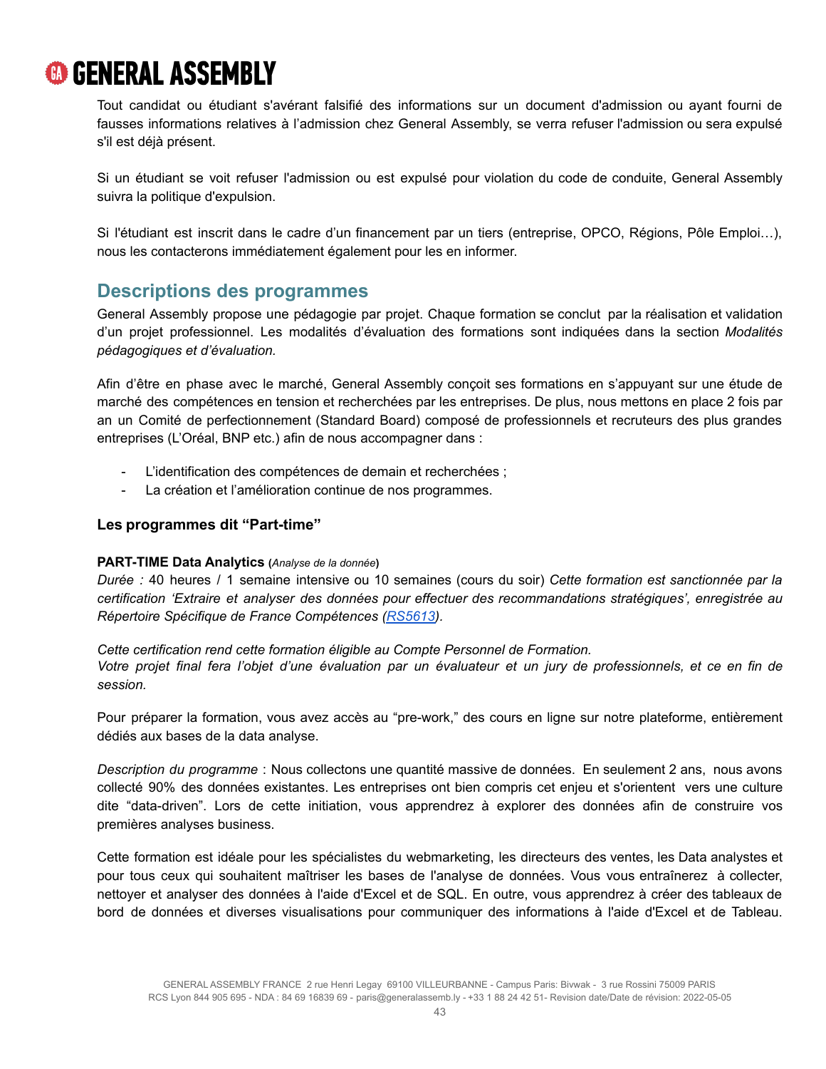Tout candidat ou étudiant s'avérant falsifié des informations sur un document d'admission ou ayant fourni de fausses informations relatives à l'admission chez General Assembly, se verra refuser l'admission ou sera expulsé s'il est déjà présent.

Si un étudiant se voit refuser l'admission ou est expulsé pour violation du code de conduite, General Assembly suivra la politique d'expulsion.

Si l'étudiant est inscrit dans le cadre d'un financement par un tiers (entreprise, OPCO, Régions, Pôle Emploi…), nous les contacterons immédiatement également pour les en informer.

## Descriptions des programmes

General Assembly propose une pédagogie par projet. Chaque formation se conclut par la réalisation et validation d'un projet professionnel. Les modalités d'évaluation des formations sont indiquées dans la section *Modalités pédagogiques et d'évaluation.*

Afin d'être en phase avec le marché, General Assembly conçoit ses formations en s'appuyant sur une étude de marché des compétences en tension et recherchées par les entreprises. De plus, nous mettons en place 2 fois par an un Comité de perfectionnement (Standard Board) composé de professionnels et recruteurs des plus grandes entreprises (L'Oréal, BNP etc.) afin de nous accompagner dans :

- L'identification des compétences de demain et recherchées ;
- La création et l'amélioration continue de nos programmes.

### Les programmes dit "Part-time"

**PART-TIME Data Analytics** (*Analyse de la donnée*)

*Durée :* 40 heures / 1 semaine intensive ou 10 semaines (cours du soir) *Cette formation est sanctionnée par la certification 'Extraire et analyser des données pour effectuer des recommandations stratégiques', enregistrée au Répertoire Spécifique de France Compétences (RS5613).*

*Cette certification rend cette formation éligible au Compte Personnel de Formation.*
*Votre projet final fera l'objet d'une évaluation par un évaluateur et un jury de professionnels, et ce en fin de session.*

Pour préparer la formation, vous avez accès au "pre-work," des cours en ligne sur notre plateforme, entièrement dédiés aux bases de la data analyse.

*Description du programme* : Nous collectons une quantité massive de données. En seulement 2 ans, nous avons collecté 90% des données existantes. Les entreprises ont bien compris cet enjeu et s'orientent vers une culture dite "data-driven". Lors de cette initiation, vous apprendrez à explorer des données afin de construire vos premières analyses business.

Cette formation est idéale pour les spécialistes du webmarketing, les directeurs des ventes, les Data analystes et pour tous ceux qui souhaitent maîtriser les bases de l'analyse de données. Vous vous entraînerez à collecter, nettoyer et analyser des données à l'aide d'Excel et de SQL. En outre, vous apprendrez à créer des tableaux de bord de données et diverses visualisations pour communiquer des informations à l'aide d'Excel et de Tableau.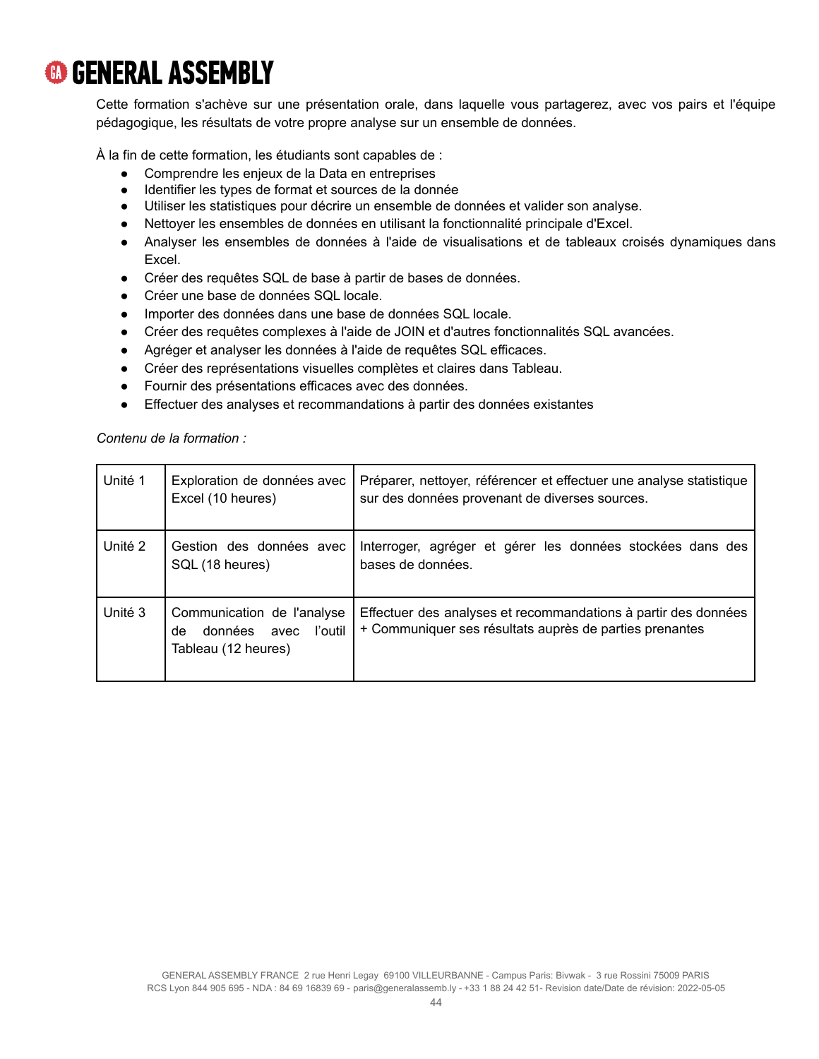Cette formation s'achève sur une présentation orale, dans laquelle vous partagerez, avec vos pairs et l'équipe pédagogique, les résultats de votre propre analyse sur un ensemble de données.

À la fin de cette formation, les étudiants sont capables de :

- Comprendre les enjeux de la Data en entreprises
- Identifier les types de format et sources de la donnée
- Utiliser les statistiques pour décrire un ensemble de données et valider son analyse.
- Nettoyer les ensembles de données en utilisant la fonctionnalité principale d'Excel.
- Analyser les ensembles de données à l'aide de visualisations et de tableaux croisés dynamiques dans Excel.
- Créer des requêtes SQL de base à partir de bases de données.
- Créer une base de données SQL locale.
- Importer des données dans une base de données SQL locale.
- Créer des requêtes complexes à l'aide de JOIN et d'autres fonctionnalités SQL avancées.
- Agréger et analyser les données à l'aide de requêtes SQL efficaces.
- Créer des représentations visuelles complètes et claires dans Tableau.
- Fournir des présentations efficaces avec des données.
- Effectuer des analyses et recommandations à partir des données existantes

*Contenu de la formation :*

| Unité | Module | Description |
|---|---|---|
| Unité 1 | Exploration de données avec Excel (10 heures) | Préparer, nettoyer, référencer et effectuer une analyse statistique sur des données provenant de diverses sources. |
| Unité 2 | Gestion des données avec SQL (18 heures) | Interroger, agréger et gérer les données stockées dans des bases de données. |
| Unité 3 | Communication de l'analyse de données avec l'outil Tableau (12 heures) | Effectuer des analyses et recommandations à partir des données + Communiquer ses résultats auprès de parties prenantes |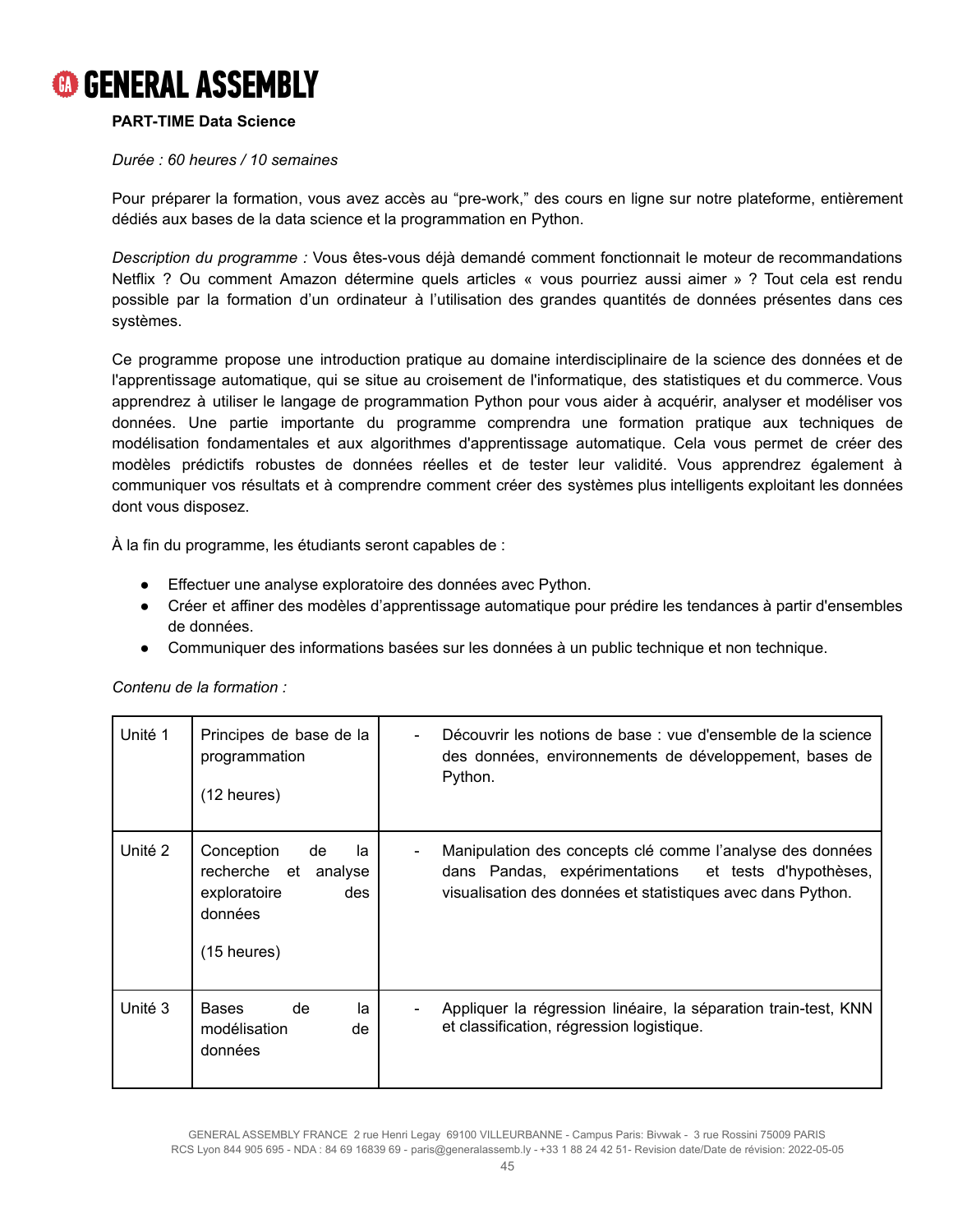**PART-TIME Data Science**

*Durée : 60 heures / 10 semaines*

Pour préparer la formation, vous avez accès au "pre-work," des cours en ligne sur notre plateforme, entièrement dédiés aux bases de la data science et la programmation en Python.

*Description du programme :* Vous êtes-vous déjà demandé comment fonctionnait le moteur de recommandations Netflix ? Ou comment Amazon détermine quels articles « vous pourriez aussi aimer » ? Tout cela est rendu possible par la formation d'un ordinateur à l'utilisation des grandes quantités de données présentes dans ces systèmes.

Ce programme propose une introduction pratique au domaine interdisciplinaire de la science des données et de l'apprentissage automatique, qui se situe au croisement de l'informatique, des statistiques et du commerce. Vous apprendrez à utiliser le langage de programmation Python pour vous aider à acquérir, analyser et modéliser vos données. Une partie importante du programme comprendra une formation pratique aux techniques de modélisation fondamentales et aux algorithmes d'apprentissage automatique. Cela vous permet de créer des modèles prédictifs robustes de données réelles et de tester leur validité. Vous apprendrez également à communiquer vos résultats et à comprendre comment créer des systèmes plus intelligents exploitant les données dont vous disposez.

À la fin du programme, les étudiants seront capables de :

- Effectuer une analyse exploratoire des données avec Python.
- Créer et affiner des modèles d'apprentissage automatique pour prédire les tendances à partir d'ensembles de données.
- Communiquer des informations basées sur les données à un public technique et non technique.

*Contenu de la formation :*

| | | |
|---|---|---|
| Unité 1 | Principes de base de la programmation<br><br>(12 heures) | - Découvrir les notions de base : vue d'ensemble de la science des données, environnements de développement, bases de Python. |
| Unité 2 | Conception de la recherche et analyse exploratoire des données<br><br>(15 heures) | - Manipulation des concepts clé comme l'analyse des données dans Pandas, expérimentations et tests d'hypothèses, visualisation des données et statistiques avec dans Python. |
| Unité 3 | Bases de la modélisation de données | - Appliquer la régression linéaire, la séparation train-test, KNN et classification, régression logistique. |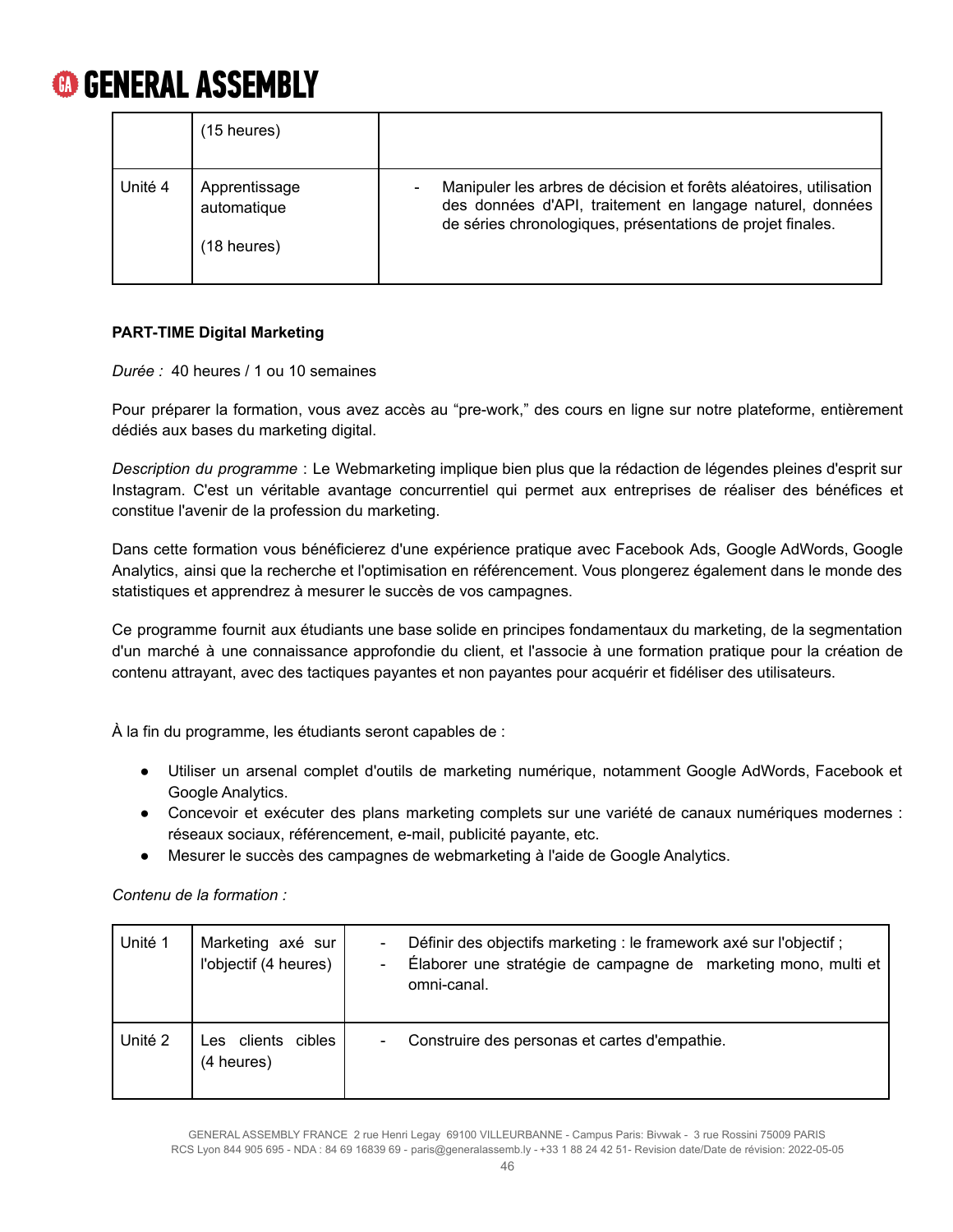| | (15 heures) | |
|---|---|---|
| Unité 4 | Apprentissage automatique<br><br>(18 heures) | - Manipuler les arbres de décision et forêts aléatoires, utilisation des données d'API, traitement en langage naturel, données de séries chronologiques, présentations de projet finales. |

**PART-TIME Digital Marketing**

*Durée :* 40 heures / 1 ou 10 semaines

Pour préparer la formation, vous avez accès au "pre-work," des cours en ligne sur notre plateforme, entièrement dédiés aux bases du marketing digital.

*Description du programme* : Le Webmarketing implique bien plus que la rédaction de légendes pleines d'esprit sur Instagram. C'est un véritable avantage concurrentiel qui permet aux entreprises de réaliser des bénéfices et constitue l'avenir de la profession du marketing.

Dans cette formation vous bénéficierez d'une expérience pratique avec Facebook Ads, Google AdWords, Google Analytics, ainsi que la recherche et l'optimisation en référencement. Vous plongerez également dans le monde des statistiques et apprendrez à mesurer le succès de vos campagnes.

Ce programme fournit aux étudiants une base solide en principes fondamentaux du marketing, de la segmentation d'un marché à une connaissance approfondie du client, et l'associe à une formation pratique pour la création de contenu attrayant, avec des tactiques payantes et non payantes pour acquérir et fidéliser des utilisateurs.

À la fin du programme, les étudiants seront capables de :

- Utiliser un arsenal complet d'outils de marketing numérique, notamment Google AdWords, Facebook et Google Analytics.
- Concevoir et exécuter des plans marketing complets sur une variété de canaux numériques modernes : réseaux sociaux, référencement, e-mail, publicité payante, etc.
- Mesurer le succès des campagnes de webmarketing à l'aide de Google Analytics.

*Contenu de la formation :*

| Unité 1 | Marketing axé sur l'objectif (4 heures) | - Définir des objectifs marketing : le framework axé sur l'objectif ;<br>- Élaborer une stratégie de campagne de marketing mono, multi et omni-canal. |
|---|---|---|
| Unité 2 | Les clients cibles (4 heures) | - Construire des personas et cartes d'empathie. |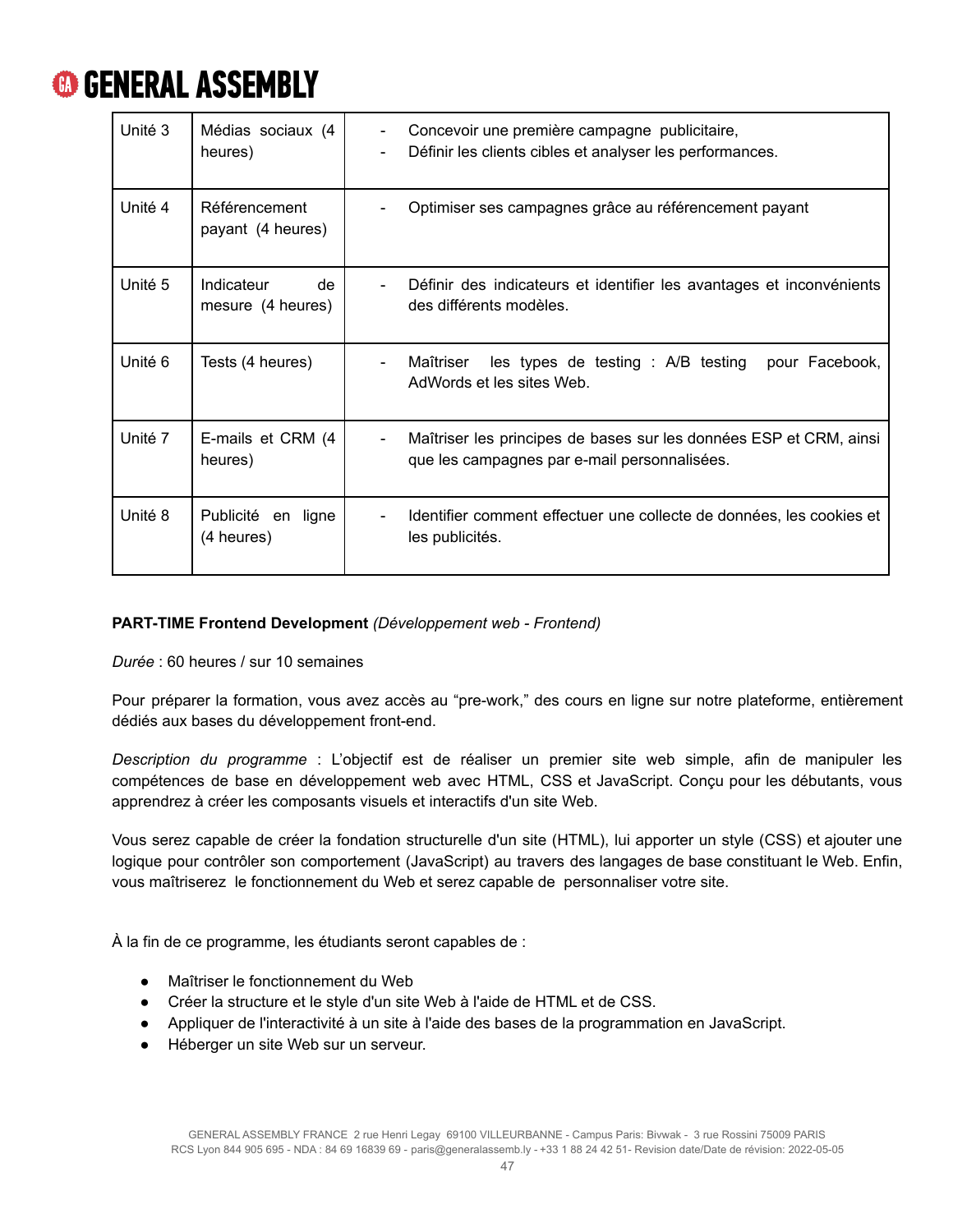| Unité 3 | Médias sociaux (4 heures) | - Concevoir une première campagne publicitaire,<br>- Définir les clients cibles et analyser les performances. |
|---|---|---|
| Unité 4 | Référencement payant (4 heures) | - Optimiser ses campagnes grâce au référencement payant |
| Unité 5 | Indicateur de mesure (4 heures) | - Définir des indicateurs et identifier les avantages et inconvénients des différents modèles. |
| Unité 6 | Tests (4 heures) | - Maîtriser les types de testing : A/B testing pour Facebook, AdWords et les sites Web. |
| Unité 7 | E-mails et CRM (4 heures) | - Maîtriser les principes de bases sur les données ESP et CRM, ainsi que les campagnes par e-mail personnalisées. |
| Unité 8 | Publicité en ligne (4 heures) | - Identifier comment effectuer une collecte de données, les cookies et les publicités. |

**PART-TIME Frontend Development** *(Développement web - Frontend)*

*Durée* : 60 heures / sur 10 semaines

Pour préparer la formation, vous avez accès au “pre-work,” des cours en ligne sur notre plateforme, entièrement dédiés aux bases du développement front-end.

*Description du programme* : L’objectif est de réaliser un premier site web simple, afin de manipuler les compétences de base en développement web avec HTML, CSS et JavaScript. Conçu pour les débutants, vous apprendrez à créer les composants visuels et interactifs d'un site Web.

Vous serez capable de créer la fondation structurelle d'un site (HTML), lui apporter un style (CSS) et ajouter une logique pour contrôler son comportement (JavaScript) au travers des langages de base constituant le Web. Enfin, vous maîtriserez le fonctionnement du Web et serez capable de personnaliser votre site.

À la fin de ce programme, les étudiants seront capables de :

- Maîtriser le fonctionnement du Web
- Créer la structure et le style d'un site Web à l'aide de HTML et de CSS.
- Appliquer de l'interactivité à un site à l'aide des bases de la programmation en JavaScript.
- Héberger un site Web sur un serveur.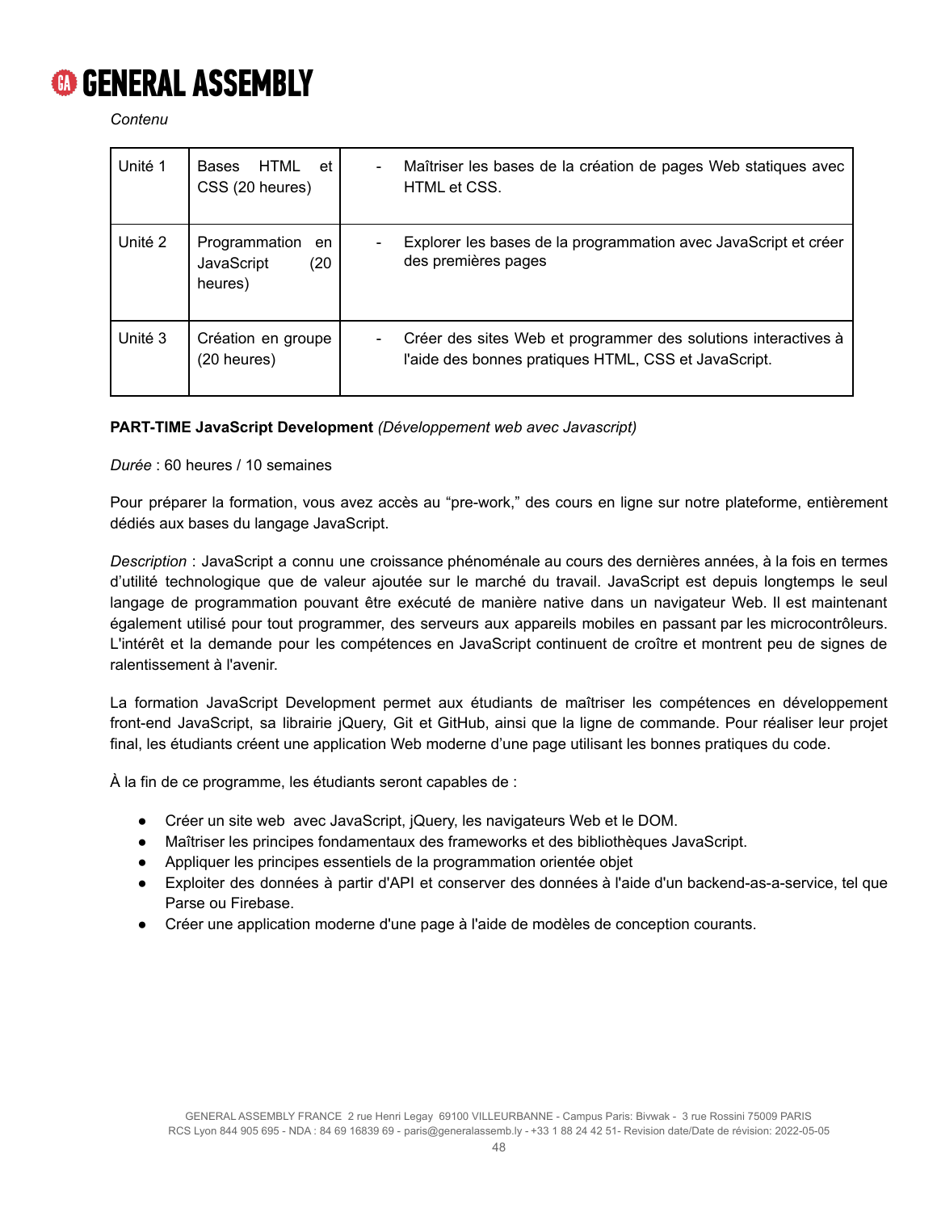*Contenu*

| Unité 1 | Bases HTML et CSS (20 heures) | - Maîtriser les bases de la création de pages Web statiques avec HTML et CSS. |
|---|---|---|
| Unité 2 | Programmation en JavaScript (20 heures) | - Explorer les bases de la programmation avec JavaScript et créer des premières pages |
| Unité 3 | Création en groupe (20 heures) | - Créer des sites Web et programmer des solutions interactives à l'aide des bonnes pratiques HTML, CSS et JavaScript. |

**PART-TIME JavaScript Development** *(Développement web avec Javascript)*

*Durée* : 60 heures / 10 semaines

Pour préparer la formation, vous avez accès au "pre-work," des cours en ligne sur notre plateforme, entièrement dédiés aux bases du langage JavaScript.

*Description* : JavaScript a connu une croissance phénoménale au cours des dernières années, à la fois en termes d'utilité technologique que de valeur ajoutée sur le marché du travail. JavaScript est depuis longtemps le seul langage de programmation pouvant être exécuté de manière native dans un navigateur Web. Il est maintenant également utilisé pour tout programmer, des serveurs aux appareils mobiles en passant par les microcontrôleurs. L'intérêt et la demande pour les compétences en JavaScript continuent de croître et montrent peu de signes de ralentissement à l'avenir.

La formation JavaScript Development permet aux étudiants de maîtriser les compétences en développement front-end JavaScript, sa librairie jQuery, Git et GitHub, ainsi que la ligne de commande. Pour réaliser leur projet final, les étudiants créent une application Web moderne d'une page utilisant les bonnes pratiques du code.

À la fin de ce programme, les étudiants seront capables de :

- Créer un site web avec JavaScript, jQuery, les navigateurs Web et le DOM.
- Maîtriser les principes fondamentaux des frameworks et des bibliothèques JavaScript.
- Appliquer les principes essentiels de la programmation orientée objet
- Exploiter des données à partir d'API et conserver des données à l'aide d'un backend-as-a-service, tel que Parse ou Firebase.
- Créer une application moderne d'une page à l'aide de modèles de conception courants.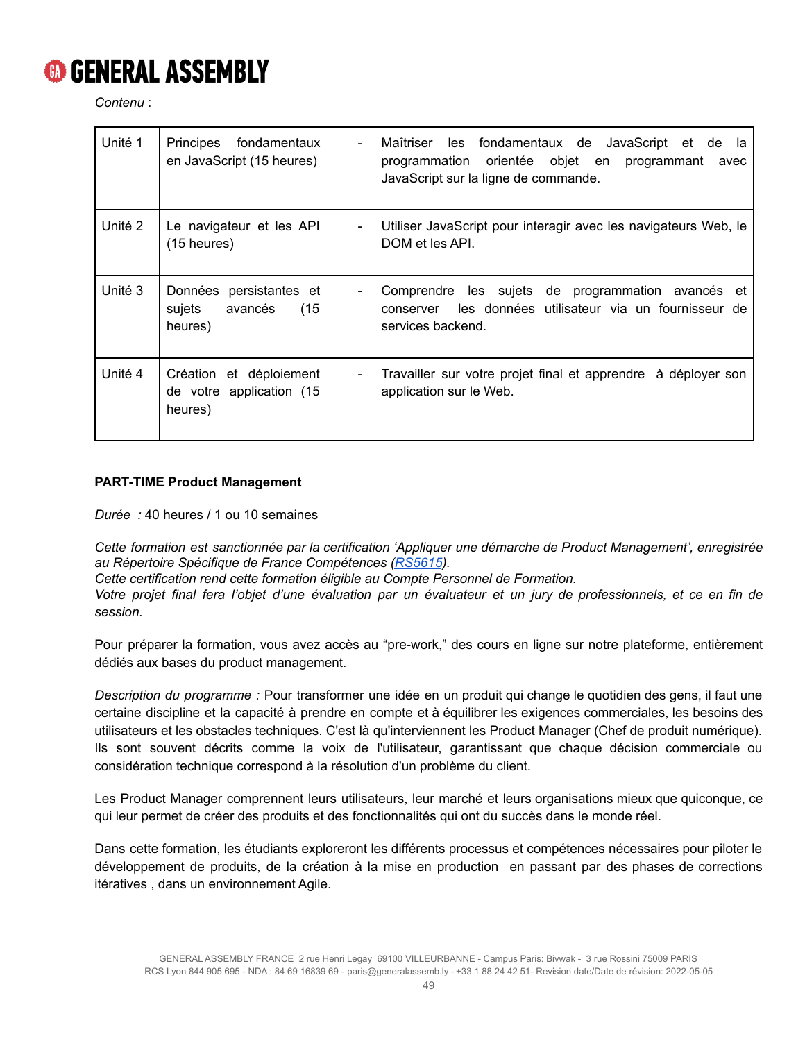*Contenu* :

| Unité 1 | Principes fondamentaux en JavaScript (15 heures) | - Maîtriser les fondamentaux de JavaScript et de la programmation orientée objet en programmant avec JavaScript sur la ligne de commande. |
|---|---|---|
| Unité 2 | Le navigateur et les API (15 heures) | - Utiliser JavaScript pour interagir avec les navigateurs Web, le DOM et les API. |
| Unité 3 | Données persistantes et sujets avancés (15 heures) | - Comprendre les sujets de programmation avancés et conserver les données utilisateur via un fournisseur de services backend. |
| Unité 4 | Création et déploiement de votre application (15 heures) | - Travailler sur votre projet final et apprendre à déployer son application sur le Web. |

**PART-TIME Product Management**

*Durée :* 40 heures / 1 ou 10 semaines

*Cette formation est sanctionnée par la certification 'Appliquer une démarche de Product Management', enregistrée au Répertoire Spécifique de France Compétences (RS5615).*
*Cette certification rend cette formation éligible au Compte Personnel de Formation.*
*Votre projet final fera l'objet d'une évaluation par un évaluateur et un jury de professionnels, et ce en fin de session.*

Pour préparer la formation, vous avez accès au "pre-work," des cours en ligne sur notre plateforme, entièrement dédiés aux bases du product management.

*Description du programme :* Pour transformer une idée en un produit qui change le quotidien des gens, il faut une certaine discipline et la capacité à prendre en compte et à équilibrer les exigences commerciales, les besoins des utilisateurs et les obstacles techniques. C'est là qu'interviennent les Product Manager (Chef de produit numérique). Ils sont souvent décrits comme la voix de l'utilisateur, garantissant que chaque décision commerciale ou considération technique correspond à la résolution d'un problème du client.

Les Product Manager comprennent leurs utilisateurs, leur marché et leurs organisations mieux que quiconque, ce qui leur permet de créer des produits et des fonctionnalités qui ont du succès dans le monde réel.

Dans cette formation, les étudiants exploreront les différents processus et compétences nécessaires pour piloter le développement de produits, de la création à la mise en production en passant par des phases de corrections itératives , dans un environnement Agile.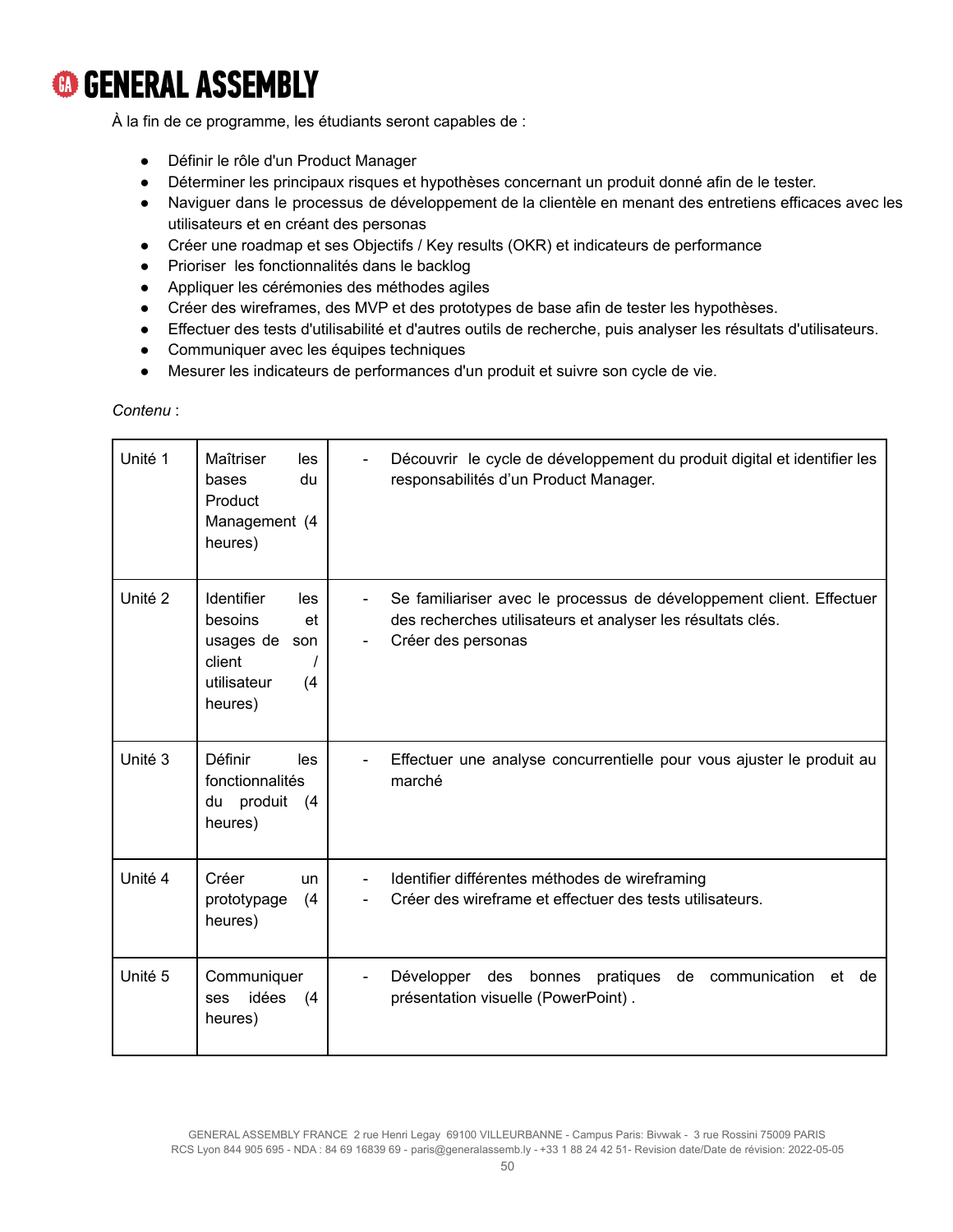À la fin de ce programme, les étudiants seront capables de :

- Définir le rôle d'un Product Manager
- Déterminer les principaux risques et hypothèses concernant un produit donné afin de le tester.
- Naviguer dans le processus de développement de la clientèle en menant des entretiens efficaces avec les utilisateurs et en créant des personas
- Créer une roadmap et ses Objectifs / Key results (OKR) et indicateurs de performance
- Prioriser les fonctionnalités dans le backlog
- Appliquer les cérémonies des méthodes agiles
- Créer des wireframes, des MVP et des prototypes de base afin de tester les hypothèses.
- Effectuer des tests d'utilisabilité et d'autres outils de recherche, puis analyser les résultats d'utilisateurs.
- Communiquer avec les équipes techniques
- Mesurer les indicateurs de performances d'un produit et suivre son cycle de vie.

*Contenu* :

| | | |
|---|---|---|
| Unité 1 | Maîtriser les bases du Product Management (4 heures) | - Découvrir le cycle de développement du produit digital et identifier les responsabilités d'un Product Manager. |
| Unité 2 | Identifier les besoins et usages de son client / utilisateur (4 heures) | - Se familiariser avec le processus de développement client. Effectuer des recherches utilisateurs et analyser les résultats clés.<br>- Créer des personas |
| Unité 3 | Définir les fonctionnalités du produit (4 heures) | - Effectuer une analyse concurrentielle pour vous ajuster le produit au marché |
| Unité 4 | Créer un prototypage (4 heures) | - Identifier différentes méthodes de wireframing<br>- Créer des wireframe et effectuer des tests utilisateurs. |
| Unité 5 | Communiquer ses idées (4 heures) | - Développer des bonnes pratiques de communication et de présentation visuelle (PowerPoint) . |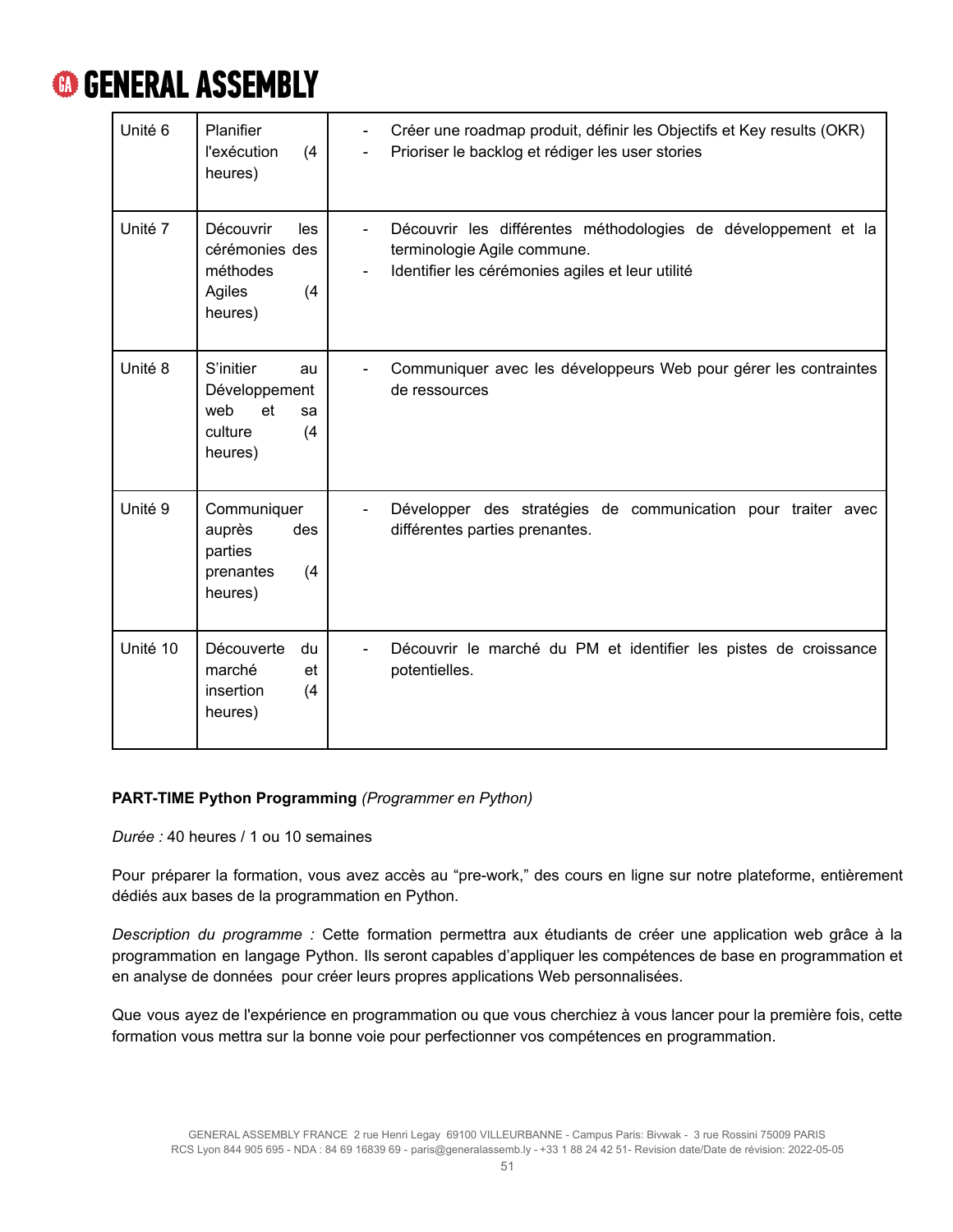| Unité 6 | Planifier l'exécution (4 heures) | - Créer une roadmap produit, définir les Objectifs et Key results (OKR)<br>- Prioriser le backlog et rédiger les user stories |
|---|---|---|
| Unité 7 | Découvrir les cérémonies des méthodes Agiles (4 heures) | - Découvrir les différentes méthodologies de développement et la terminologie Agile commune.<br>- Identifier les cérémonies agiles et leur utilité |
| Unité 8 | S'initier au Développement web et sa culture (4 heures) | - Communiquer avec les développeurs Web pour gérer les contraintes de ressources |
| Unité 9 | Communiquer auprès des parties prenantes (4 heures) | - Développer des stratégies de communication pour traiter avec différentes parties prenantes. |
| Unité 10 | Découverte du marché et insertion (4 heures) | - Découvrir le marché du PM et identifier les pistes de croissance potentielles. |

**PART-TIME Python Programming** *(Programmer en Python)*

*Durée :* 40 heures / 1 ou 10 semaines

Pour préparer la formation, vous avez accès au "pre-work," des cours en ligne sur notre plateforme, entièrement dédiés aux bases de la programmation en Python.

*Description du programme :* Cette formation permettra aux étudiants de créer une application web grâce à la programmation en langage Python. Ils seront capables d'appliquer les compétences de base en programmation et en analyse de données pour créer leurs propres applications Web personnalisées.

Que vous ayez de l'expérience en programmation ou que vous cherchiez à vous lancer pour la première fois, cette formation vous mettra sur la bonne voie pour perfectionner vos compétences en programmation.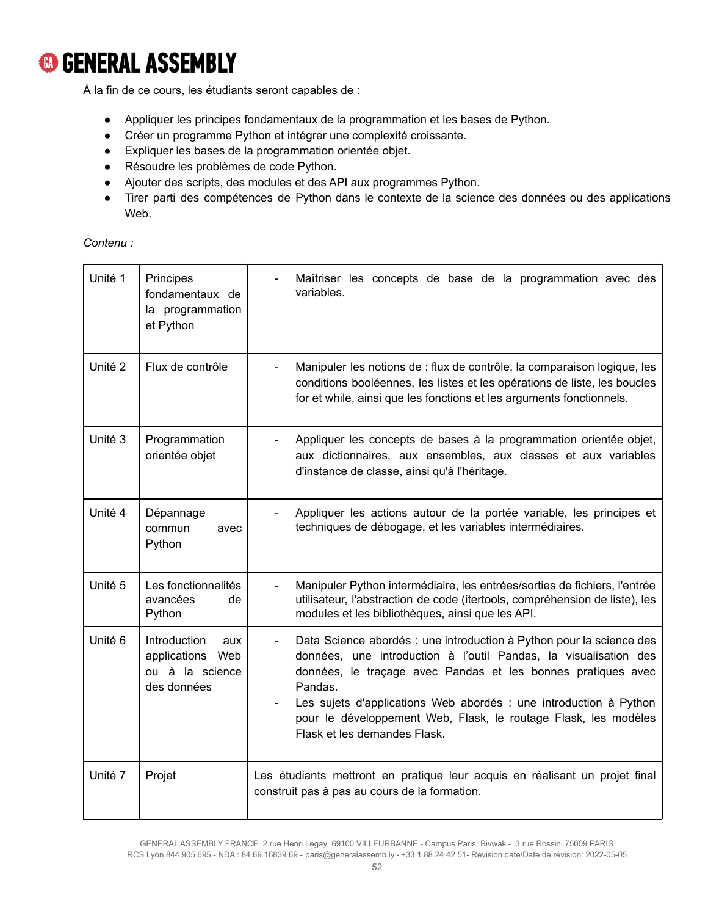À la fin de ce cours, les étudiants seront capables de :

- Appliquer les principes fondamentaux de la programmation et les bases de Python.
- Créer un programme Python et intégrer une complexité croissante.
- Expliquer les bases de la programmation orientée objet.
- Résoudre les problèmes de code Python.
- Ajouter des scripts, des modules et des API aux programmes Python.
- Tirer parti des compétences de Python dans le contexte de la science des données ou des applications Web.

*Contenu :*

| | | |
|---|---|---|
| Unité 1 | Principes fondamentaux de la programmation et Python | - Maîtriser les concepts de base de la programmation avec des variables. |
| Unité 2 | Flux de contrôle | - Manipuler les notions de : flux de contrôle, la comparaison logique, les conditions booléennes, les listes et les opérations de liste, les boucles for et while, ainsi que les fonctions et les arguments fonctionnels. |
| Unité 3 | Programmation orientée objet | - Appliquer les concepts de bases à la programmation orientée objet, aux dictionnaires, aux ensembles, aux classes et aux variables d'instance de classe, ainsi qu'à l'héritage. |
| Unité 4 | Dépannage commun avec Python | - Appliquer les actions autour de la portée variable, les principes et techniques de débogage, et les variables intermédiaires. |
| Unité 5 | Les fonctionnalités avancées de Python | - Manipuler Python intermédiaire, les entrées/sorties de fichiers, l'entrée utilisateur, l'abstraction de code (itertools, compréhension de liste), les modules et les bibliothèques, ainsi que les API. |
| Unité 6 | Introduction aux applications Web ou à la science des données | - Data Science abordés : une introduction à Python pour la science des données, une introduction à l'outil Pandas, la visualisation des données, le traçage avec Pandas et les bonnes pratiques avec Pandas.<br>- Les sujets d'applications Web abordés : une introduction à Python pour le développement Web, Flask, le routage Flask, les modèles Flask et les demandes Flask. |
| Unité 7 | Projet | Les étudiants mettront en pratique leur acquis en réalisant un projet final construit pas à pas au cours de la formation. |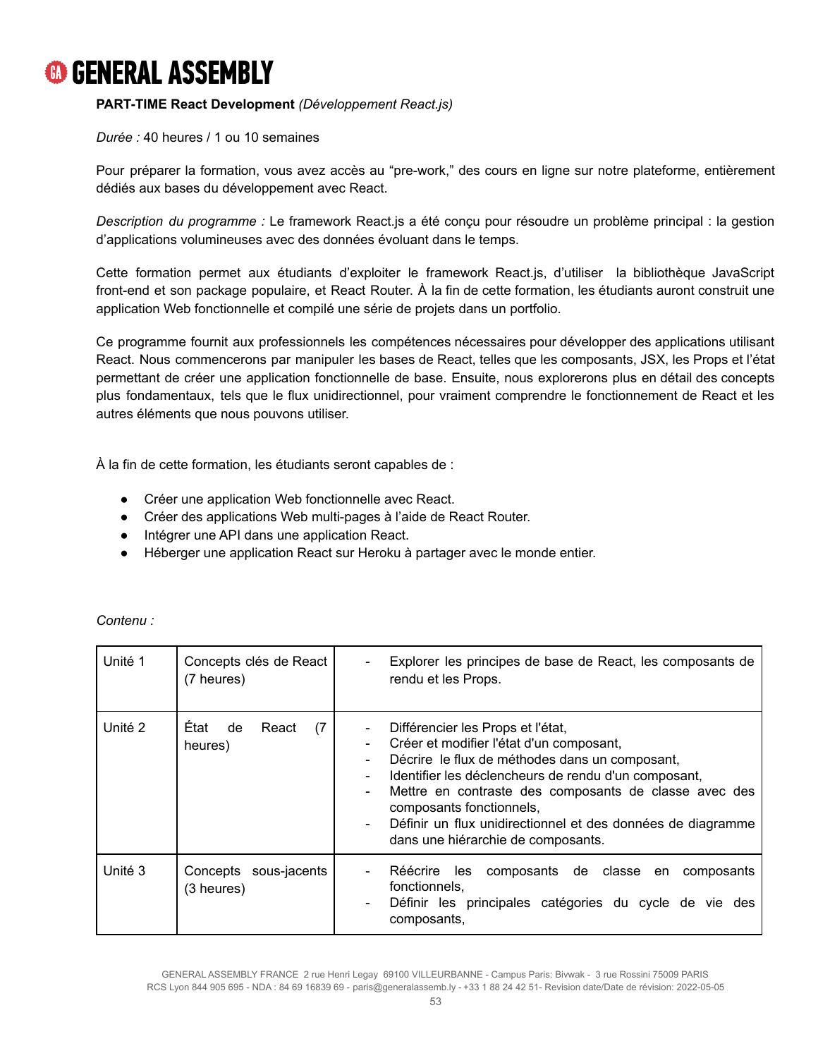**PART-TIME React Development** *(Développement React.js)*

*Durée :* 40 heures / 1 ou 10 semaines

Pour préparer la formation, vous avez accès au "pre-work," des cours en ligne sur notre plateforme, entièrement dédiés aux bases du développement avec React.

*Description du programme :* Le framework React.js a été conçu pour résoudre un problème principal : la gestion d'applications volumineuses avec des données évoluant dans le temps.

Cette formation permet aux étudiants d'exploiter le framework React.js, d'utiliser la bibliothèque JavaScript front-end et son package populaire, et React Router. À la fin de cette formation, les étudiants auront construit une application Web fonctionnelle et compilé une série de projets dans un portfolio.

Ce programme fournit aux professionnels les compétences nécessaires pour développer des applications utilisant React. Nous commencerons par manipuler les bases de React, telles que les composants, JSX, les Props et l'état permettant de créer une application fonctionnelle de base. Ensuite, nous explorerons plus en détail des concepts plus fondamentaux, tels que le flux unidirectionnel, pour vraiment comprendre le fonctionnement de React et les autres éléments que nous pouvons utiliser.

À la fin de cette formation, les étudiants seront capables de :

- Créer une application Web fonctionnelle avec React.
- Créer des applications Web multi-pages à l'aide de React Router.
- Intégrer une API dans une application React.
- Héberger une application React sur Heroku à partager avec le monde entier.

*Contenu :*

| Unité | Titre | Contenu |
|---|---|---|
| Unité 1 | Concepts clés de React (7 heures) | - Explorer les principes de base de React, les composants de rendu et les Props. |
| Unité 2 | État de React (7 heures) | - Différencier les Props et l'état,<br>- Créer et modifier l'état d'un composant,<br>- Décrire le flux de méthodes dans un composant,<br>- Identifier les déclencheurs de rendu d'un composant,<br>- Mettre en contraste des composants de classe avec des composants fonctionnels,<br>- Définir un flux unidirectionnel et des données de diagramme dans une hiérarchie de composants. |
| Unité 3 | Concepts sous-jacents (3 heures) | - Réécrire les composants de classe en composants fonctionnels,<br>- Définir les principales catégories du cycle de vie des composants, |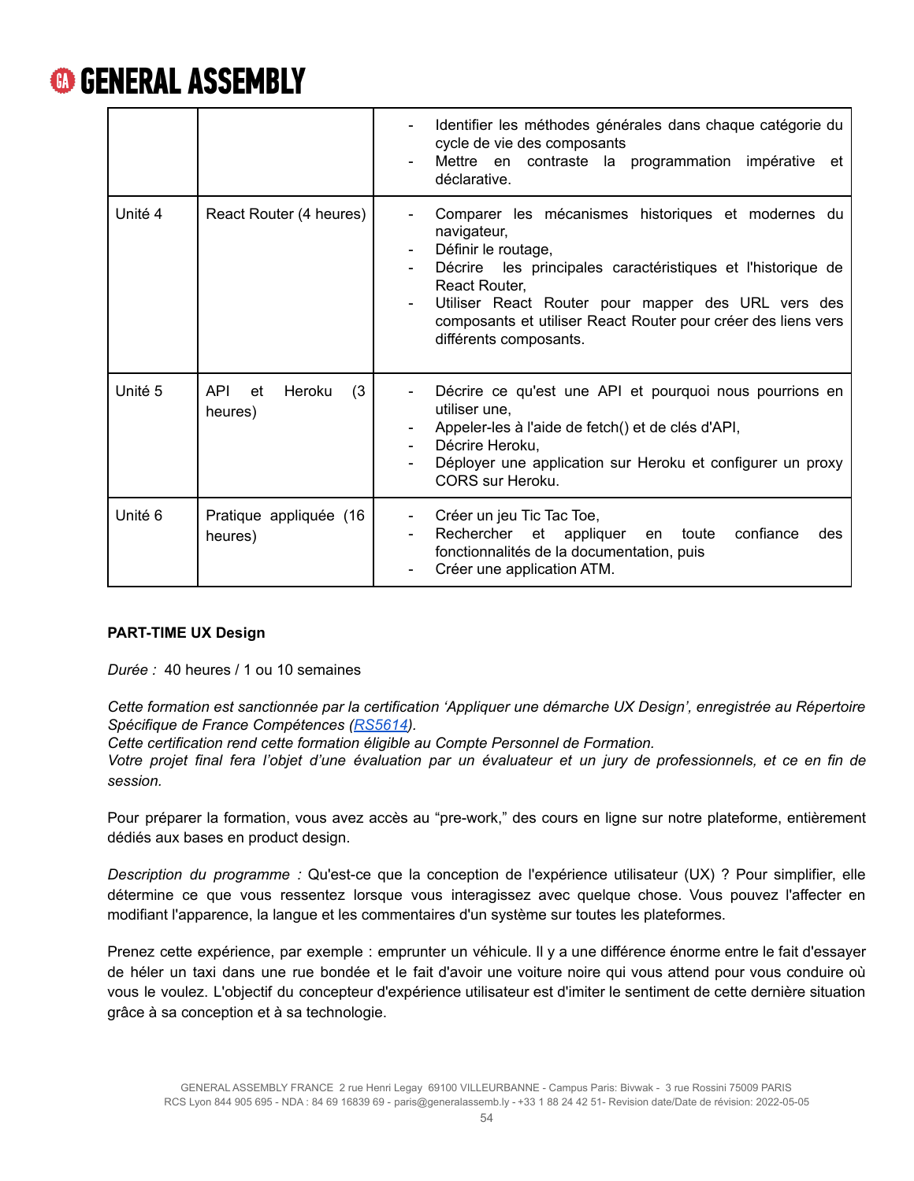| | | |
|---|---|---|
| | | - Identifier les méthodes générales dans chaque catégorie du cycle de vie des composants<br>- Mettre en contraste la programmation impérative et déclarative. |
| Unité 4 | React Router (4 heures) | - Comparer les mécanismes historiques et modernes du navigateur,<br>- Définir le routage,<br>- Décrire les principales caractéristiques et l'historique de React Router,<br>- Utiliser React Router pour mapper des URL vers des composants et utiliser React Router pour créer des liens vers différents composants. |
| Unité 5 | API et Heroku (3 heures) | - Décrire ce qu'est une API et pourquoi nous pourrions en utiliser une,<br>- Appeler-les à l'aide de fetch() et de clés d'API,<br>- Décrire Heroku,<br>- Déployer une application sur Heroku et configurer un proxy CORS sur Heroku. |
| Unité 6 | Pratique appliquée (16 heures) | - Créer un jeu Tic Tac Toe,<br>- Rechercher et appliquer en toute confiance des fonctionnalités de la documentation, puis<br>- Créer une application ATM. |

**PART-TIME UX Design**

*Durée :* 40 heures / 1 ou 10 semaines

*Cette formation est sanctionnée par la certification 'Appliquer une démarche UX Design', enregistrée au Répertoire Spécifique de France Compétences (RS5614).*
*Cette certification rend cette formation éligible au Compte Personnel de Formation.*
*Votre projet final fera l'objet d'une évaluation par un évaluateur et un jury de professionnels, et ce en fin de session.*

Pour préparer la formation, vous avez accès au "pre-work," des cours en ligne sur notre plateforme, entièrement dédiés aux bases en product design.

*Description du programme :* Qu'est-ce que la conception de l'expérience utilisateur (UX) ? Pour simplifier, elle détermine ce que vous ressentez lorsque vous interagissez avec quelque chose. Vous pouvez l'affecter en modifiant l'apparence, la langue et les commentaires d'un système sur toutes les plateformes.

Prenez cette expérience, par exemple : emprunter un véhicule. Il y a une différence énorme entre le fait d'essayer de héler un taxi dans une rue bondée et le fait d'avoir une voiture noire qui vous attend pour vous conduire où vous le voulez. L'objectif du concepteur d'expérience utilisateur est d'imiter le sentiment de cette dernière situation grâce à sa conception et à sa technologie.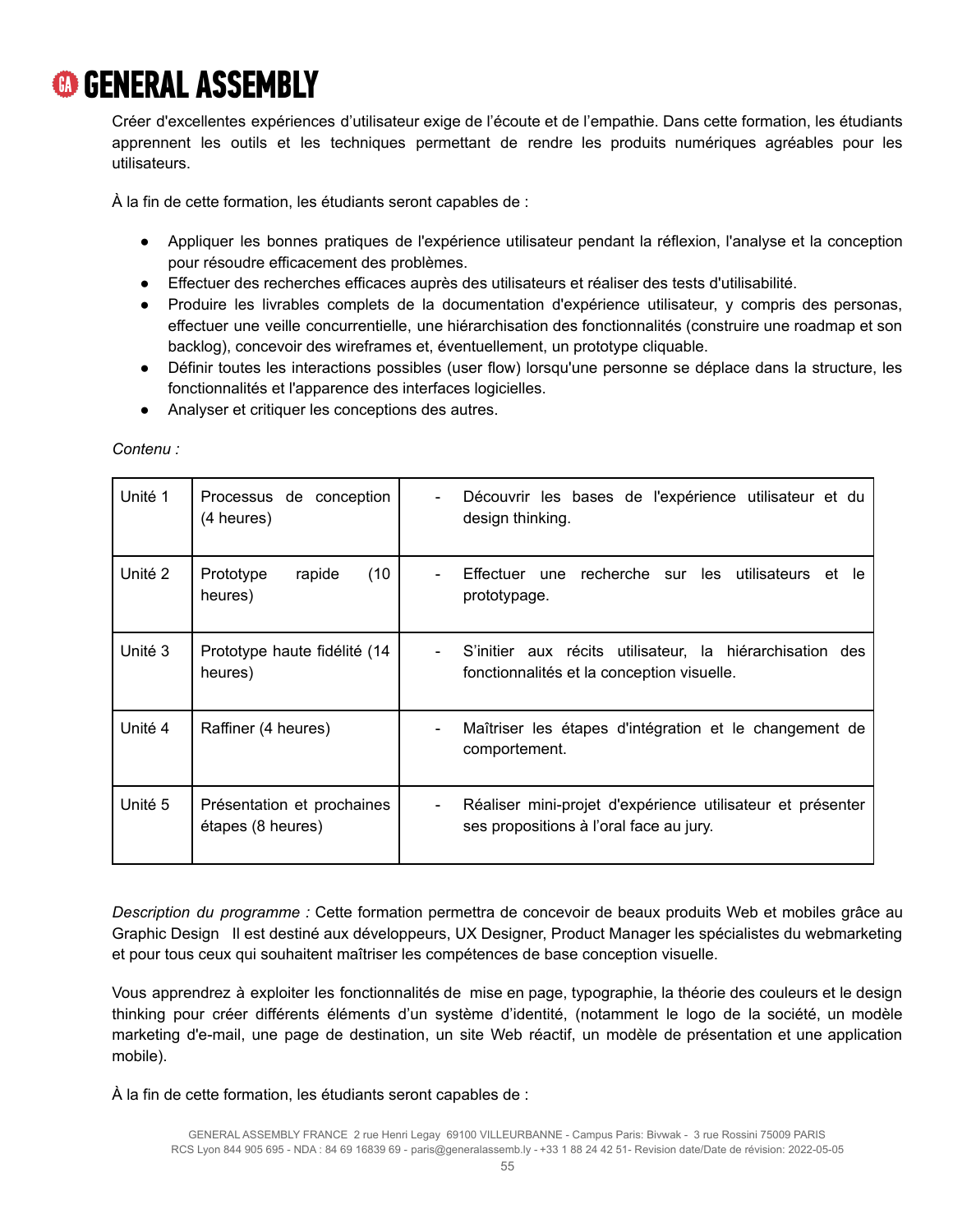Créer d'excellentes expériences d'utilisateur exige de l'écoute et de l'empathie. Dans cette formation, les étudiants apprennent les outils et les techniques permettant de rendre les produits numériques agréables pour les utilisateurs.

À la fin de cette formation, les étudiants seront capables de :

- Appliquer les bonnes pratiques de l'expérience utilisateur pendant la réflexion, l'analyse et la conception pour résoudre efficacement des problèmes.
- Effectuer des recherches efficaces auprès des utilisateurs et réaliser des tests d'utilisabilité.
- Produire les livrables complets de la documentation d'expérience utilisateur, y compris des personas, effectuer une veille concurrentielle, une hiérarchisation des fonctionnalités (construire une roadmap et son backlog), concevoir des wireframes et, éventuellement, un prototype cliquable.
- Définir toutes les interactions possibles (user flow) lorsqu'une personne se déplace dans la structure, les fonctionnalités et l'apparence des interfaces logicielles.
- Analyser et critiquer les conceptions des autres.

*Contenu :*

| | | |
|---|---|---|
| Unité 1 | Processus de conception (4 heures) | - Découvrir les bases de l'expérience utilisateur et du design thinking. |
| Unité 2 | Prototype rapide (10 heures) | - Effectuer une recherche sur les utilisateurs et le prototypage. |
| Unité 3 | Prototype haute fidélité (14 heures) | - S'initier aux récits utilisateur, la hiérarchisation des fonctionnalités et la conception visuelle. |
| Unité 4 | Raffiner (4 heures) | - Maîtriser les étapes d'intégration et le changement de comportement. |
| Unité 5 | Présentation et prochaines étapes (8 heures) | - Réaliser mini-projet d'expérience utilisateur et présenter ses propositions à l'oral face au jury. |

*Description du programme :* Cette formation permettra de concevoir de beaux produits Web et mobiles grâce au Graphic Design  Il est destiné aux développeurs, UX Designer, Product Manager les spécialistes du webmarketing et pour tous ceux qui souhaitent maîtriser les compétences de base conception visuelle.

Vous apprendrez à exploiter les fonctionnalités de  mise en page, typographie, la théorie des couleurs et le design thinking pour créer différents éléments d'un système d'identité, (notamment le logo de la société, un modèle marketing d'e-mail, une page de destination, un site Web réactif, un modèle de présentation et une application mobile).

À la fin de cette formation, les étudiants seront capables de :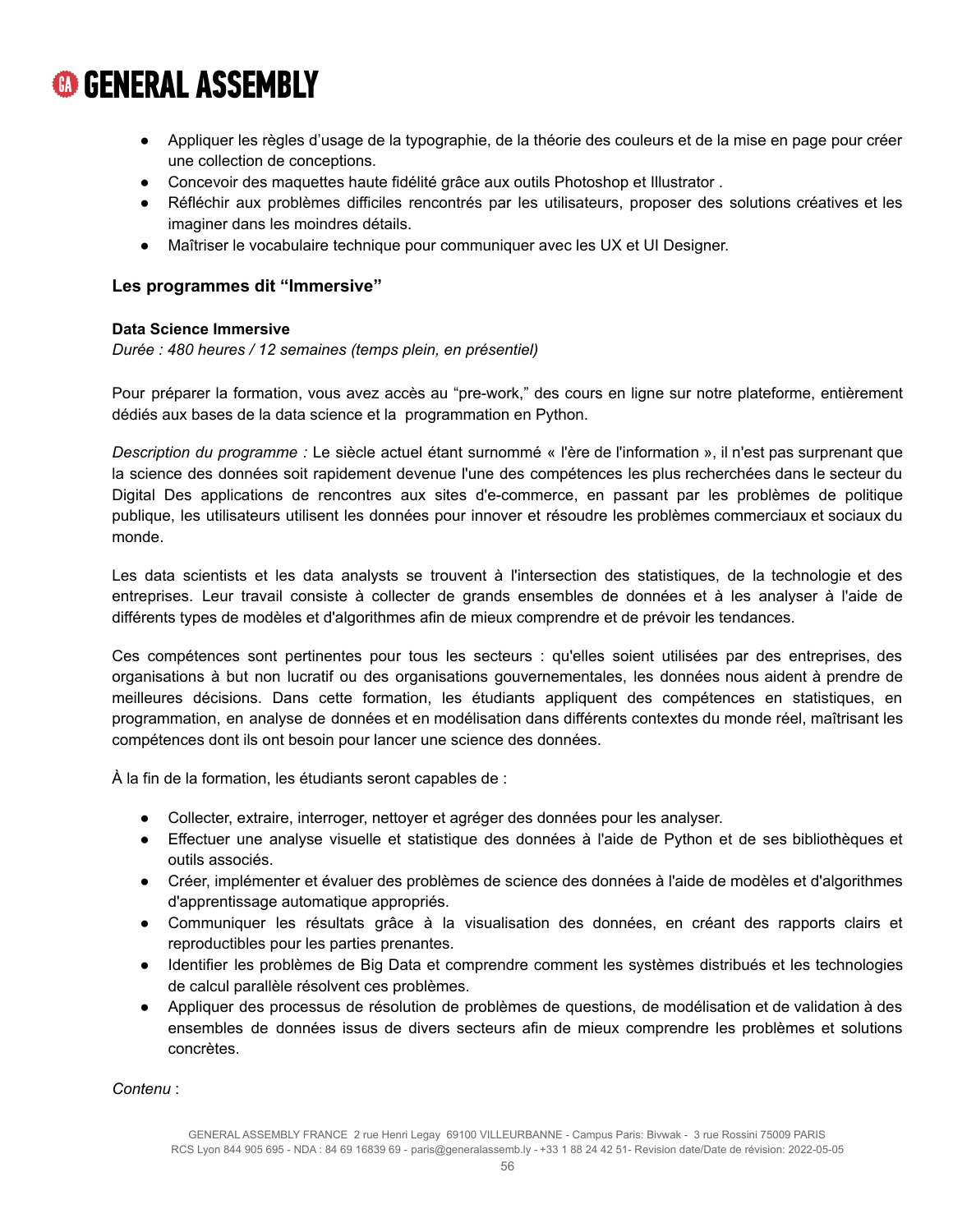- Appliquer les règles d'usage de la typographie, de la théorie des couleurs et de la mise en page pour créer une collection de conceptions.
- Concevoir des maquettes haute fidélité grâce aux outils Photoshop et Illustrator .
- Réfléchir aux problèmes difficiles rencontrés par les utilisateurs, proposer des solutions créatives et les imaginer dans les moindres détails.
- Maîtriser le vocabulaire technique pour communiquer avec les UX et UI Designer.

## Les programmes dit "Immersive"

**Data Science Immersive**

*Durée : 480 heures / 12 semaines (temps plein, en présentiel)*

Pour préparer la formation, vous avez accès au "pre-work," des cours en ligne sur notre plateforme, entièrement dédiés aux bases de la data science et la programmation en Python.

*Description du programme :* Le siècle actuel étant surnommé « l'ère de l'information », il n'est pas surprenant que la science des données soit rapidement devenue l'une des compétences les plus recherchées dans le secteur du Digital Des applications de rencontres aux sites d'e-commerce, en passant par les problèmes de politique publique, les utilisateurs utilisent les données pour innover et résoudre les problèmes commerciaux et sociaux du monde.

Les data scientists et les data analysts se trouvent à l'intersection des statistiques, de la technologie et des entreprises. Leur travail consiste à collecter de grands ensembles de données et à les analyser à l'aide de différents types de modèles et d'algorithmes afin de mieux comprendre et de prévoir les tendances.

Ces compétences sont pertinentes pour tous les secteurs : qu'elles soient utilisées par des entreprises, des organisations à but non lucratif ou des organisations gouvernementales, les données nous aident à prendre de meilleures décisions. Dans cette formation, les étudiants appliquent des compétences en statistiques, en programmation, en analyse de données et en modélisation dans différents contextes du monde réel, maîtrisant les compétences dont ils ont besoin pour lancer une science des données.

À la fin de la formation, les étudiants seront capables de :

- Collecter, extraire, interroger, nettoyer et agréger des données pour les analyser.
- Effectuer une analyse visuelle et statistique des données à l'aide de Python et de ses bibliothèques et outils associés.
- Créer, implémenter et évaluer des problèmes de science des données à l'aide de modèles et d'algorithmes d'apprentissage automatique appropriés.
- Communiquer les résultats grâce à la visualisation des données, en créant des rapports clairs et reproductibles pour les parties prenantes.
- Identifier les problèmes de Big Data et comprendre comment les systèmes distribués et les technologies de calcul parallèle résolvent ces problèmes.
- Appliquer des processus de résolution de problèmes de questions, de modélisation et de validation à des ensembles de données issus de divers secteurs afin de mieux comprendre les problèmes et solutions concrètes.

*Contenu* :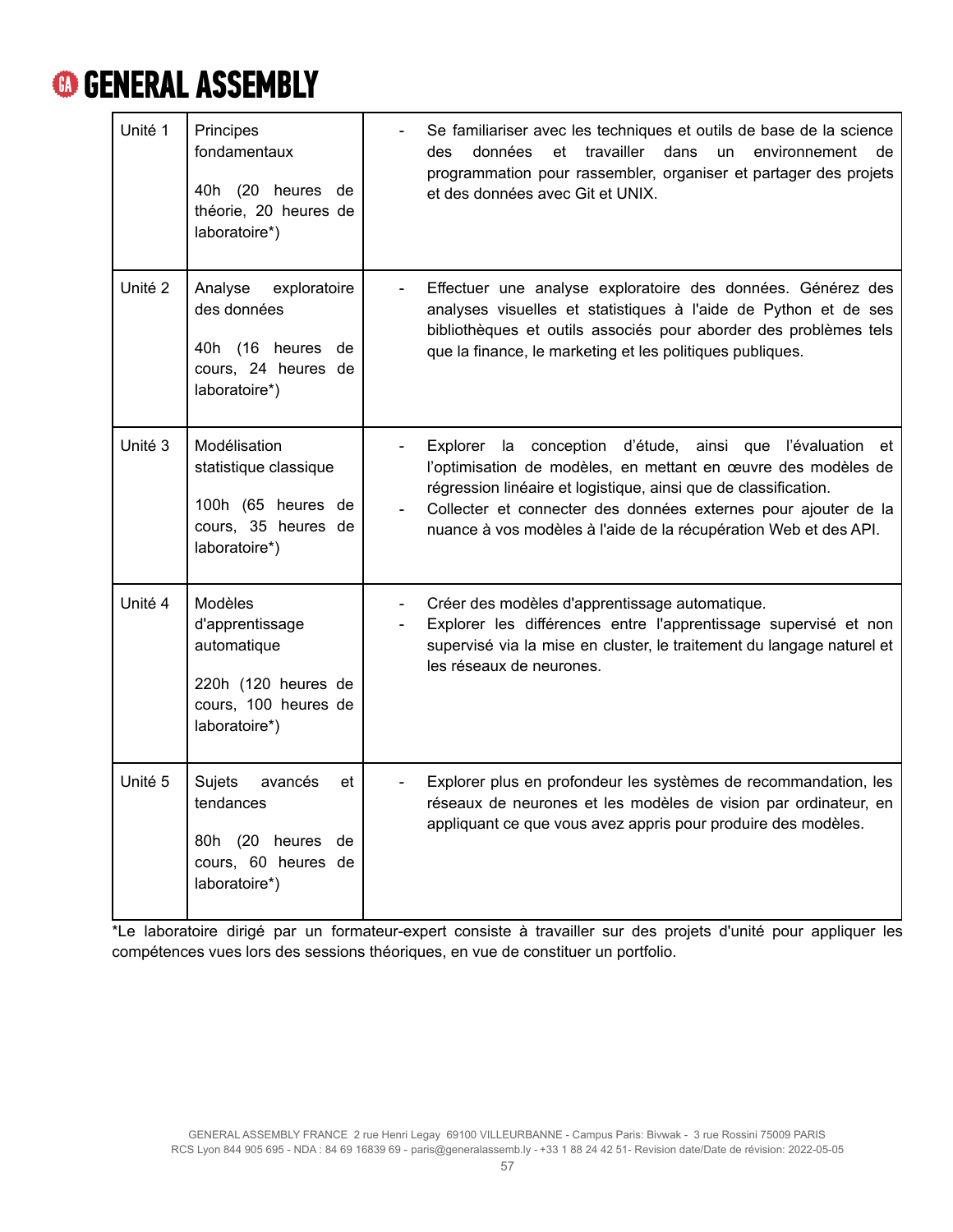| Unité | Module | Objectifs |
|---|---|---|
| Unité 1 | Principes fondamentaux<br><br>40h (20 heures de théorie, 20 heures de laboratoire*) | - Se familiariser avec les techniques et outils de base de la science des données et travailler dans un environnement de programmation pour rassembler, organiser et partager des projets et des données avec Git et UNIX. |
| Unité 2 | Analyse exploratoire des données<br><br>40h (16 heures de cours, 24 heures de laboratoire*) | - Effectuer une analyse exploratoire des données. Générez des analyses visuelles et statistiques à l'aide de Python et de ses bibliothèques et outils associés pour aborder des problèmes tels que la finance, le marketing et les politiques publiques. |
| Unité 3 | Modélisation statistique classique<br><br>100h (65 heures de cours, 35 heures de laboratoire*) | - Explorer la conception d'étude, ainsi que l'évaluation et l'optimisation de modèles, en mettant en œuvre des modèles de régression linéaire et logistique, ainsi que de classification.<br>- Collecter et connecter des données externes pour ajouter de la nuance à vos modèles à l'aide de la récupération Web et des API. |
| Unité 4 | Modèles d'apprentissage automatique<br><br>220h (120 heures de cours, 100 heures de laboratoire*) | - Créer des modèles d'apprentissage automatique.<br>- Explorer les différences entre l'apprentissage supervisé et non supervisé via la mise en cluster, le traitement du langage naturel et les réseaux de neurones. |
| Unité 5 | Sujets avancés et tendances<br><br>80h (20 heures de cours, 60 heures de laboratoire*) | - Explorer plus en profondeur les systèmes de recommandation, les réseaux de neurones et les modèles de vision par ordinateur, en appliquant ce que vous avez appris pour produire des modèles. |

*Le laboratoire dirigé par un formateur-expert consiste à travailler sur des projets d'unité pour appliquer les compétences vues lors des sessions théoriques, en vue de constituer un portfolio.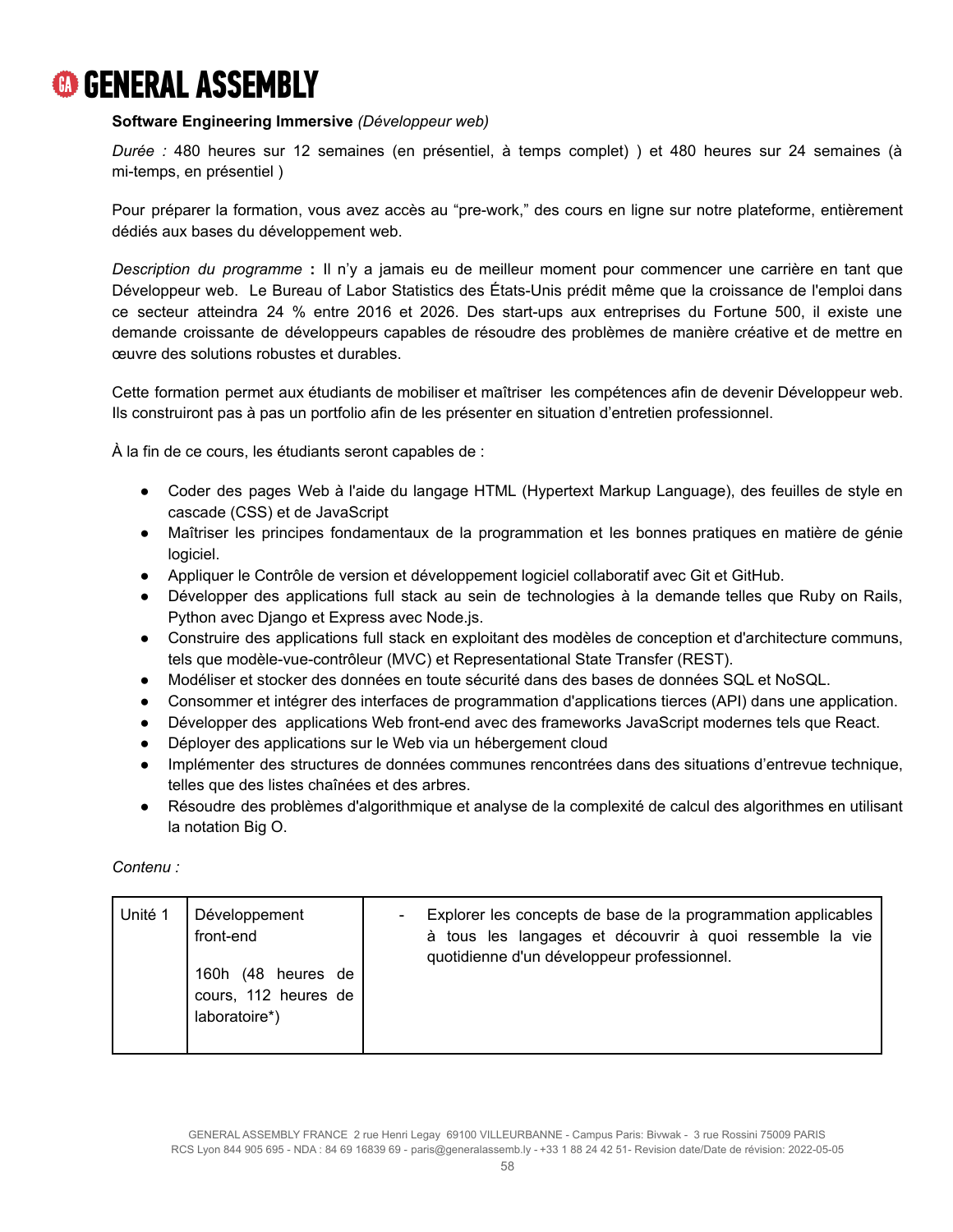**Software Engineering Immersive** *(Développeur web)*

*Durée :* 480 heures sur 12 semaines (en présentiel, à temps complet) ) et 480 heures sur 24 semaines (à mi-temps, en présentiel )

Pour préparer la formation, vous avez accès au “pre-work,” des cours en ligne sur notre plateforme, entièrement dédiés aux bases du développement web.

*Description du programme* **:** Il n’y a jamais eu de meilleur moment pour commencer une carrière en tant que Développeur web. Le Bureau of Labor Statistics des États-Unis prédit même que la croissance de l'emploi dans ce secteur atteindra 24 % entre 2016 et 2026. Des start-ups aux entreprises du Fortune 500, il existe une demande croissante de développeurs capables de résoudre des problèmes de manière créative et de mettre en œuvre des solutions robustes et durables.

Cette formation permet aux étudiants de mobiliser et maîtriser les compétences afin de devenir Développeur web. Ils construiront pas à pas un portfolio afin de les présenter en situation d’entretien professionnel.

À la fin de ce cours, les étudiants seront capables de :

- Coder des pages Web à l'aide du langage HTML (Hypertext Markup Language), des feuilles de style en cascade (CSS) et de JavaScript
- Maîtriser les principes fondamentaux de la programmation et les bonnes pratiques en matière de génie logiciel.
- Appliquer le Contrôle de version et développement logiciel collaboratif avec Git et GitHub.
- Développer des applications full stack au sein de technologies à la demande telles que Ruby on Rails, Python avec Django et Express avec Node.js.
- Construire des applications full stack en exploitant des modèles de conception et d'architecture communs, tels que modèle-vue-contrôleur (MVC) et Representational State Transfer (REST).
- Modéliser et stocker des données en toute sécurité dans des bases de données SQL et NoSQL.
- Consommer et intégrer des interfaces de programmation d'applications tierces (API) dans une application.
- Développer des applications Web front-end avec des frameworks JavaScript modernes tels que React.
- Déployer des applications sur le Web via un hébergement cloud
- Implémenter des structures de données communes rencontrées dans des situations d’entrevue technique, telles que des listes chaînées et des arbres.
- Résoudre des problèmes d'algorithmique et analyse de la complexité de calcul des algorithmes en utilisant la notation Big O.

*Contenu :*

| | | |
|---|---|---|
| Unité 1 | Développement front-end<br><br>160h (48 heures de cours, 112 heures de laboratoire*) | - Explorer les concepts de base de la programmation applicables à tous les langages et découvrir à quoi ressemble la vie quotidienne d'un développeur professionnel. |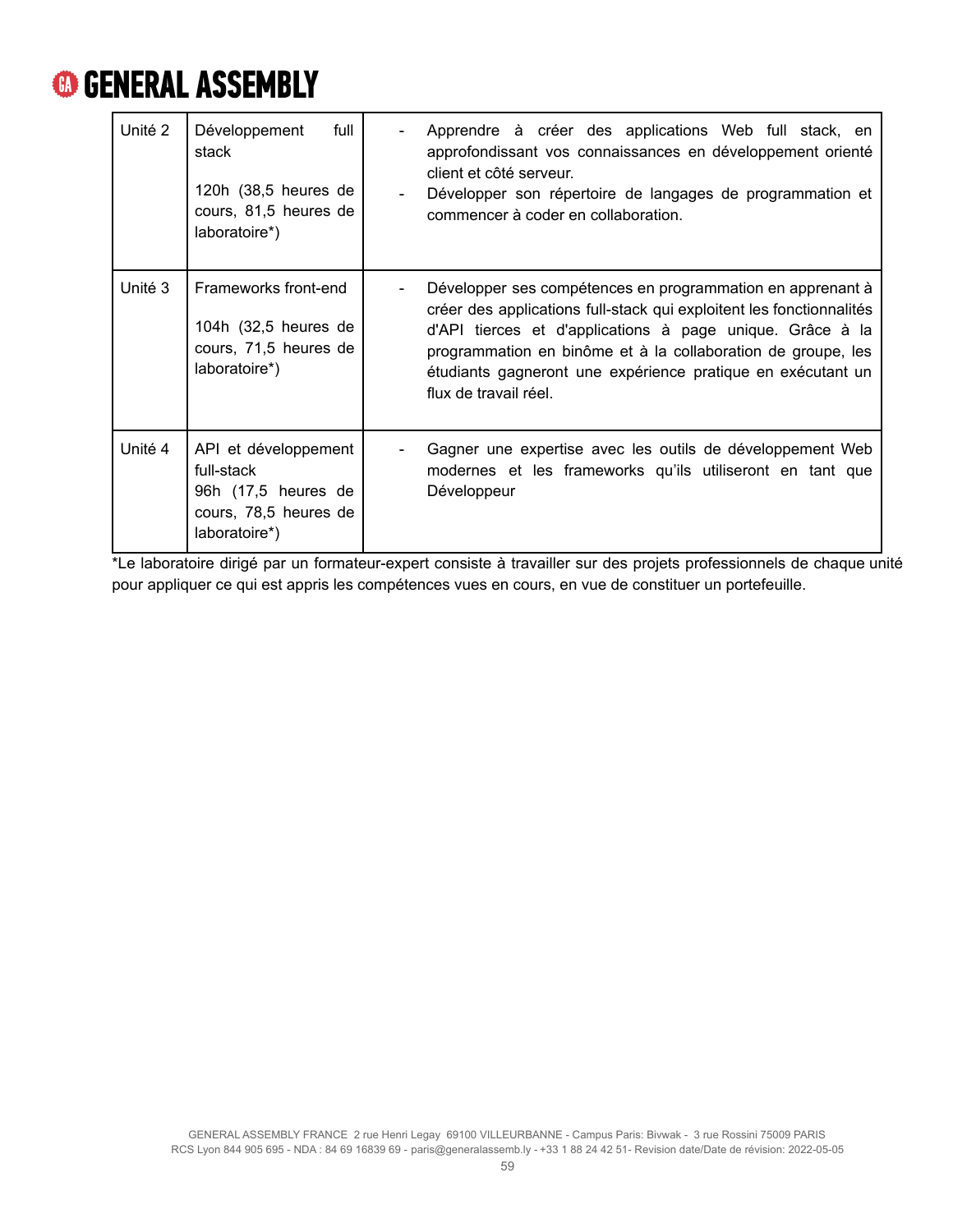| Unité 2 | Développement full stack<br><br>120h (38,5 heures de cours, 81,5 heures de laboratoire*) | - Apprendre à créer des applications Web full stack, en approfondissant vos connaissances en développement orienté client et côté serveur.<br>- Développer son répertoire de langages de programmation et commencer à coder en collaboration. |
|---|---|---|
| Unité 3 | Frameworks front-end<br><br>104h (32,5 heures de cours, 71,5 heures de laboratoire*) | - Développer ses compétences en programmation en apprenant à créer des applications full-stack qui exploitent les fonctionnalités d'API tierces et d'applications à page unique. Grâce à la programmation en binôme et à la collaboration de groupe, les étudiants gagneront une expérience pratique en exécutant un flux de travail réel. |
| Unité 4 | API et développement full-stack<br>96h (17,5 heures de cours, 78,5 heures de laboratoire*) | - Gagner une expertise avec les outils de développement Web modernes et les frameworks qu'ils utiliseront en tant que Développeur |

*Le laboratoire dirigé par un formateur-expert consiste à travailler sur des projets professionnels de chaque unité pour appliquer ce qui est appris les compétences vues en cours, en vue de constituer un portefeuille.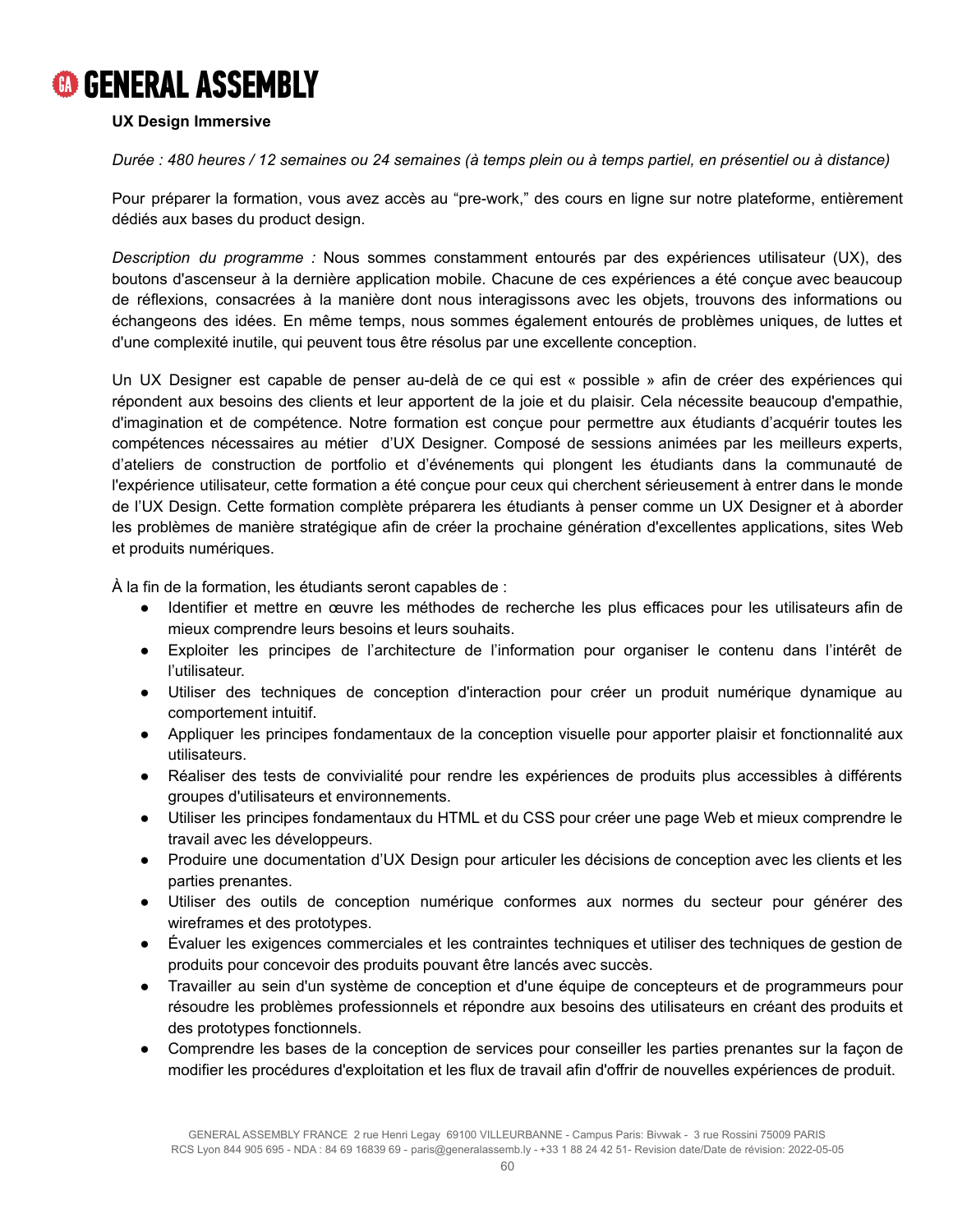**UX Design Immersive**

*Durée : 480 heures / 12 semaines ou 24 semaines (à temps plein ou à temps partiel, en présentiel ou à distance)*

Pour préparer la formation, vous avez accès au "pre-work," des cours en ligne sur notre plateforme, entièrement dédiés aux bases du product design.

*Description du programme :* Nous sommes constamment entourés par des expériences utilisateur (UX), des boutons d'ascenseur à la dernière application mobile. Chacune de ces expériences a été conçue avec beaucoup de réflexions, consacrées à la manière dont nous interagissons avec les objets, trouvons des informations ou échangeons des idées. En même temps, nous sommes également entourés de problèmes uniques, de luttes et d'une complexité inutile, qui peuvent tous être résolus par une excellente conception.

Un UX Designer est capable de penser au-delà de ce qui est « possible » afin de créer des expériences qui répondent aux besoins des clients et leur apportent de la joie et du plaisir. Cela nécessite beaucoup d'empathie, d'imagination et de compétence. Notre formation est conçue pour permettre aux étudiants d'acquérir toutes les compétences nécessaires au métier d'UX Designer. Composé de sessions animées par les meilleurs experts, d'ateliers de construction de portfolio et d'événements qui plongent les étudiants dans la communauté de l'expérience utilisateur, cette formation a été conçue pour ceux qui cherchent sérieusement à entrer dans le monde de l'UX Design. Cette formation complète préparera les étudiants à penser comme un UX Designer et à aborder les problèmes de manière stratégique afin de créer la prochaine génération d'excellentes applications, sites Web et produits numériques.

À la fin de la formation, les étudiants seront capables de :

- Identifier et mettre en œuvre les méthodes de recherche les plus efficaces pour les utilisateurs afin de mieux comprendre leurs besoins et leurs souhaits.
- Exploiter les principes de l'architecture de l'information pour organiser le contenu dans l'intérêt de l'utilisateur.
- Utiliser des techniques de conception d'interaction pour créer un produit numérique dynamique au comportement intuitif.
- Appliquer les principes fondamentaux de la conception visuelle pour apporter plaisir et fonctionnalité aux utilisateurs.
- Réaliser des tests de convivialité pour rendre les expériences de produits plus accessibles à différents groupes d'utilisateurs et environnements.
- Utiliser les principes fondamentaux du HTML et du CSS pour créer une page Web et mieux comprendre le travail avec les développeurs.
- Produire une documentation d'UX Design pour articuler les décisions de conception avec les clients et les parties prenantes.
- Utiliser des outils de conception numérique conformes aux normes du secteur pour générer des wireframes et des prototypes.
- Évaluer les exigences commerciales et les contraintes techniques et utiliser des techniques de gestion de produits pour concevoir des produits pouvant être lancés avec succès.
- Travailler au sein d'un système de conception et d'une équipe de concepteurs et de programmeurs pour résoudre les problèmes professionnels et répondre aux besoins des utilisateurs en créant des produits et des prototypes fonctionnels.
- Comprendre les bases de la conception de services pour conseiller les parties prenantes sur la façon de modifier les procédures d'exploitation et les flux de travail afin d'offrir de nouvelles expériences de produit.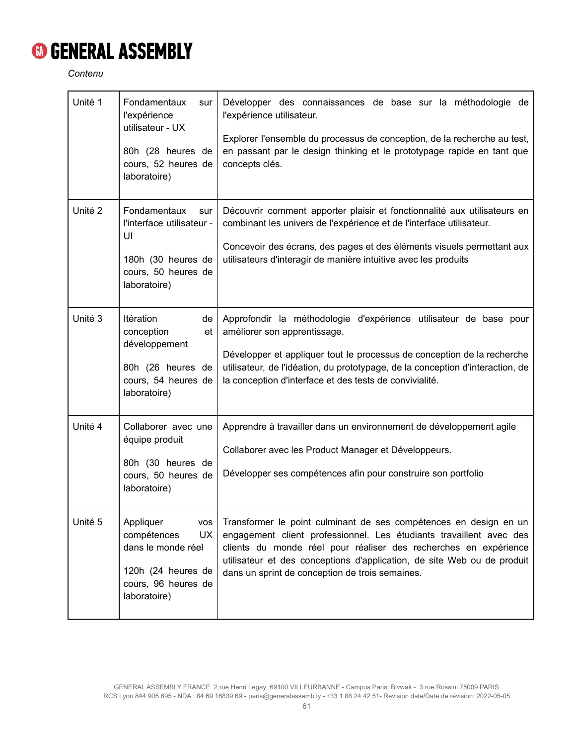*Contenu*

| | | |
|---|---|---|
| Unité 1 | Fondamentaux sur l'expérience utilisateur - UX<br><br>80h (28 heures de cours, 52 heures de laboratoire) | Développer des connaissances de base sur la méthodologie de l'expérience utilisateur.<br><br>Explorer l'ensemble du processus de conception, de la recherche au test, en passant par le design thinking et le prototypage rapide en tant que concepts clés. |
| Unité 2 | Fondamentaux sur l'interface utilisateur - UI<br><br>180h (30 heures de cours, 50 heures de laboratoire) | Découvrir comment apporter plaisir et fonctionnalité aux utilisateurs en combinant les univers de l'expérience et de l'interface utilisateur.<br><br>Concevoir des écrans, des pages et des éléments visuels permettant aux utilisateurs d'interagir de manière intuitive avec les produits |
| Unité 3 | Itération de conception et développement<br><br>80h (26 heures de cours, 54 heures de laboratoire) | Approfondir la méthodologie d'expérience utilisateur de base pour améliorer son apprentissage.<br><br>Développer et appliquer tout le processus de conception de la recherche utilisateur, de l'idéation, du prototypage, de la conception d'interaction, de la conception d'interface et des tests de convivialité. |
| Unité 4 | Collaborer avec une équipe produit<br><br>80h (30 heures de cours, 50 heures de laboratoire) | Apprendre à travailler dans un environnement de développement agile<br><br>Collaborer avec les Product Manager et Développeurs.<br><br>Développer ses compétences afin pour construire son portfolio |
| Unité 5 | Appliquer vos compétences UX dans le monde réel<br><br>120h (24 heures de cours, 96 heures de laboratoire) | Transformer le point culminant de ses compétences en design en un engagement client professionnel. Les étudiants travaillent avec des clients du monde réel pour réaliser des recherches en expérience utilisateur et des conceptions d'application, de site Web ou de produit dans un sprint de conception de trois semaines. |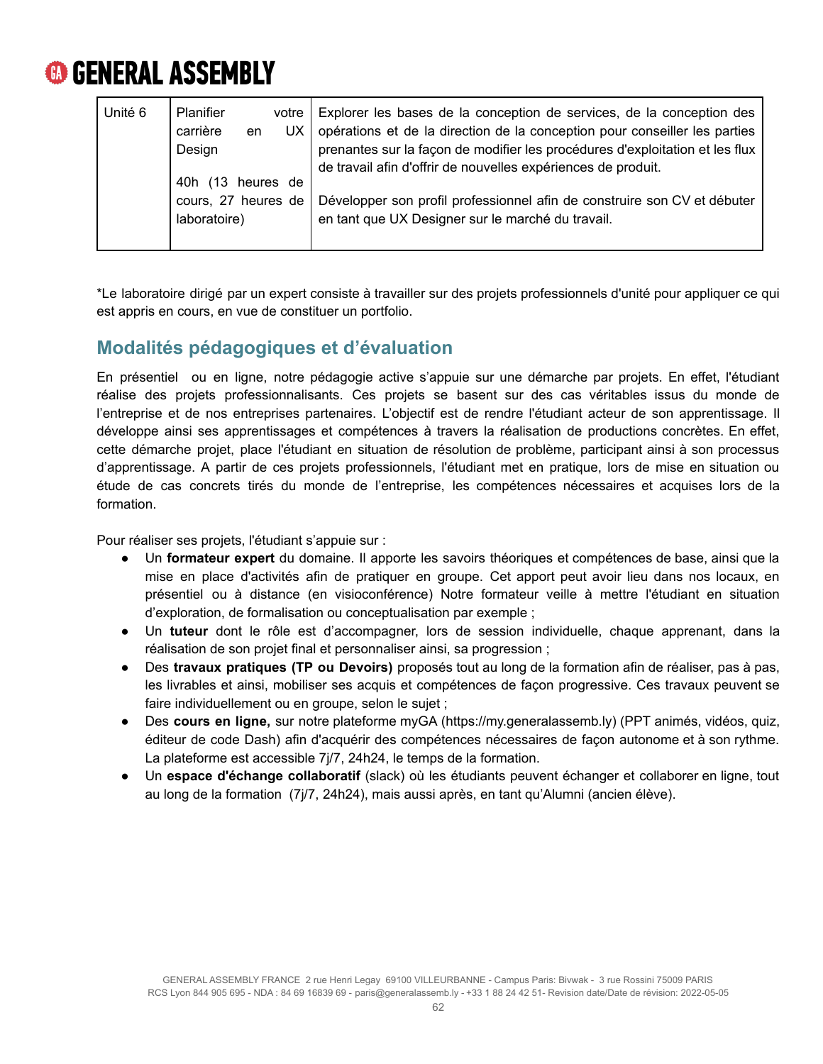| Unité 6 | Planifier votre carrière en UX Design<br><br>40h (13 heures de cours, 27 heures de laboratoire) | Explorer les bases de la conception de services, de la conception des opérations et de la direction de la conception pour conseiller les parties prenantes sur la façon de modifier les procédures d'exploitation et les flux de travail afin d'offrir de nouvelles expériences de produit.<br><br>Développer son profil professionnel afin de construire son CV et débuter en tant que UX Designer sur le marché du travail. |
|---|---|---|

*Le laboratoire dirigé par un expert consiste à travailler sur des projets professionnels d'unité pour appliquer ce qui est appris en cours, en vue de constituer un portfolio.

## Modalités pédagogiques et d'évaluation

En présentiel ou en ligne, notre pédagogie active s'appuie sur une démarche par projets. En effet, l'étudiant réalise des projets professionnalisants. Ces projets se basent sur des cas véritables issus du monde de l'entreprise et de nos entreprises partenaires. L'objectif est de rendre l'étudiant acteur de son apprentissage. Il développe ainsi ses apprentissages et compétences à travers la réalisation de productions concrètes. En effet, cette démarche projet, place l'étudiant en situation de résolution de problème, participant ainsi à son processus d'apprentissage. A partir de ces projets professionnels, l'étudiant met en pratique, lors de mise en situation ou étude de cas concrets tirés du monde de l'entreprise, les compétences nécessaires et acquises lors de la formation.

Pour réaliser ses projets, l'étudiant s'appuie sur :

- Un **formateur expert** du domaine. Il apporte les savoirs théoriques et compétences de base, ainsi que la mise en place d'activités afin de pratiquer en groupe. Cet apport peut avoir lieu dans nos locaux, en présentiel ou à distance (en visioconférence) Notre formateur veille à mettre l'étudiant en situation d'exploration, de formalisation ou conceptualisation par exemple ;
- Un **tuteur** dont le rôle est d'accompagner, lors de session individuelle, chaque apprenant, dans la réalisation de son projet final et personnaliser ainsi, sa progression ;
- Des **travaux pratiques (TP ou Devoirs)** proposés tout au long de la formation afin de réaliser, pas à pas, les livrables et ainsi, mobiliser ses acquis et compétences de façon progressive. Ces travaux peuvent se faire individuellement ou en groupe, selon le sujet ;
- Des **cours en ligne,** sur notre plateforme myGA (https://my.generalassemb.ly) (PPT animés, vidéos, quiz, éditeur de code Dash) afin d'acquérir des compétences nécessaires de façon autonome et à son rythme. La plateforme est accessible 7j/7, 24h24, le temps de la formation.
- Un **espace d'échange collaboratif** (slack) où les étudiants peuvent échanger et collaborer en ligne, tout au long de la formation (7j/7, 24h24), mais aussi après, en tant qu'Alumni (ancien élève).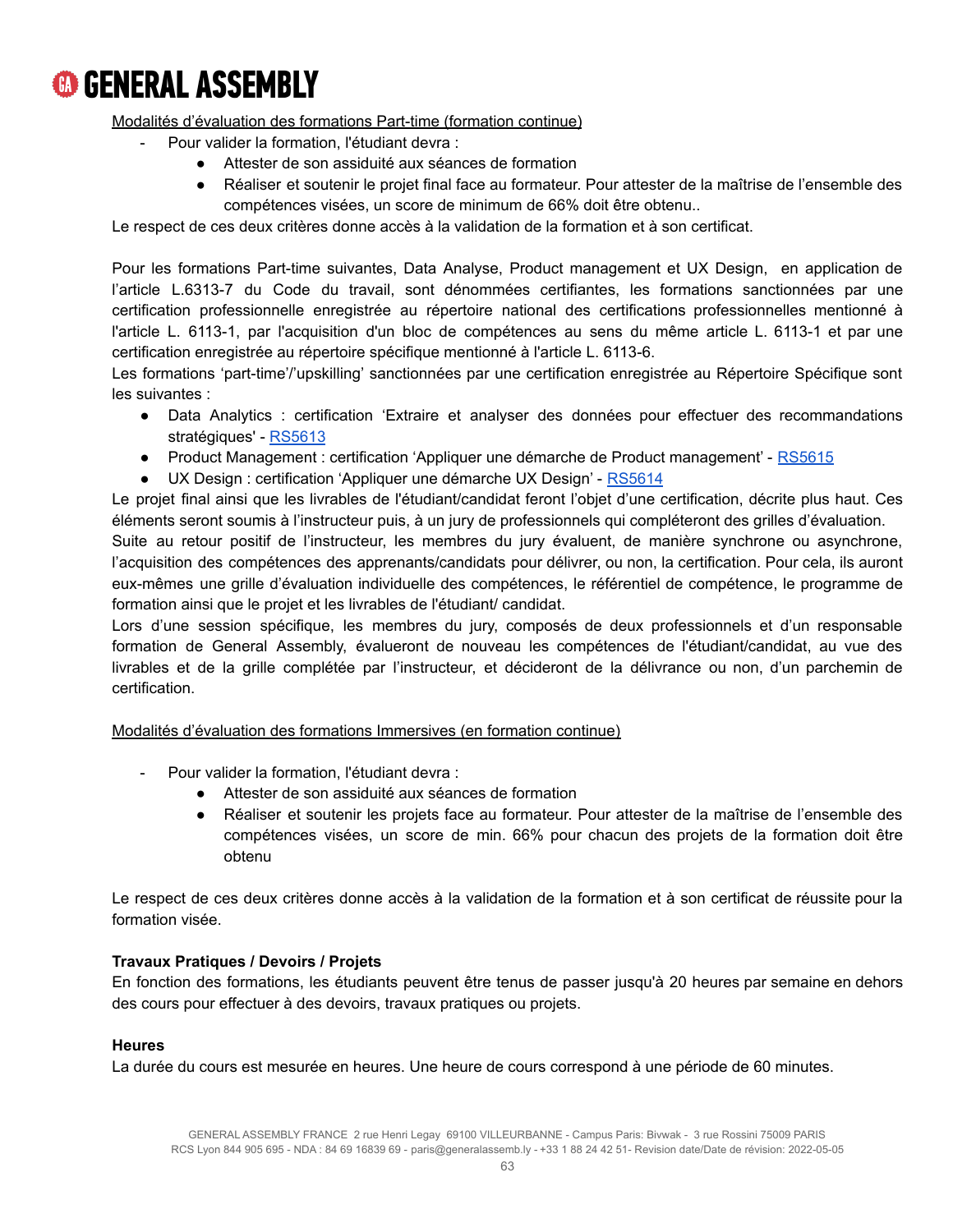Modalités d'évaluation des formations Part-time (formation continue)

- Pour valider la formation, l'étudiant devra :
  - Attester de son assiduité aux séances de formation
  - Réaliser et soutenir le projet final face au formateur. Pour attester de la maîtrise de l'ensemble des compétences visées, un score de minimum de 66% doit être obtenu..

Le respect de ces deux critères donne accès à la validation de la formation et à son certificat.

Pour les formations Part-time suivantes, Data Analyse, Product management et UX Design, en application de l'article L.6313-7 du Code du travail, sont dénommées certifiantes, les formations sanctionnées par une certification professionnelle enregistrée au répertoire national des certifications professionnelles mentionné à l'article L. 6113-1, par l'acquisition d'un bloc de compétences au sens du même article L. 6113-1 et par une certification enregistrée au répertoire spécifique mentionné à l'article L. 6113-6.

Les formations 'part-time'/'upskilling' sanctionnées par une certification enregistrée au Répertoire Spécifique sont les suivantes :

- Data Analytics : certification 'Extraire et analyser des données pour effectuer des recommandations stratégiques' - RS5613
- Product Management : certification 'Appliquer une démarche de Product management' - RS5615
- UX Design : certification 'Appliquer une démarche UX Design' - RS5614

Le projet final ainsi que les livrables de l'étudiant/candidat feront l'objet d'une certification, décrite plus haut. Ces éléments seront soumis à l'instructeur puis, à un jury de professionnels qui compléteront des grilles d'évaluation.

Suite au retour positif de l'instructeur, les membres du jury évaluent, de manière synchrone ou asynchrone, l'acquisition des compétences des apprenants/candidats pour délivrer, ou non, la certification. Pour cela, ils auront eux-mêmes une grille d'évaluation individuelle des compétences, le référentiel de compétence, le programme de formation ainsi que le projet et les livrables de l'étudiant/ candidat.

Lors d'une session spécifique, les membres du jury, composés de deux professionnels et d'un responsable formation de General Assembly, évalueront de nouveau les compétences de l'étudiant/candidat, au vue des livrables et de la grille complétée par l'instructeur, et décideront de la délivrance ou non, d'un parchemin de certification.

Modalités d'évaluation des formations Immersives (en formation continue)

- Pour valider la formation, l'étudiant devra :
  - Attester de son assiduité aux séances de formation
  - Réaliser et soutenir les projets face au formateur. Pour attester de la maîtrise de l'ensemble des compétences visées, un score de min. 66% pour chacun des projets de la formation doit être obtenu

Le respect de ces deux critères donne accès à la validation de la formation et à son certificat de réussite pour la formation visée.

**Travaux Pratiques / Devoirs / Projets**

En fonction des formations, les étudiants peuvent être tenus de passer jusqu'à 20 heures par semaine en dehors des cours pour effectuer à des devoirs, travaux pratiques ou projets.

**Heures**

La durée du cours est mesurée en heures. Une heure de cours correspond à une période de 60 minutes.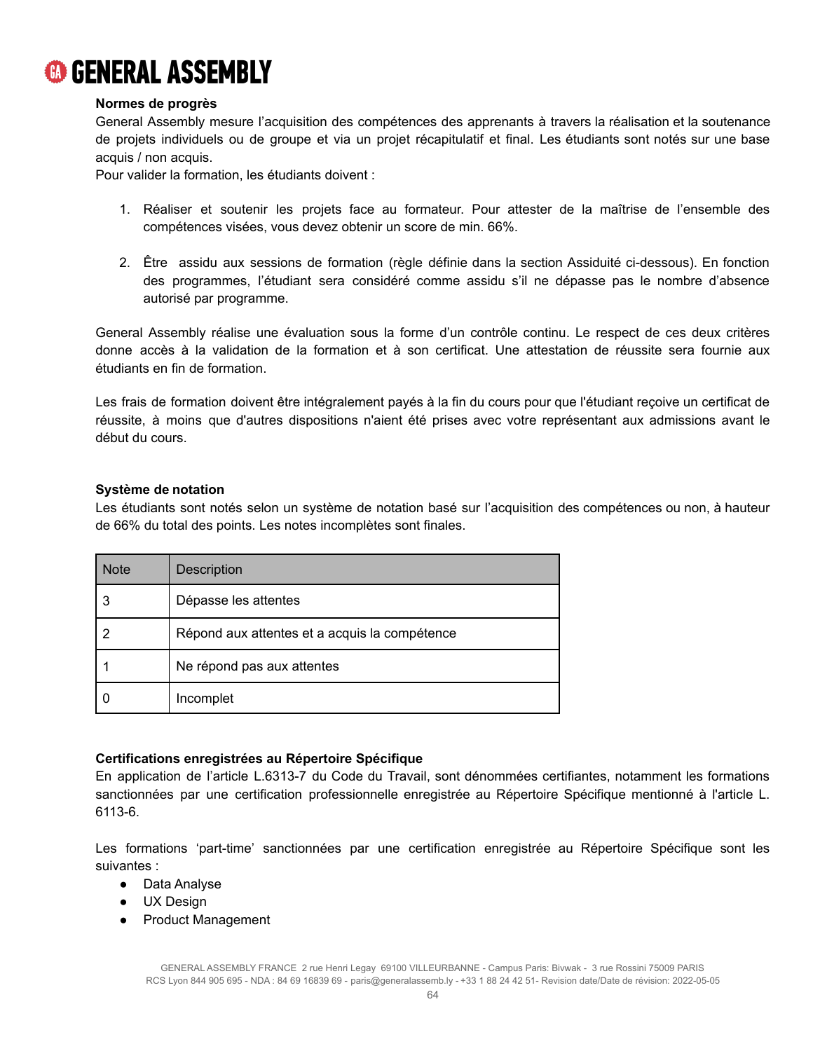**Normes de progrès**

General Assembly mesure l'acquisition des compétences des apprenants à travers la réalisation et la soutenance de projets individuels ou de groupe et via un projet récapitulatif et final. Les étudiants sont notés sur une base acquis / non acquis.

Pour valider la formation, les étudiants doivent :

1. Réaliser et soutenir les projets face au formateur. Pour attester de la maîtrise de l'ensemble des compétences visées, vous devez obtenir un score de min. 66%.

2. Être assidu aux sessions de formation (règle définie dans la section Assiduité ci-dessous). En fonction des programmes, l'étudiant sera considéré comme assidu s'il ne dépasse pas le nombre d'absence autorisé par programme.

General Assembly réalise une évaluation sous la forme d'un contrôle continu. Le respect de ces deux critères donne accès à la validation de la formation et à son certificat. Une attestation de réussite sera fournie aux étudiants en fin de formation.

Les frais de formation doivent être intégralement payés à la fin du cours pour que l'étudiant reçoive un certificat de réussite, à moins que d'autres dispositions n'aient été prises avec votre représentant aux admissions avant le début du cours.

**Système de notation**

Les étudiants sont notés selon un système de notation basé sur l'acquisition des compétences ou non, à hauteur de 66% du total des points. Les notes incomplètes sont finales.

| Note | Description |
|---|---|
| 3 | Dépasse les attentes |
| 2 | Répond aux attentes et a acquis la compétence |
| 1 | Ne répond pas aux attentes |
| 0 | Incomplet |

**Certifications enregistrées au Répertoire Spécifique**

En application de l'article L.6313-7 du Code du Travail, sont dénommées certifiantes, notamment les formations sanctionnées par une certification professionnelle enregistrée au Répertoire Spécifique mentionné à l'article L. 6113-6.

Les formations 'part-time' sanctionnées par une certification enregistrée au Répertoire Spécifique sont les suivantes :

- Data Analyse
- UX Design
- Product Management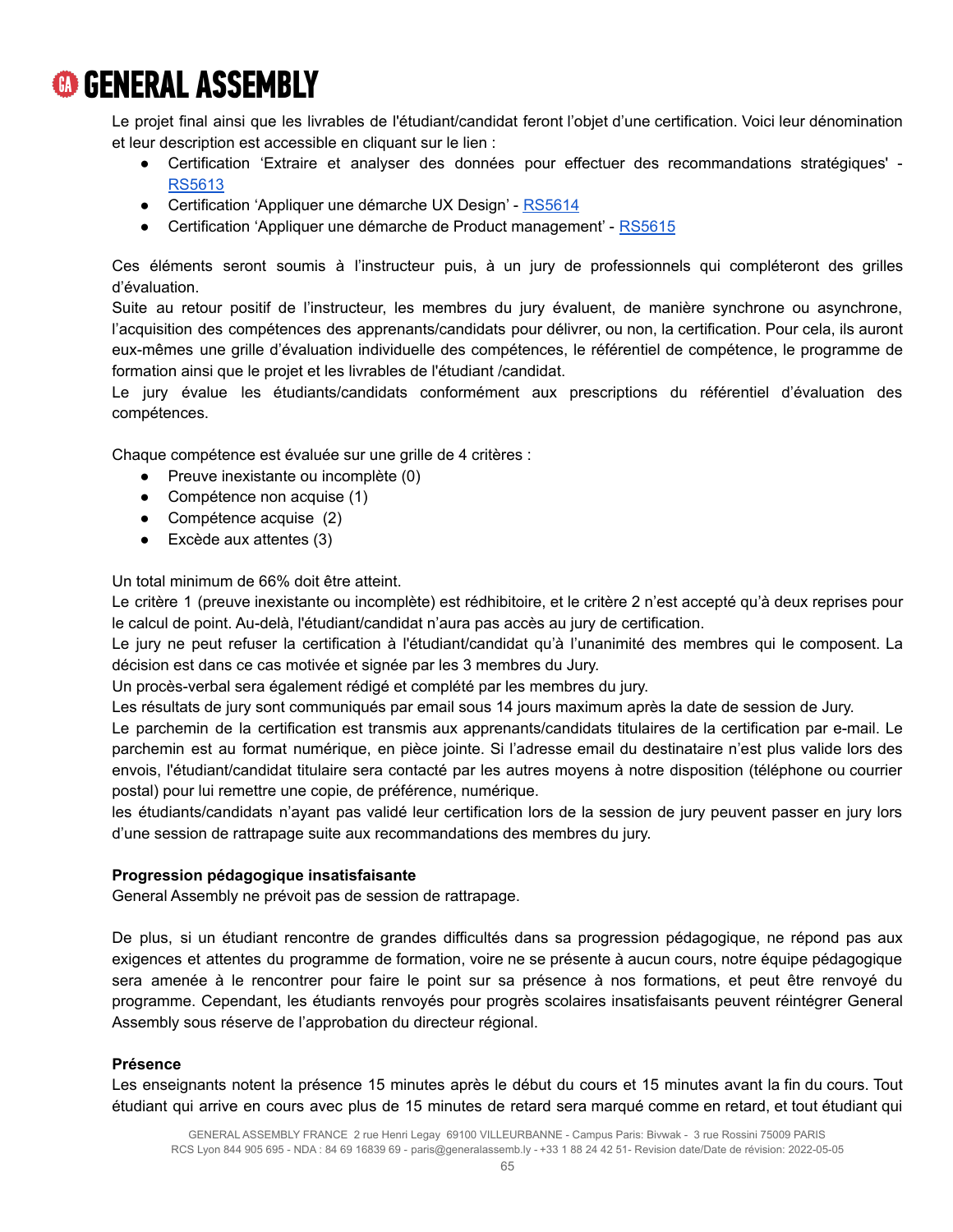Le projet final ainsi que les livrables de l'étudiant/candidat feront l'objet d'une certification. Voici leur dénomination et leur description est accessible en cliquant sur le lien :

- Certification 'Extraire et analyser des données pour effectuer des recommandations stratégiques' - [RS5613]
- Certification 'Appliquer une démarche UX Design' - [RS5614]
- Certification 'Appliquer une démarche de Product management' - [RS5615]

Ces éléments seront soumis à l'instructeur puis, à un jury de professionnels qui compléteront des grilles d'évaluation.
Suite au retour positif de l'instructeur, les membres du jury évaluent, de manière synchrone ou asynchrone, l'acquisition des compétences des apprenants/candidats pour délivrer, ou non, la certification. Pour cela, ils auront eux-mêmes une grille d'évaluation individuelle des compétences, le référentiel de compétence, le programme de formation ainsi que le projet et les livrables de l'étudiant /candidat.
Le jury évalue les étudiants/candidats conformément aux prescriptions du référentiel d'évaluation des compétences.

Chaque compétence est évaluée sur une grille de 4 critères :

- Preuve inexistante ou incomplète (0)
- Compétence non acquise (1)
- Compétence acquise (2)
- Excède aux attentes (3)

Un total minimum de 66% doit être atteint.
Le critère 1 (preuve inexistante ou incomplète) est rédhibitoire, et le critère 2 n'est accepté qu'à deux reprises pour le calcul de point. Au-delà, l'étudiant/candidat n'aura pas accès au jury de certification.
Le jury ne peut refuser la certification à l'étudiant/candidat qu'à l'unanimité des membres qui le composent. La décision est dans ce cas motivée et signée par les 3 membres du Jury.
Un procès-verbal sera également rédigé et complété par les membres du jury.
Les résultats de jury sont communiqués par email sous 14 jours maximum après la date de session de Jury.
Le parchemin de la certification est transmis aux apprenants/candidats titulaires de la certification par e-mail. Le parchemin est au format numérique, en pièce jointe. Si l'adresse email du destinataire n'est plus valide lors des envois, l'étudiant/candidat titulaire sera contacté par les autres moyens à notre disposition (téléphone ou courrier postal) pour lui remettre une copie, de préférence, numérique.
les étudiants/candidats n'ayant pas validé leur certification lors de la session de jury peuvent passer en jury lors d'une session de rattrapage suite aux recommandations des membres du jury.

**Progression pédagogique insatisfaisante**
General Assembly ne prévoit pas de session de rattrapage.

De plus, si un étudiant rencontre de grandes difficultés dans sa progression pédagogique, ne répond pas aux exigences et attentes du programme de formation, voire ne se présente à aucun cours, notre équipe pédagogique sera amenée à le rencontrer pour faire le point sur sa présence à nos formations, et peut être renvoyé du programme. Cependant, les étudiants renvoyés pour progrès scolaires insatisfaisants peuvent réintégrer General Assembly sous réserve de l'approbation du directeur régional.

**Présence**
Les enseignants notent la présence 15 minutes après le début du cours et 15 minutes avant la fin du cours. Tout étudiant qui arrive en cours avec plus de 15 minutes de retard sera marqué comme en retard, et tout étudiant qui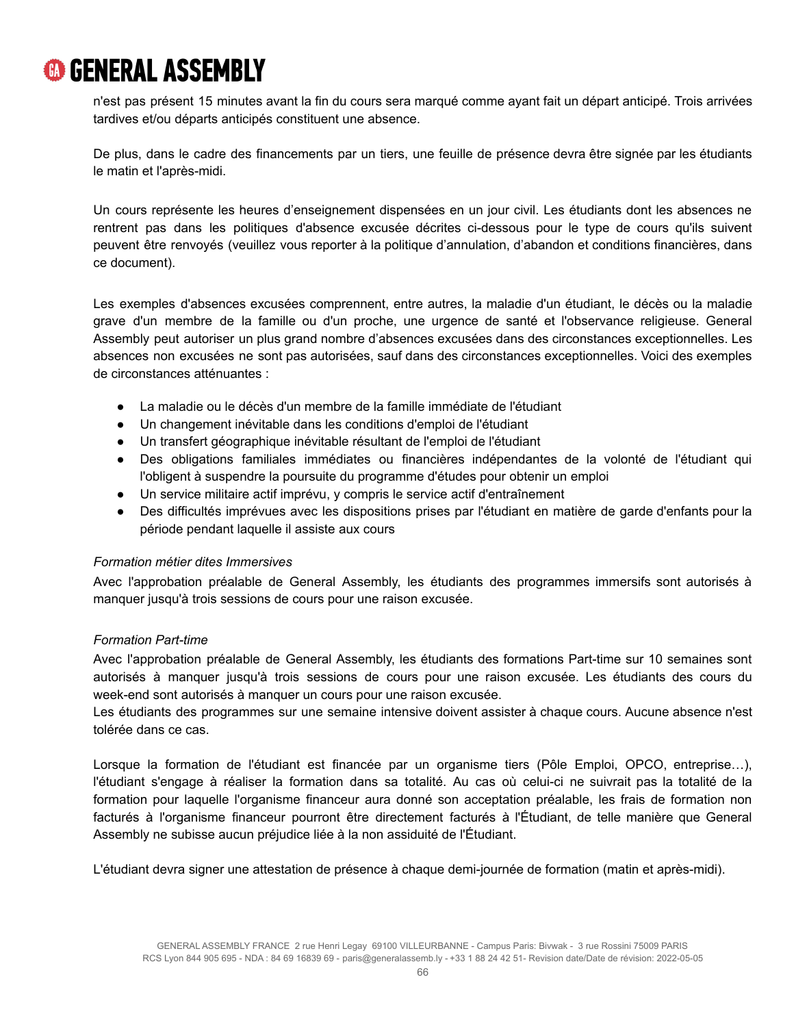n'est pas présent 15 minutes avant la fin du cours sera marqué comme ayant fait un départ anticipé. Trois arrivées tardives et/ou départs anticipés constituent une absence.

De plus, dans le cadre des financements par un tiers, une feuille de présence devra être signée par les étudiants le matin et l'après-midi.

Un cours représente les heures d'enseignement dispensées en un jour civil. Les étudiants dont les absences ne rentrent pas dans les politiques d'absence excusée décrites ci-dessous pour le type de cours qu'ils suivent peuvent être renvoyés (veuillez vous reporter à la politique d'annulation, d'abandon et conditions financières, dans ce document).

Les exemples d'absences excusées comprennent, entre autres, la maladie d'un étudiant, le décès ou la maladie grave d'un membre de la famille ou d'un proche, une urgence de santé et l'observance religieuse. General Assembly peut autoriser un plus grand nombre d'absences excusées dans des circonstances exceptionnelles. Les absences non excusées ne sont pas autorisées, sauf dans des circonstances exceptionnelles. Voici des exemples de circonstances atténuantes :

- La maladie ou le décès d'un membre de la famille immédiate de l'étudiant
- Un changement inévitable dans les conditions d'emploi de l'étudiant
- Un transfert géographique inévitable résultant de l'emploi de l'étudiant
- Des obligations familiales immédiates ou financières indépendantes de la volonté de l'étudiant qui l'obligent à suspendre la poursuite du programme d'études pour obtenir un emploi
- Un service militaire actif imprévu, y compris le service actif d'entraînement
- Des difficultés imprévues avec les dispositions prises par l'étudiant en matière de garde d'enfants pour la période pendant laquelle il assiste aux cours

*Formation métier dites Immersives*

Avec l'approbation préalable de General Assembly, les étudiants des programmes immersifs sont autorisés à manquer jusqu'à trois sessions de cours pour une raison excusée.

*Formation Part-time*

Avec l'approbation préalable de General Assembly, les étudiants des formations Part-time sur 10 semaines sont autorisés à manquer jusqu'à trois sessions de cours pour une raison excusée. Les étudiants des cours du week-end sont autorisés à manquer un cours pour une raison excusée.
Les étudiants des programmes sur une semaine intensive doivent assister à chaque cours. Aucune absence n'est tolérée dans ce cas.

Lorsque la formation de l'étudiant est financée par un organisme tiers (Pôle Emploi, OPCO, entreprise…), l'étudiant s'engage à réaliser la formation dans sa totalité. Au cas où celui-ci ne suivrait pas la totalité de la formation pour laquelle l'organisme financeur aura donné son acceptation préalable, les frais de formation non facturés à l'organisme financeur pourront être directement facturés à l'Étudiant, de telle manière que General Assembly ne subisse aucun préjudice liée à la non assiduité de l'Étudiant.

L'étudiant devra signer une attestation de présence à chaque demi-journée de formation (matin et après-midi).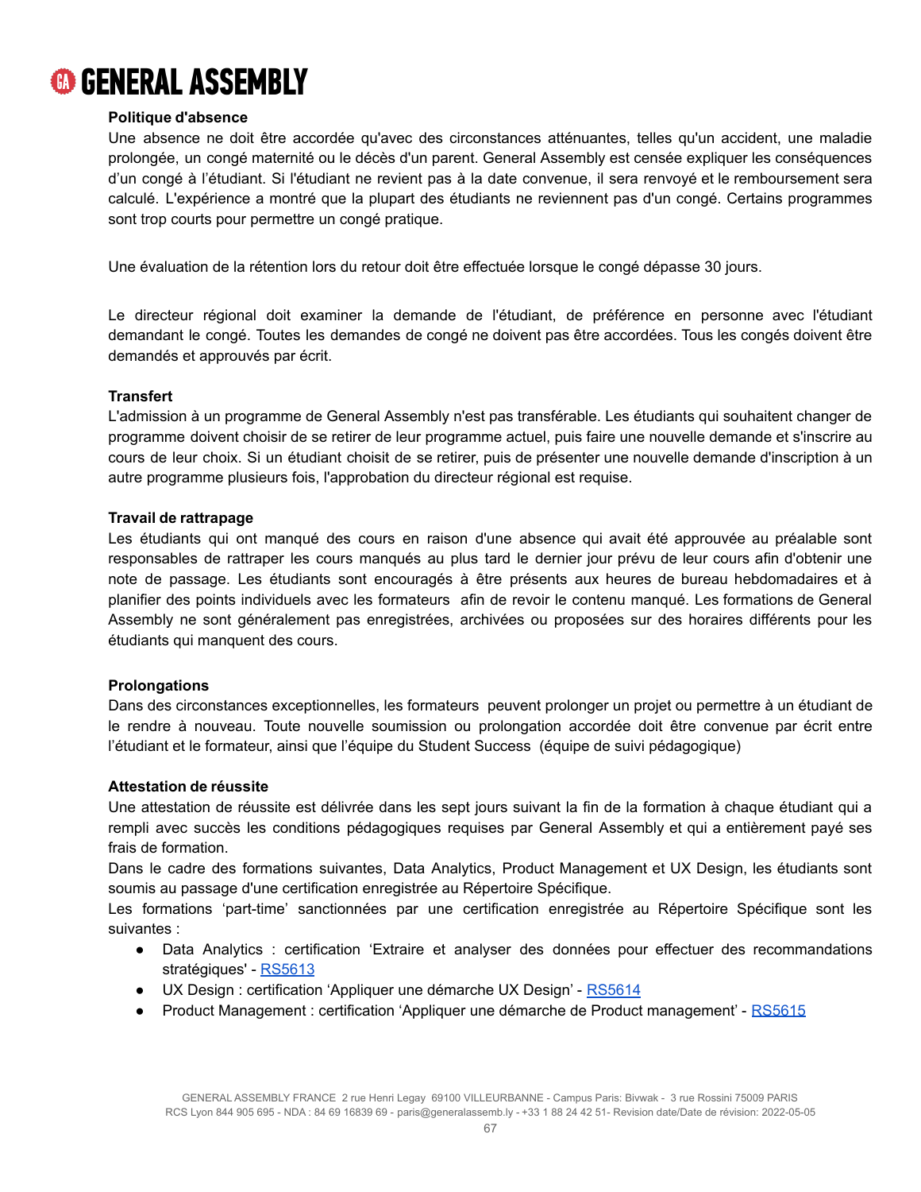**Politique d'absence**

Une absence ne doit être accordée qu'avec des circonstances atténuantes, telles qu'un accident, une maladie prolongée, un congé maternité ou le décès d'un parent. General Assembly est censée expliquer les conséquences d'un congé à l'étudiant. Si l'étudiant ne revient pas à la date convenue, il sera renvoyé et le remboursement sera calculé. L'expérience a montré que la plupart des étudiants ne reviennent pas d'un congé. Certains programmes sont trop courts pour permettre un congé pratique.

Une évaluation de la rétention lors du retour doit être effectuée lorsque le congé dépasse 30 jours.

Le directeur régional doit examiner la demande de l'étudiant, de préférence en personne avec l'étudiant demandant le congé. Toutes les demandes de congé ne doivent pas être accordées. Tous les congés doivent être demandés et approuvés par écrit.

**Transfert**

L'admission à un programme de General Assembly n'est pas transférable. Les étudiants qui souhaitent changer de programme doivent choisir de se retirer de leur programme actuel, puis faire une nouvelle demande et s'inscrire au cours de leur choix. Si un étudiant choisit de se retirer, puis de présenter une nouvelle demande d'inscription à un autre programme plusieurs fois, l'approbation du directeur régional est requise.

**Travail de rattrapage**

Les étudiants qui ont manqué des cours en raison d'une absence qui avait été approuvée au préalable sont responsables de rattraper les cours manqués au plus tard le dernier jour prévu de leur cours afin d'obtenir une note de passage. Les étudiants sont encouragés à être présents aux heures de bureau hebdomadaires et à planifier des points individuels avec les formateurs afin de revoir le contenu manqué. Les formations de General Assembly ne sont généralement pas enregistrées, archivées ou proposées sur des horaires différents pour les étudiants qui manquent des cours.

**Prolongations**

Dans des circonstances exceptionnelles, les formateurs peuvent prolonger un projet ou permettre à un étudiant de le rendre à nouveau. Toute nouvelle soumission ou prolongation accordée doit être convenue par écrit entre l'étudiant et le formateur, ainsi que l'équipe du Student Success (équipe de suivi pédagogique)

**Attestation de réussite**

Une attestation de réussite est délivrée dans les sept jours suivant la fin de la formation à chaque étudiant qui a rempli avec succès les conditions pédagogiques requises par General Assembly et qui a entièrement payé ses frais de formation.

Dans le cadre des formations suivantes, Data Analytics, Product Management et UX Design, les étudiants sont soumis au passage d'une certification enregistrée au Répertoire Spécifique.

Les formations 'part-time' sanctionnées par une certification enregistrée au Répertoire Spécifique sont les suivantes :

- Data Analytics : certification 'Extraire et analyser des données pour effectuer des recommandations stratégiques' - RS5613
- UX Design : certification 'Appliquer une démarche UX Design' - RS5614
- Product Management : certification 'Appliquer une démarche de Product management' - RS5615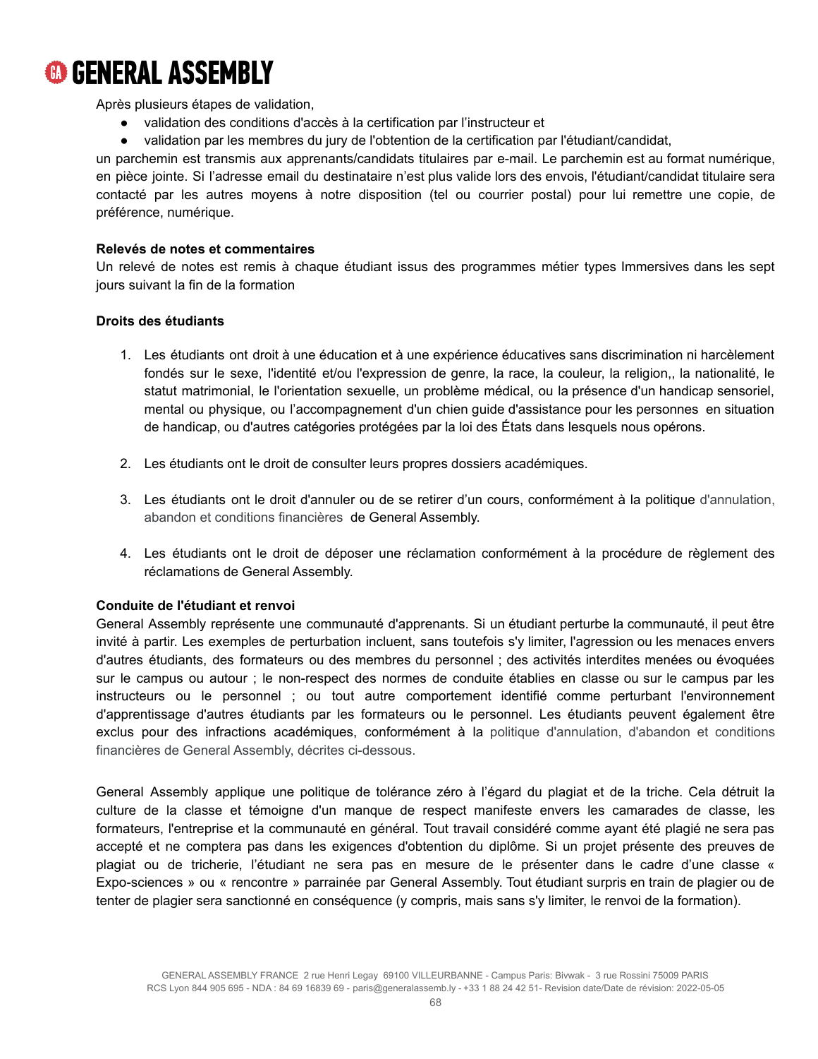Après plusieurs étapes de validation,

- validation des conditions d'accès à la certification par l'instructeur et
- validation par les membres du jury de l'obtention de la certification par l'étudiant/candidat,

un parchemin est transmis aux apprenants/candidats titulaires par e-mail. Le parchemin est au format numérique, en pièce jointe. Si l'adresse email du destinataire n'est plus valide lors des envois, l'étudiant/candidat titulaire sera contacté par les autres moyens à notre disposition (tel ou courrier postal) pour lui remettre une copie, de préférence, numérique.

**Relevés de notes et commentaires**

Un relevé de notes est remis à chaque étudiant issus des programmes métier types Immersives dans les sept jours suivant la fin de la formation

**Droits des étudiants**

1. Les étudiants ont droit à une éducation et à une expérience éducatives sans discrimination ni harcèlement fondés sur le sexe, l'identité et/ou l'expression de genre, la race, la couleur, la religion,, la nationalité, le statut matrimonial, le l'orientation sexuelle, un problème médical, ou la présence d'un handicap sensoriel, mental ou physique, ou l'accompagnement d'un chien guide d'assistance pour les personnes en situation de handicap, ou d'autres catégories protégées par la loi des États dans lesquels nous opérons.

2. Les étudiants ont le droit de consulter leurs propres dossiers académiques.

3. Les étudiants ont le droit d'annuler ou de se retirer d'un cours, conformément à la politique d'annulation, abandon et conditions financières de General Assembly.

4. Les étudiants ont le droit de déposer une réclamation conformément à la procédure de règlement des réclamations de General Assembly.

**Conduite de l'étudiant et renvoi**

General Assembly représente une communauté d'apprenants. Si un étudiant perturbe la communauté, il peut être invité à partir. Les exemples de perturbation incluent, sans toutefois s'y limiter, l'agression ou les menaces envers d'autres étudiants, des formateurs ou des membres du personnel ; des activités interdites menées ou évoquées sur le campus ou autour ; le non-respect des normes de conduite établies en classe ou sur le campus par les instructeurs ou le personnel ; ou tout autre comportement identifié comme perturbant l'environnement d'apprentissage d'autres étudiants par les formateurs ou le personnel. Les étudiants peuvent également être exclus pour des infractions académiques, conformément à la politique d'annulation, d'abandon et conditions financières de General Assembly, décrites ci-dessous.

General Assembly applique une politique de tolérance zéro à l'égard du plagiat et de la triche. Cela détruit la culture de la classe et témoigne d'un manque de respect manifeste envers les camarades de classe, les formateurs, l'entreprise et la communauté en général. Tout travail considéré comme ayant été plagié ne sera pas accepté et ne comptera pas dans les exigences d'obtention du diplôme. Si un projet présente des preuves de plagiat ou de tricherie, l'étudiant ne sera pas en mesure de le présenter dans le cadre d'une classe « Expo-sciences » ou « rencontre » parrainée par General Assembly. Tout étudiant surpris en train de plagier ou de tenter de plagier sera sanctionné en conséquence (y compris, mais sans s'y limiter, le renvoi de la formation).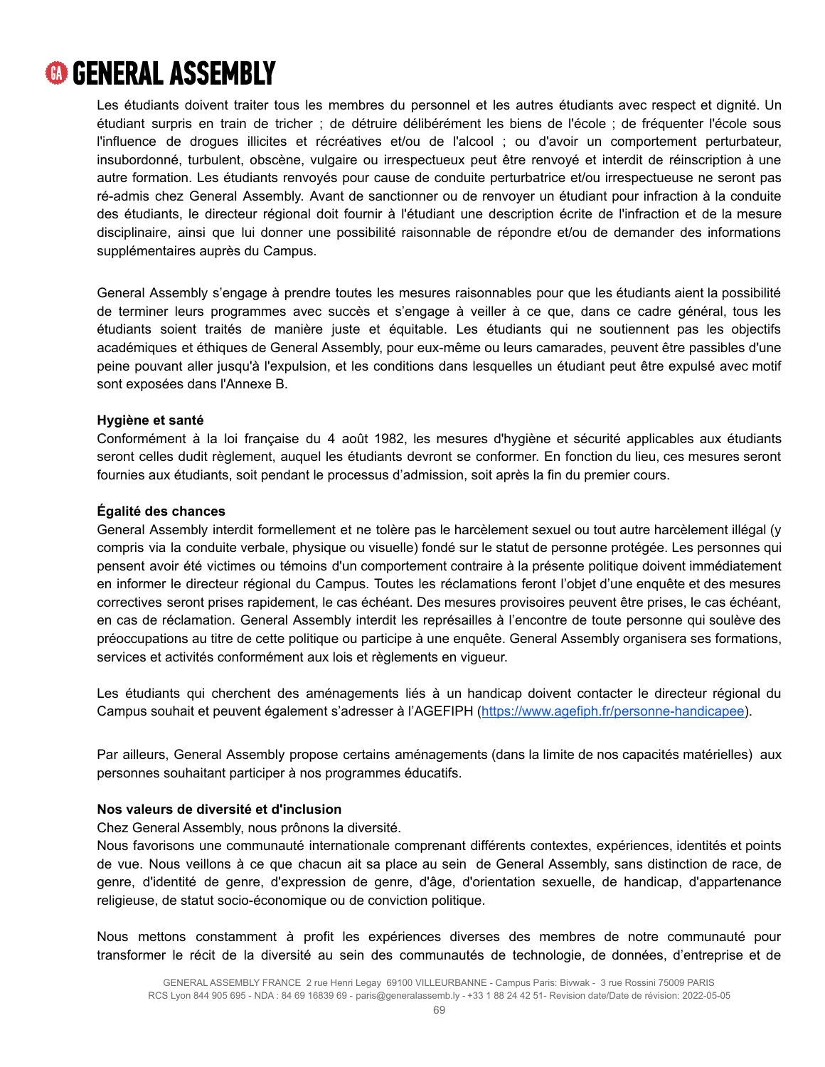Les étudiants doivent traiter tous les membres du personnel et les autres étudiants avec respect et dignité. Un étudiant surpris en train de tricher ; de détruire délibérément les biens de l'école ; de fréquenter l'école sous l'influence de drogues illicites et récréatives et/ou de l'alcool ; ou d'avoir un comportement perturbateur, insubordonné, turbulent, obscène, vulgaire ou irrespectueux peut être renvoyé et interdit de réinscription à une autre formation. Les étudiants renvoyés pour cause de conduite perturbatrice et/ou irrespectueuse ne seront pas ré-admis chez General Assembly. Avant de sanctionner ou de renvoyer un étudiant pour infraction à la conduite des étudiants, le directeur régional doit fournir à l'étudiant une description écrite de l'infraction et de la mesure disciplinaire, ainsi que lui donner une possibilité raisonnable de répondre et/ou de demander des informations supplémentaires auprès du Campus.

General Assembly s'engage à prendre toutes les mesures raisonnables pour que les étudiants aient la possibilité de terminer leurs programmes avec succès et s'engage à veiller à ce que, dans ce cadre général, tous les étudiants soient traités de manière juste et équitable. Les étudiants qui ne soutiennent pas les objectifs académiques et éthiques de General Assembly, pour eux-même ou leurs camarades, peuvent être passibles d'une peine pouvant aller jusqu'à l'expulsion, et les conditions dans lesquelles un étudiant peut être expulsé avec motif sont exposées dans l'Annexe B.

**Hygiène et santé**

Conformément à la loi française du 4 août 1982, les mesures d'hygiène et sécurité applicables aux étudiants seront celles dudit règlement, auquel les étudiants devront se conformer. En fonction du lieu, ces mesures seront fournies aux étudiants, soit pendant le processus d'admission, soit après la fin du premier cours.

**Égalité des chances**

General Assembly interdit formellement et ne tolère pas le harcèlement sexuel ou tout autre harcèlement illégal (y compris via la conduite verbale, physique ou visuelle) fondé sur le statut de personne protégée. Les personnes qui pensent avoir été victimes ou témoins d'un comportement contraire à la présente politique doivent immédiatement en informer le directeur régional du Campus. Toutes les réclamations feront l'objet d'une enquête et des mesures correctives seront prises rapidement, le cas échéant. Des mesures provisoires peuvent être prises, le cas échéant, en cas de réclamation. General Assembly interdit les représailles à l'encontre de toute personne qui soulève des préoccupations au titre de cette politique ou participe à une enquête. General Assembly organisera ses formations, services et activités conformément aux lois et règlements en vigueur.

Les étudiants qui cherchent des aménagements liés à un handicap doivent contacter le directeur régional du Campus souhait et peuvent également s'adresser à l'AGEFIPH (https://www.agefiph.fr/personne-handicapee).

Par ailleurs, General Assembly propose certains aménagements (dans la limite de nos capacités matérielles) aux personnes souhaitant participer à nos programmes éducatifs.

**Nos valeurs de diversité et d'inclusion**

Chez General Assembly, nous prônons la diversité.

Nous favorisons une communauté internationale comprenant différents contextes, expériences, identités et points de vue. Nous veillons à ce que chacun ait sa place au sein de General Assembly, sans distinction de race, de genre, d'identité de genre, d'expression de genre, d'âge, d'orientation sexuelle, de handicap, d'appartenance religieuse, de statut socio-économique ou de conviction politique.

Nous mettons constamment à profit les expériences diverses des membres de notre communauté pour transformer le récit de la diversité au sein des communautés de technologie, de données, d'entreprise et de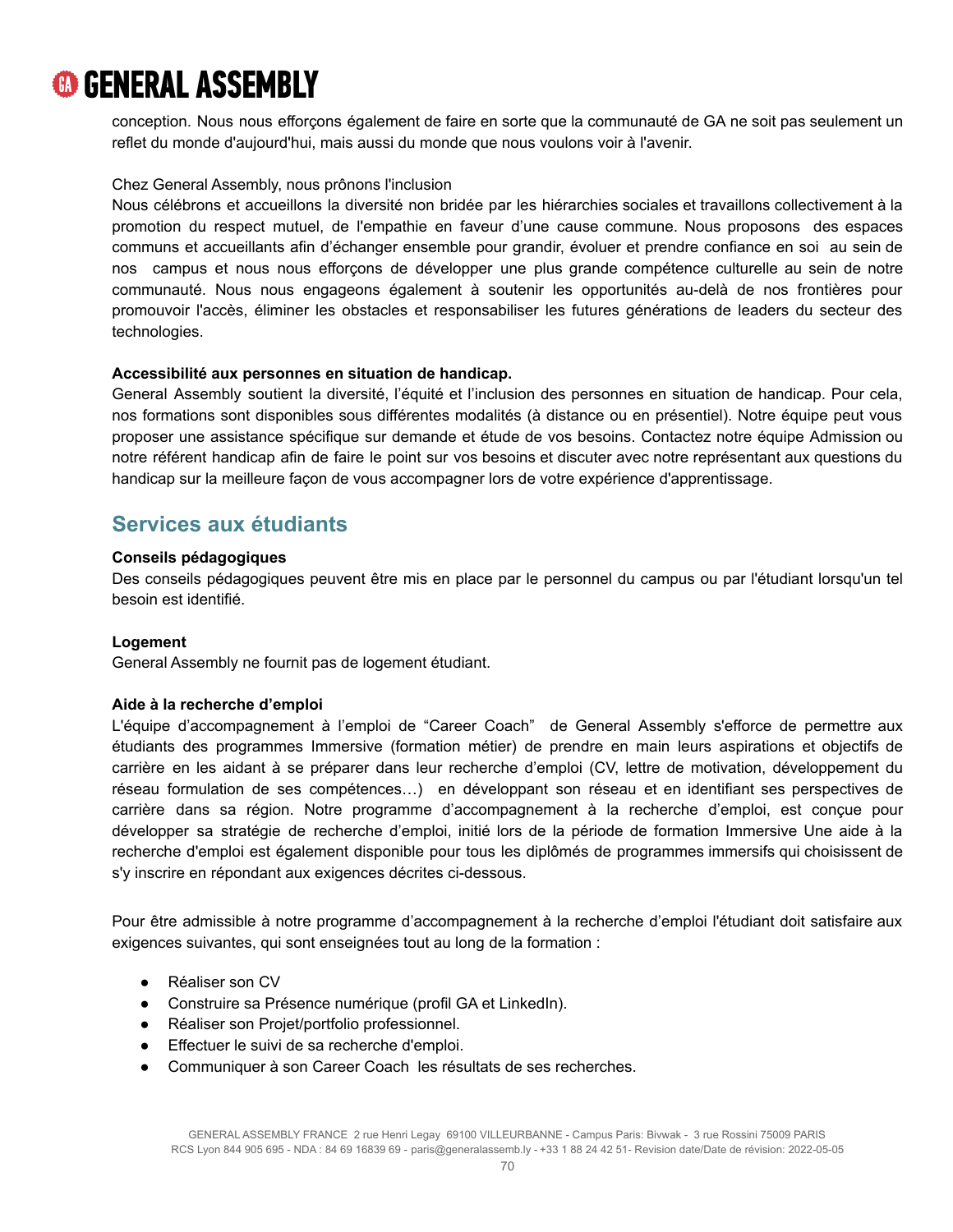conception. Nous nous efforçons également de faire en sorte que la communauté de GA ne soit pas seulement un reflet du monde d'aujourd'hui, mais aussi du monde que nous voulons voir à l'avenir.

Chez General Assembly, nous prônons l'inclusion

Nous célébrons et accueillons la diversité non bridée par les hiérarchies sociales et travaillons collectivement à la promotion du respect mutuel, de l'empathie en faveur d'une cause commune. Nous proposons des espaces communs et accueillants afin d'échanger ensemble pour grandir, évoluer et prendre confiance en soi au sein de nos campus et nous nous efforçons de développer une plus grande compétence culturelle au sein de notre communauté. Nous nous engageons également à soutenir les opportunités au-delà de nos frontières pour promouvoir l'accès, éliminer les obstacles et responsabiliser les futures générations de leaders du secteur des technologies.

**Accessibilité aux personnes en situation de handicap.**

General Assembly soutient la diversité, l'équité et l'inclusion des personnes en situation de handicap. Pour cela, nos formations sont disponibles sous différentes modalités (à distance ou en présentiel). Notre équipe peut vous proposer une assistance spécifique sur demande et étude de vos besoins. Contactez notre équipe Admission ou notre référent handicap afin de faire le point sur vos besoins et discuter avec notre représentant aux questions du handicap sur la meilleure façon de vous accompagner lors de votre expérience d'apprentissage.

## Services aux étudiants

**Conseils pédagogiques**

Des conseils pédagogiques peuvent être mis en place par le personnel du campus ou par l'étudiant lorsqu'un tel besoin est identifié.

**Logement**

General Assembly ne fournit pas de logement étudiant.

**Aide à la recherche d'emploi**

L'équipe d'accompagnement à l'emploi de "Career Coach" de General Assembly s'efforce de permettre aux étudiants des programmes Immersive (formation métier) de prendre en main leurs aspirations et objectifs de carrière en les aidant à se préparer dans leur recherche d'emploi (CV, lettre de motivation, développement du réseau formulation de ses compétences…) en développant son réseau et en identifiant ses perspectives de carrière dans sa région. Notre programme d'accompagnement à la recherche d'emploi, est conçue pour développer sa stratégie de recherche d'emploi, initié lors de la période de formation Immersive Une aide à la recherche d'emploi est également disponible pour tous les diplômés de programmes immersifs qui choisissent de s'y inscrire en répondant aux exigences décrites ci-dessous.

Pour être admissible à notre programme d'accompagnement à la recherche d'emploi l'étudiant doit satisfaire aux exigences suivantes, qui sont enseignées tout au long de la formation :

- Réaliser son CV
- Construire sa Présence numérique (profil GA et LinkedIn).
- Réaliser son Projet/portfolio professionnel.
- Effectuer le suivi de sa recherche d'emploi.
- Communiquer à son Career Coach les résultats de ses recherches.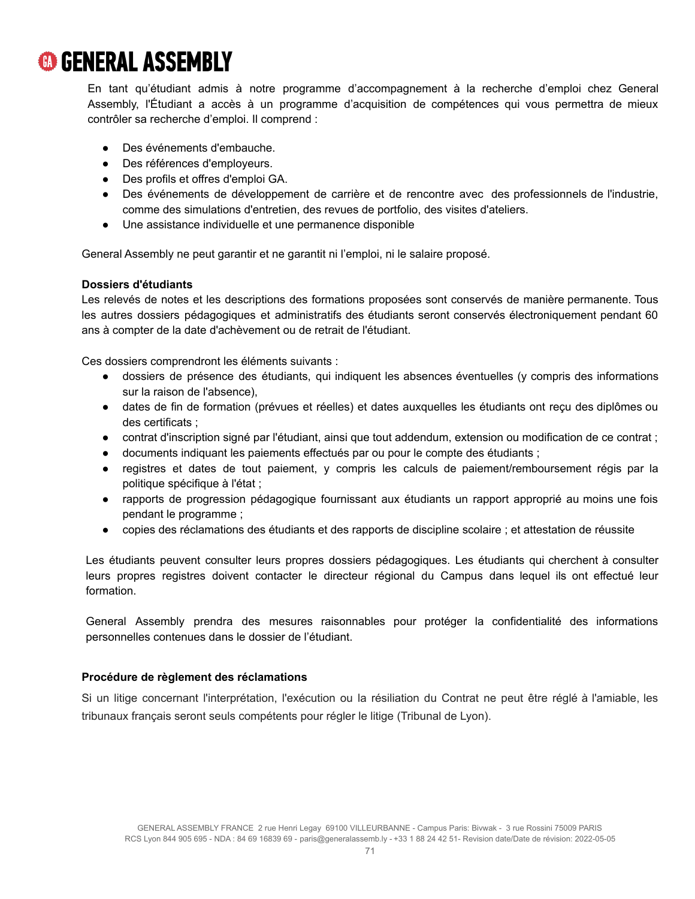En tant qu'étudiant admis à notre programme d'accompagnement à la recherche d'emploi chez General Assembly, l'Étudiant a accès à un programme d'acquisition de compétences qui vous permettra de mieux contrôler sa recherche d'emploi. Il comprend :

- Des événements d'embauche.
- Des références d'employeurs.
- Des profils et offres d'emploi GA.
- Des événements de développement de carrière et de rencontre avec des professionnels de l'industrie, comme des simulations d'entretien, des revues de portfolio, des visites d'ateliers.
- Une assistance individuelle et une permanence disponible

General Assembly ne peut garantir et ne garantit ni l'emploi, ni le salaire proposé.

**Dossiers d'étudiants**

Les relevés de notes et les descriptions des formations proposées sont conservés de manière permanente. Tous les autres dossiers pédagogiques et administratifs des étudiants seront conservés électroniquement pendant 60 ans à compter de la date d'achèvement ou de retrait de l'étudiant.

Ces dossiers comprendront les éléments suivants :

- dossiers de présence des étudiants, qui indiquent les absences éventuelles (y compris des informations sur la raison de l'absence),
- dates de fin de formation (prévues et réelles) et dates auxquelles les étudiants ont reçu des diplômes ou des certificats ;
- contrat d'inscription signé par l'étudiant, ainsi que tout addendum, extension ou modification de ce contrat ;
- documents indiquant les paiements effectués par ou pour le compte des étudiants ;
- registres et dates de tout paiement, y compris les calculs de paiement/remboursement régis par la politique spécifique à l'état ;
- rapports de progression pédagogique fournissant aux étudiants un rapport approprié au moins une fois pendant le programme ;
- copies des réclamations des étudiants et des rapports de discipline scolaire ; et attestation de réussite

Les étudiants peuvent consulter leurs propres dossiers pédagogiques. Les étudiants qui cherchent à consulter leurs propres registres doivent contacter le directeur régional du Campus dans lequel ils ont effectué leur formation.

General Assembly prendra des mesures raisonnables pour protéger la confidentialité des informations personnelles contenues dans le dossier de l'étudiant.

**Procédure de règlement des réclamations**

Si un litige concernant l'interprétation, l'exécution ou la résiliation du Contrat ne peut être réglé à l'amiable, les tribunaux français seront seuls compétents pour régler le litige (Tribunal de Lyon).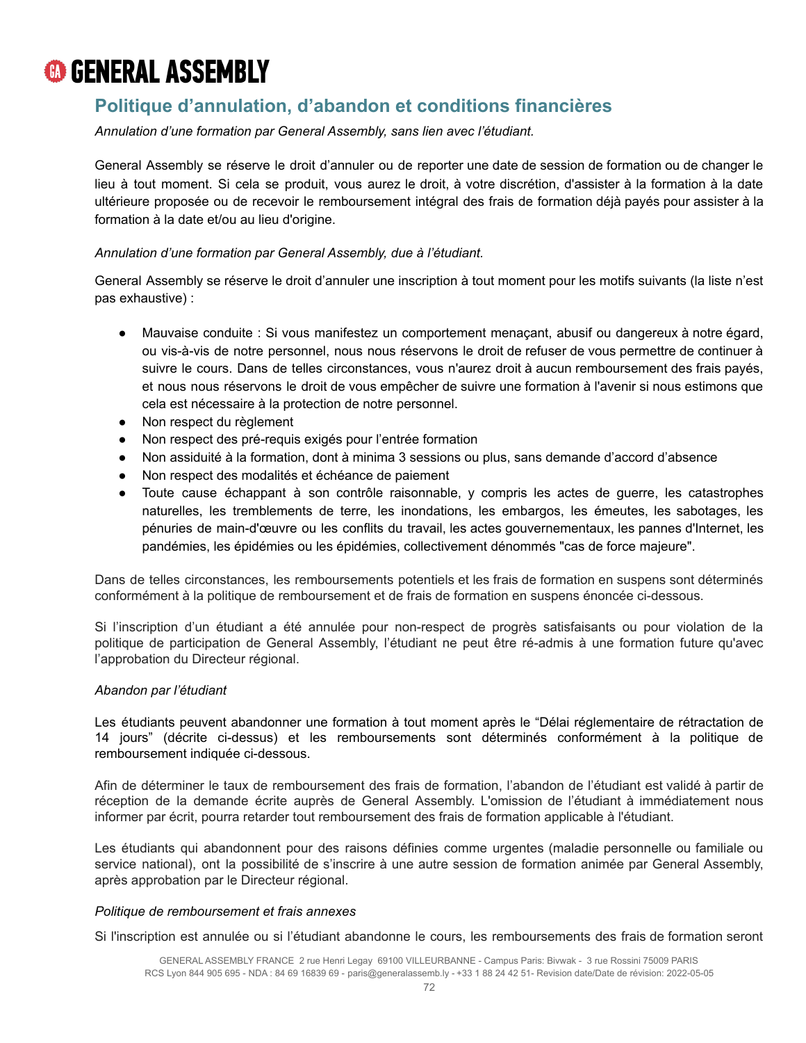## Politique d'annulation, d'abandon et conditions financières

*Annulation d'une formation par General Assembly, sans lien avec l'étudiant.*

General Assembly se réserve le droit d'annuler ou de reporter une date de session de formation ou de changer le lieu à tout moment. Si cela se produit, vous aurez le droit, à votre discrétion, d'assister à la formation à la date ultérieure proposée ou de recevoir le remboursement intégral des frais de formation déjà payés pour assister à la formation à la date et/ou au lieu d'origine.

*Annulation d'une formation par General Assembly, due à l'étudiant.*

General Assembly se réserve le droit d'annuler une inscription à tout moment pour les motifs suivants (la liste n'est pas exhaustive) :

- Mauvaise conduite : Si vous manifestez un comportement menaçant, abusif ou dangereux à notre égard, ou vis-à-vis de notre personnel, nous nous réservons le droit de refuser de vous permettre de continuer à suivre le cours. Dans de telles circonstances, vous n'aurez droit à aucun remboursement des frais payés, et nous nous réservons le droit de vous empêcher de suivre une formation à l'avenir si nous estimons que cela est nécessaire à la protection de notre personnel.
- Non respect du règlement
- Non respect des pré-requis exigés pour l'entrée formation
- Non assiduité à la formation, dont à minima 3 sessions ou plus, sans demande d'accord d'absence
- Non respect des modalités et échéance de paiement
- Toute cause échappant à son contrôle raisonnable, y compris les actes de guerre, les catastrophes naturelles, les tremblements de terre, les inondations, les embargos, les émeutes, les sabotages, les pénuries de main-d'œuvre ou les conflits du travail, les actes gouvernementaux, les pannes d'Internet, les pandémies, les épidémies ou les épidémies, collectivement dénommés "cas de force majeure".

Dans de telles circonstances, les remboursements potentiels et les frais de formation en suspens sont déterminés conformément à la politique de remboursement et de frais de formation en suspens énoncée ci-dessous.

Si l'inscription d'un étudiant a été annulée pour non-respect de progrès satisfaisants ou pour violation de la politique de participation de General Assembly, l'étudiant ne peut être ré-admis à une formation future qu'avec l'approbation du Directeur régional.

*Abandon par l'étudiant*

Les étudiants peuvent abandonner une formation à tout moment après le "Délai réglementaire de rétractation de 14 jours" (décrite ci-dessus) et les remboursements sont déterminés conformément à la politique de remboursement indiquée ci-dessous.

Afin de déterminer le taux de remboursement des frais de formation, l'abandon de l'étudiant est validé à partir de réception de la demande écrite auprès de General Assembly. L'omission de l'étudiant à immédiatement nous informer par écrit, pourra retarder tout remboursement des frais de formation applicable à l'étudiant.

Les étudiants qui abandonnent pour des raisons définies comme urgentes (maladie personnelle ou familiale ou service national), ont la possibilité de s'inscrire à une autre session de formation animée par General Assembly, après approbation par le Directeur régional.

*Politique de remboursement et frais annexes*

Si l'inscription est annulée ou si l'étudiant abandonne le cours, les remboursements des frais de formation seront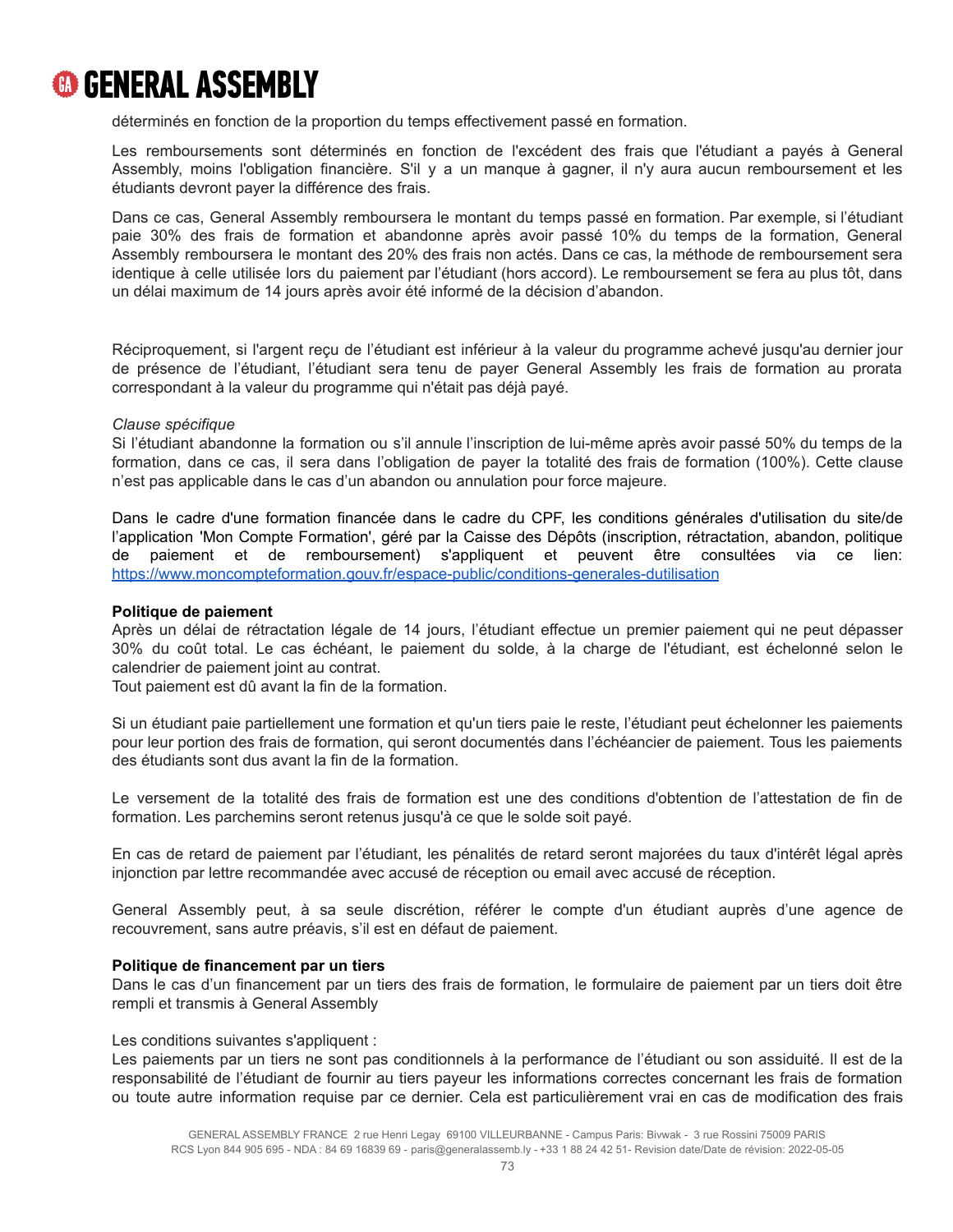déterminés en fonction de la proportion du temps effectivement passé en formation.

Les remboursements sont déterminés en fonction de l'excédent des frais que l'étudiant a payés à General Assembly, moins l'obligation financière. S'il y a un manque à gagner, il n'y aura aucun remboursement et les étudiants devront payer la différence des frais.

Dans ce cas, General Assembly remboursera le montant du temps passé en formation. Par exemple, si l'étudiant paie 30% des frais de formation et abandonne après avoir passé 10% du temps de la formation, General Assembly remboursera le montant des 20% des frais non actés. Dans ce cas, la méthode de remboursement sera identique à celle utilisée lors du paiement par l'étudiant (hors accord). Le remboursement se fera au plus tôt, dans un délai maximum de 14 jours après avoir été informé de la décision d'abandon.

Réciproquement, si l'argent reçu de l'étudiant est inférieur à la valeur du programme achevé jusqu'au dernier jour de présence de l'étudiant, l'étudiant sera tenu de payer General Assembly les frais de formation au prorata correspondant à la valeur du programme qui n'était pas déjà payé.

*Clause spécifique*
Si l'étudiant abandonne la formation ou s'il annule l'inscription de lui-même après avoir passé 50% du temps de la formation, dans ce cas, il sera dans l'obligation de payer la totalité des frais de formation (100%). Cette clause n'est pas applicable dans le cas d'un abandon ou annulation pour force majeure.

Dans le cadre d'une formation financée dans le cadre du CPF, les conditions générales d'utilisation du site/de l'application 'Mon Compte Formation', géré par la Caisse des Dépôts (inscription, rétractation, abandon, politique de paiement et de remboursement) s'appliquent et peuvent être consultées via ce lien: https://www.moncompteformation.gouv.fr/espace-public/conditions-generales-dutilisation

**Politique de paiement**
Après un délai de rétractation légale de 14 jours, l'étudiant effectue un premier paiement qui ne peut dépasser 30% du coût total. Le cas échéant, le paiement du solde, à la charge de l'étudiant, est échelonné selon le calendrier de paiement joint au contrat.
Tout paiement est dû avant la fin de la formation.

Si un étudiant paie partiellement une formation et qu'un tiers paie le reste, l'étudiant peut échelonner les paiements pour leur portion des frais de formation, qui seront documentés dans l'échéancier de paiement. Tous les paiements des étudiants sont dus avant la fin de la formation.

Le versement de la totalité des frais de formation est une des conditions d'obtention de l'attestation de fin de formation. Les parchemins seront retenus jusqu'à ce que le solde soit payé.

En cas de retard de paiement par l'étudiant, les pénalités de retard seront majorées du taux d'intérêt légal après injonction par lettre recommandée avec accusé de réception ou email avec accusé de réception.

General Assembly peut, à sa seule discrétion, référer le compte d'un étudiant auprès d'une agence de recouvrement, sans autre préavis, s'il est en défaut de paiement.

**Politique de financement par un tiers**
Dans le cas d'un financement par un tiers des frais de formation, le formulaire de paiement par un tiers doit être rempli et transmis à General Assembly

Les conditions suivantes s'appliquent :
Les paiements par un tiers ne sont pas conditionnels à la performance de l'étudiant ou son assiduité. Il est de la responsabilité de l'étudiant de fournir au tiers payeur les informations correctes concernant les frais de formation ou toute autre information requise par ce dernier. Cela est particulièrement vrai en cas de modification des frais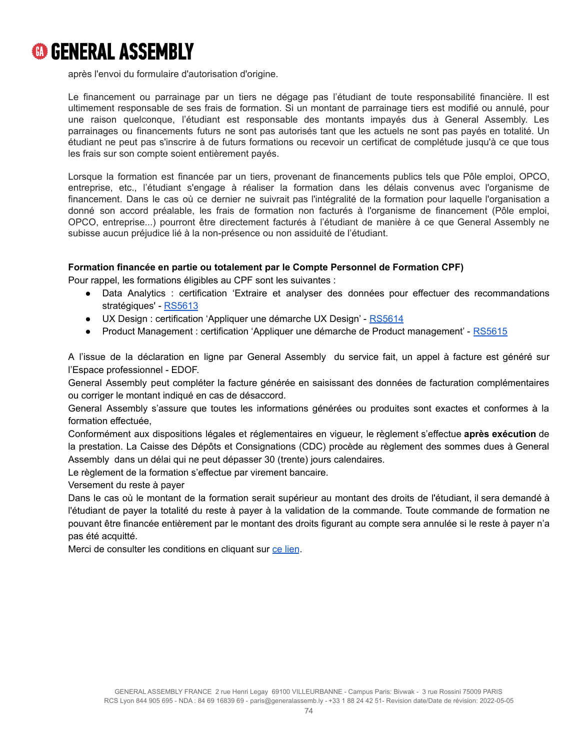après l'envoi du formulaire d'autorisation d'origine.

Le financement ou parrainage par un tiers ne dégage pas l'étudiant de toute responsabilité financière. Il est ultimement responsable de ses frais de formation. Si un montant de parrainage tiers est modifié ou annulé, pour une raison quelconque, l'étudiant est responsable des montants impayés dus à General Assembly. Les parrainages ou financements futurs ne sont pas autorisés tant que les actuels ne sont pas payés en totalité. Un étudiant ne peut pas s'inscrire à de futurs formations ou recevoir un certificat de complétude jusqu'à ce que tous les frais sur son compte soient entièrement payés.

Lorsque la formation est financée par un tiers, provenant de financements publics tels que Pôle emploi, OPCO, entreprise, etc., l'étudiant s'engage à réaliser la formation dans les délais convenus avec l'organisme de financement. Dans le cas où ce dernier ne suivrait pas l'intégralité de la formation pour laquelle l'organisation a donné son accord préalable, les frais de formation non facturés à l'organisme de financement (Pôle emploi, OPCO, entreprise...) pourront être directement facturés à l'étudiant de manière à ce que General Assembly ne subisse aucun préjudice lié à la non-présence ou non assiduité de l'étudiant.

**Formation financée en partie ou totalement par le Compte Personnel de Formation CPF)**

Pour rappel, les formations éligibles au CPF sont les suivantes :

- Data Analytics : certification 'Extraire et analyser des données pour effectuer des recommandations stratégiques' - RS5613
- UX Design : certification 'Appliquer une démarche UX Design' - RS5614
- Product Management : certification 'Appliquer une démarche de Product management' - RS5615

A l'issue de la déclaration en ligne par General Assembly du service fait, un appel à facture est généré sur l'Espace professionnel - EDOF.

General Assembly peut compléter la facture générée en saisissant des données de facturation complémentaires ou corriger le montant indiqué en cas de désaccord.

General Assembly s'assure que toutes les informations générées ou produites sont exactes et conformes à la formation effectuée,

Conformément aux dispositions légales et réglementaires en vigueur, le règlement s'effectue **après exécution** de la prestation. La Caisse des Dépôts et Consignations (CDC) procède au règlement des sommes dues à General Assembly dans un délai qui ne peut dépasser 30 (trente) jours calendaires.

Le règlement de la formation s'effectue par virement bancaire.

Versement du reste à payer

Dans le cas où le montant de la formation serait supérieur au montant des droits de l'étudiant, il sera demandé à l'étudiant de payer la totalité du reste à payer à la validation de la commande. Toute commande de formation ne pouvant être financée entièrement par le montant des droits figurant au compte sera annulée si le reste à payer n'a pas été acquitté.

Merci de consulter les conditions en cliquant sur ce lien.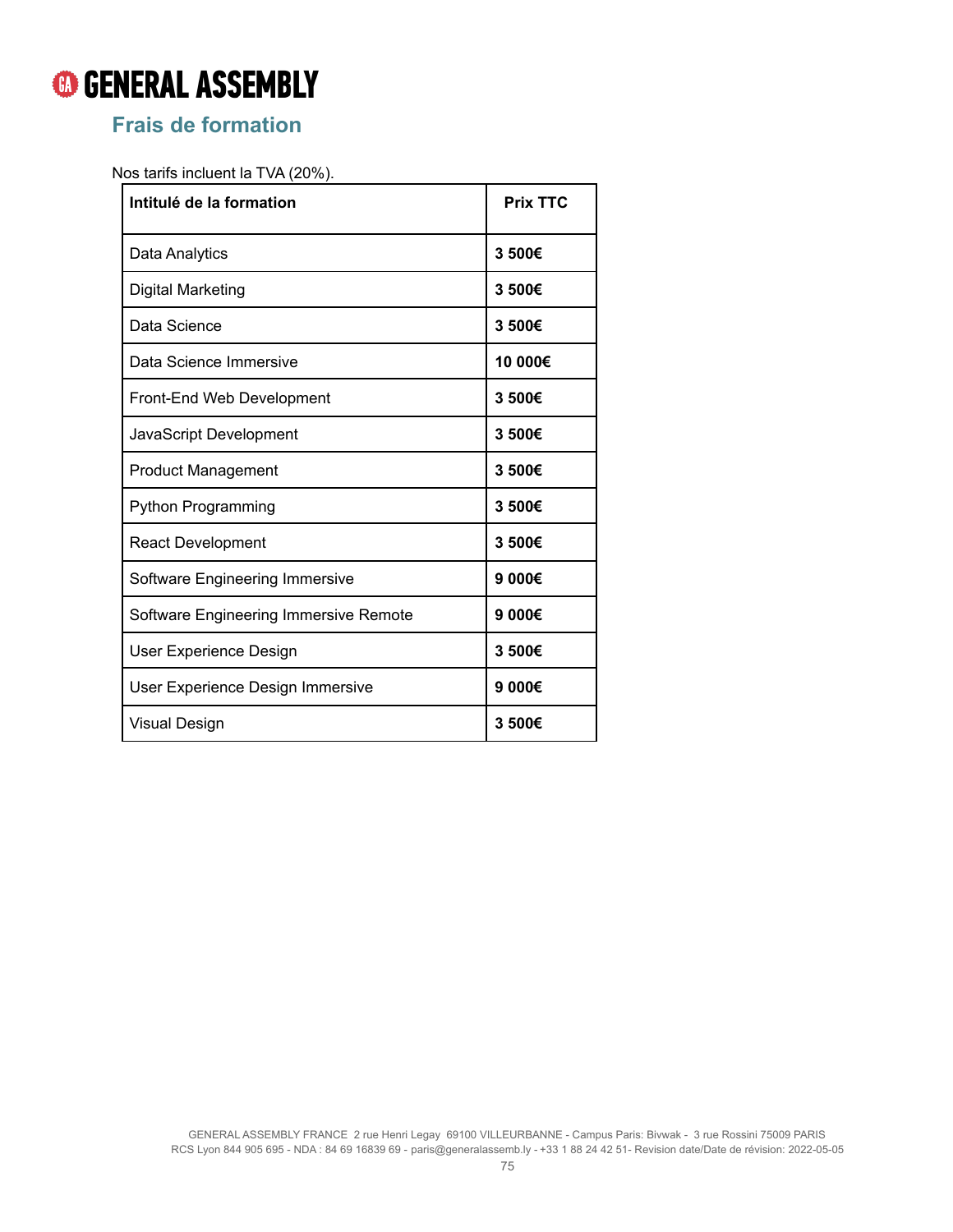## Frais de formation

Nos tarifs incluent la TVA (20%).

| **Intitulé de la formation** | **Prix TTC** |
|---|---|
| Data Analytics | **3 500€** |
| Digital Marketing | **3 500€** |
| Data Science | **3 500€** |
| Data Science Immersive | **10 000€** |
| Front-End Web Development | **3 500€** |
| JavaScript Development | **3 500€** |
| Product Management | **3 500€** |
| Python Programming | **3 500€** |
| React Development | **3 500€** |
| Software Engineering Immersive | **9 000€** |
| Software Engineering Immersive Remote | **9 000€** |
| User Experience Design | **3 500€** |
| User Experience Design Immersive | **9 000€** |
| Visual Design | **3 500€** |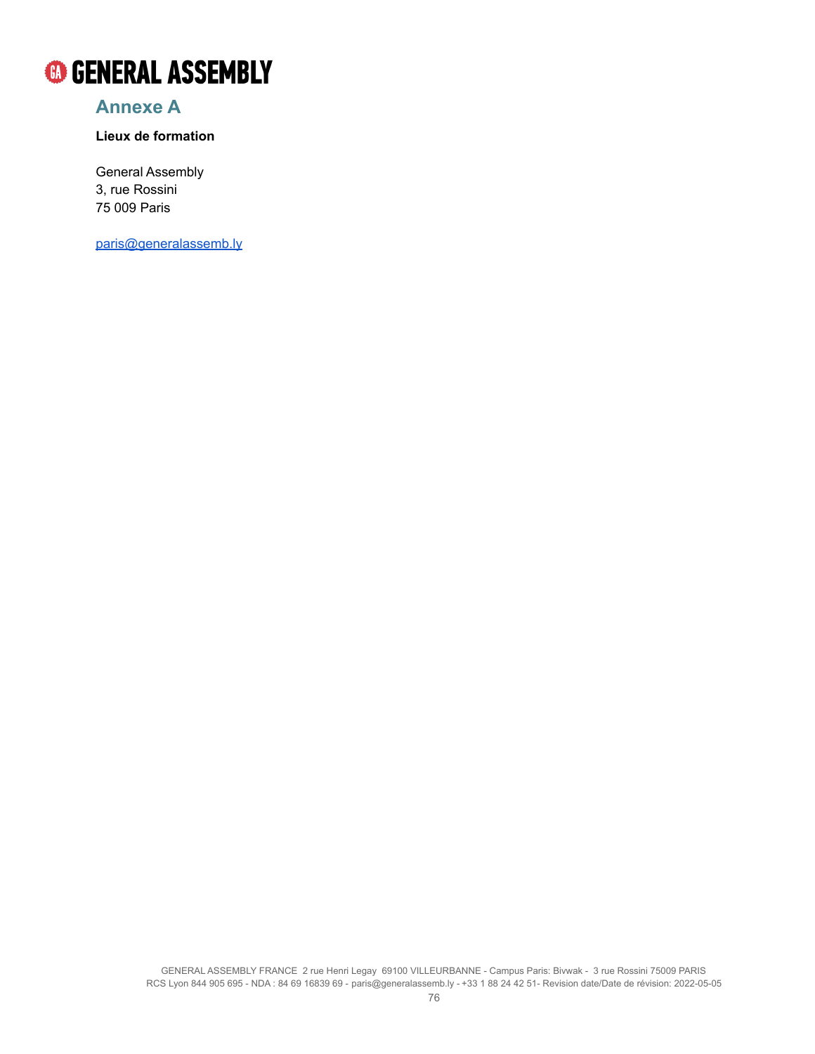## Annexe A

**Lieux de formation**

General Assembly
3, rue Rossini
75 009 Paris

paris@generalassemb.ly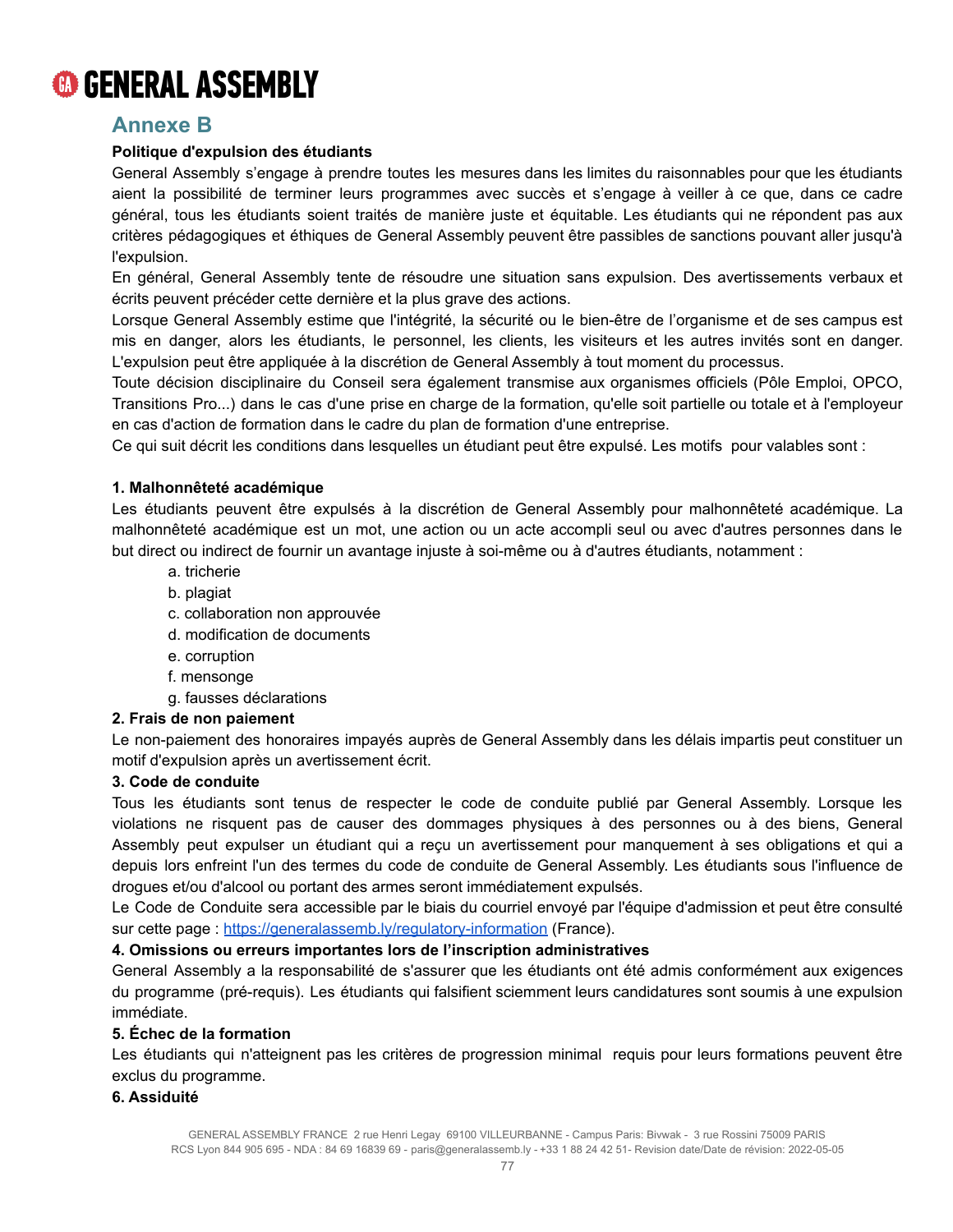## Annexe B

**Politique d'expulsion des étudiants**

General Assembly s'engage à prendre toutes les mesures dans les limites du raisonnables pour que les étudiants aient la possibilité de terminer leurs programmes avec succès et s'engage à veiller à ce que, dans ce cadre général, tous les étudiants soient traités de manière juste et équitable. Les étudiants qui ne répondent pas aux critères pédagogiques et éthiques de General Assembly peuvent être passibles de sanctions pouvant aller jusqu'à l'expulsion.

En général, General Assembly tente de résoudre une situation sans expulsion. Des avertissements verbaux et écrits peuvent précéder cette dernière et la plus grave des actions.

Lorsque General Assembly estime que l'intégrité, la sécurité ou le bien-être de l'organisme et de ses campus est mis en danger, alors les étudiants, le personnel, les clients, les visiteurs et les autres invités sont en danger. L'expulsion peut être appliquée à la discrétion de General Assembly à tout moment du processus.

Toute décision disciplinaire du Conseil sera également transmise aux organismes officiels (Pôle Emploi, OPCO, Transitions Pro...) dans le cas d'une prise en charge de la formation, qu'elle soit partielle ou totale et à l'employeur en cas d'action de formation dans le cadre du plan de formation d'une entreprise.

Ce qui suit décrit les conditions dans lesquelles un étudiant peut être expulsé. Les motifs pour valables sont :

**1. Malhonnêteté académique**

Les étudiants peuvent être expulsés à la discrétion de General Assembly pour malhonnêteté académique. La malhonnêteté académique est un mot, une action ou un acte accompli seul ou avec d'autres personnes dans le but direct ou indirect de fournir un avantage injuste à soi-même ou à d'autres étudiants, notamment :

a. tricherie
b. plagiat
c. collaboration non approuvée
d. modification de documents
e. corruption
f. mensonge
g. fausses déclarations

**2. Frais de non paiement**

Le non-paiement des honoraires impayés auprès de General Assembly dans les délais impartis peut constituer un motif d'expulsion après un avertissement écrit.

**3. Code de conduite**

Tous les étudiants sont tenus de respecter le code de conduite publié par General Assembly. Lorsque les violations ne risquent pas de causer des dommages physiques à des personnes ou à des biens, General Assembly peut expulser un étudiant qui a reçu un avertissement pour manquement à ses obligations et qui a depuis lors enfreint l'un des termes du code de conduite de General Assembly. Les étudiants sous l'influence de drogues et/ou d'alcool ou portant des armes seront immédiatement expulsés.

Le Code de Conduite sera accessible par le biais du courriel envoyé par l'équipe d'admission et peut être consulté sur cette page : [https://generalassemb.ly/regulatory-information](https://generalassemb.ly/regulatory-information) (France).

**4. Omissions ou erreurs importantes lors de l'inscription administratives**

General Assembly a la responsabilité de s'assurer que les étudiants ont été admis conformément aux exigences du programme (pré-requis). Les étudiants qui falsifient sciemment leurs candidatures sont soumis à une expulsion immédiate.

**5. Échec de la formation**

Les étudiants qui n'atteignent pas les critères de progression minimal requis pour leurs formations peuvent être exclus du programme.

**6. Assiduité**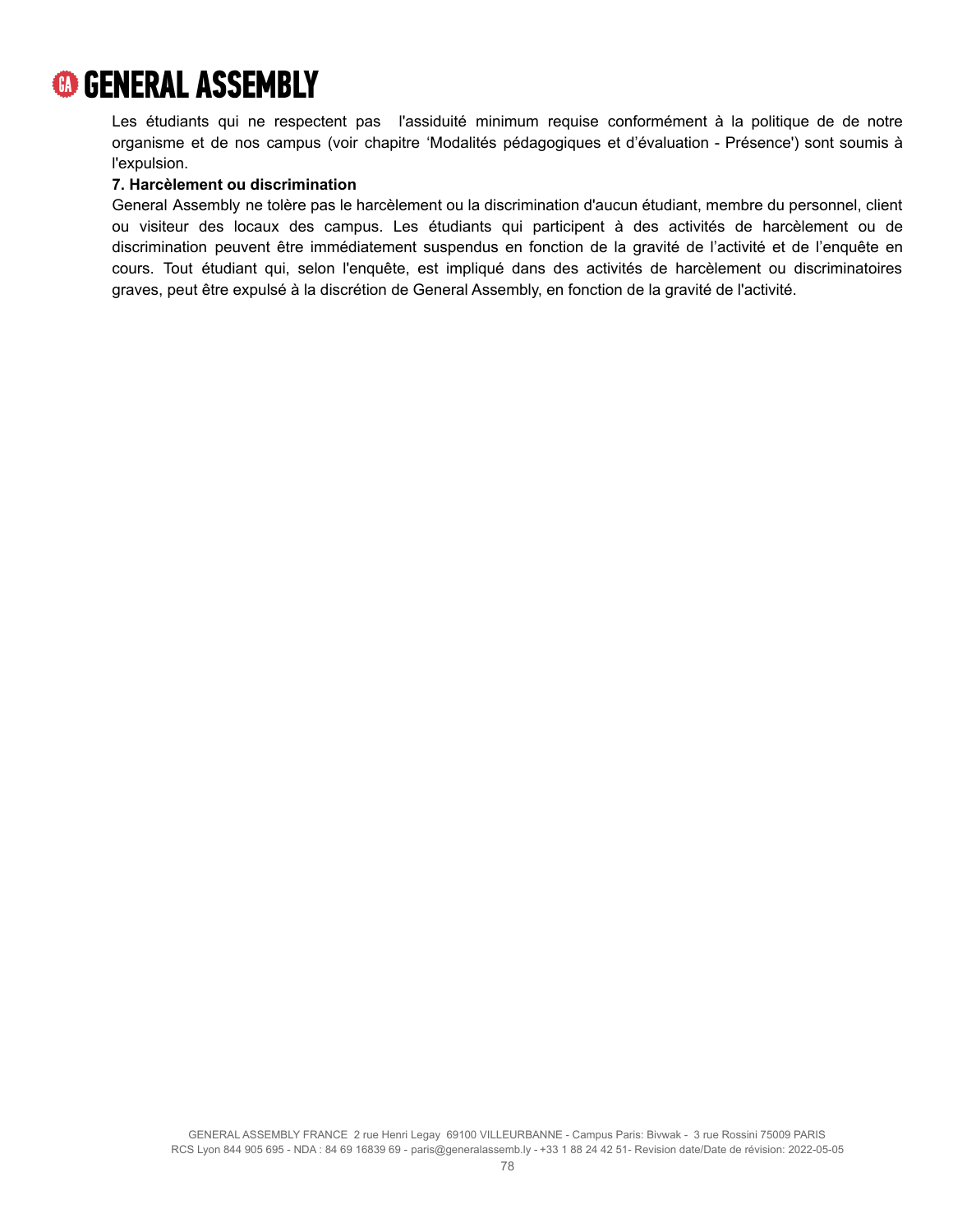Les étudiants qui ne respectent pas l'assiduité minimum requise conformément à la politique de de notre organisme et de nos campus (voir chapitre 'Modalités pédagogiques et d'évaluation - Présence') sont soumis à l'expulsion.

**7. Harcèlement ou discrimination**

General Assembly ne tolère pas le harcèlement ou la discrimination d'aucun étudiant, membre du personnel, client ou visiteur des locaux des campus. Les étudiants qui participent à des activités de harcèlement ou de discrimination peuvent être immédiatement suspendus en fonction de la gravité de l'activité et de l'enquête en cours. Tout étudiant qui, selon l'enquête, est impliqué dans des activités de harcèlement ou discriminatoires graves, peut être expulsé à la discrétion de General Assembly, en fonction de la gravité de l'activité.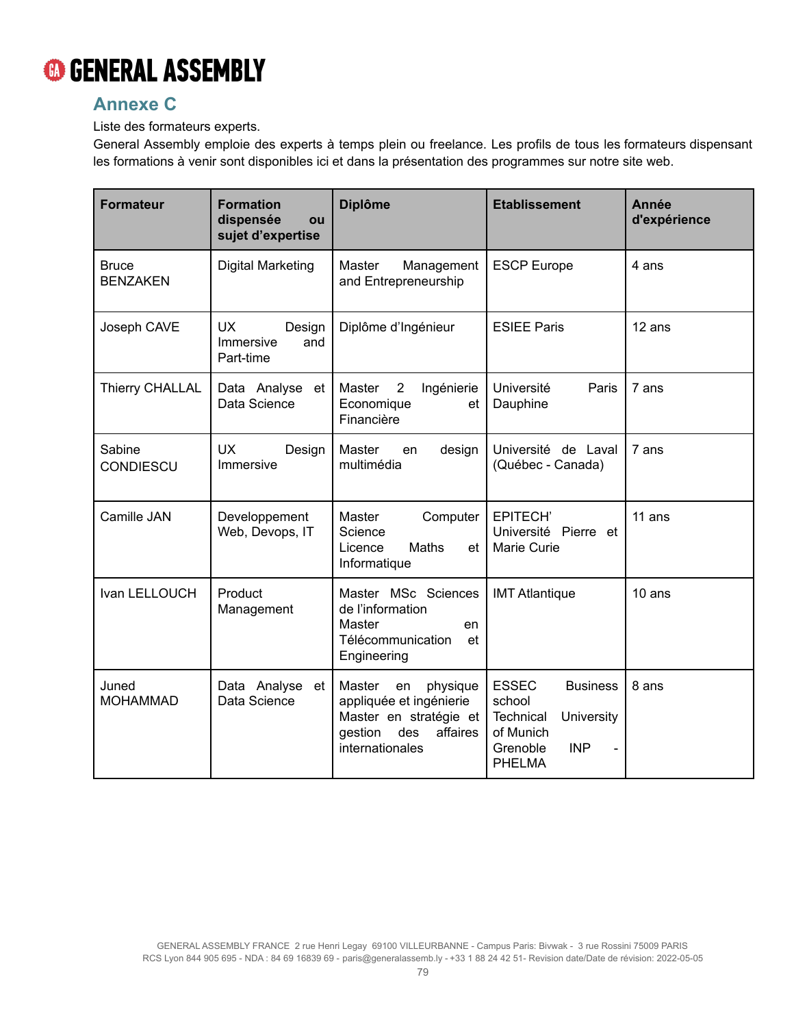## Annexe C

Liste des formateurs experts.

General Assembly emploie des experts à temps plein ou freelance. Les profils de tous les formateurs dispensant les formations à venir sont disponibles ici et dans la présentation des programmes sur notre site web.

| Formateur | Formation dispensée ou sujet d'expertise | Diplôme | Etablissement | Année d'expérience |
|---|---|---|---|---|
| Bruce BENZAKEN | Digital Marketing | Master Management and Entrepreneurship | ESCP Europe | 4 ans |
| Joseph CAVE | UX Design Immersive and Part-time | Diplôme d'Ingénieur | ESIEE Paris | 12 ans |
| Thierry CHALLAL | Data Analyse et Data Science | Master 2 Ingénierie Economique et Financière | Université Paris Dauphine | 7 ans |
| Sabine CONDIESCU | UX Design Immersive | Master en design multimédia | Université de Laval (Québec - Canada) | 7 ans |
| Camille JAN | Developpement Web, Devops, IT | Master Computer Science<br>Licence Maths et Informatique | EPITECH'<br>Université Pierre et Marie Curie | 11 ans |
| Ivan LELLOUCH | Product Management | Master MSc Sciences de l'information<br>Master en Télécommunication et Engineering | IMT Atlantique | 10 ans |
| Juned MOHAMMAD | Data Analyse et Data Science | Master en physique appliquée et ingénierie<br>Master en stratégie et gestion des affaires internationales | ESSEC Business school<br>Technical University of Munich<br>Grenoble INP - PHELMA | 8 ans |